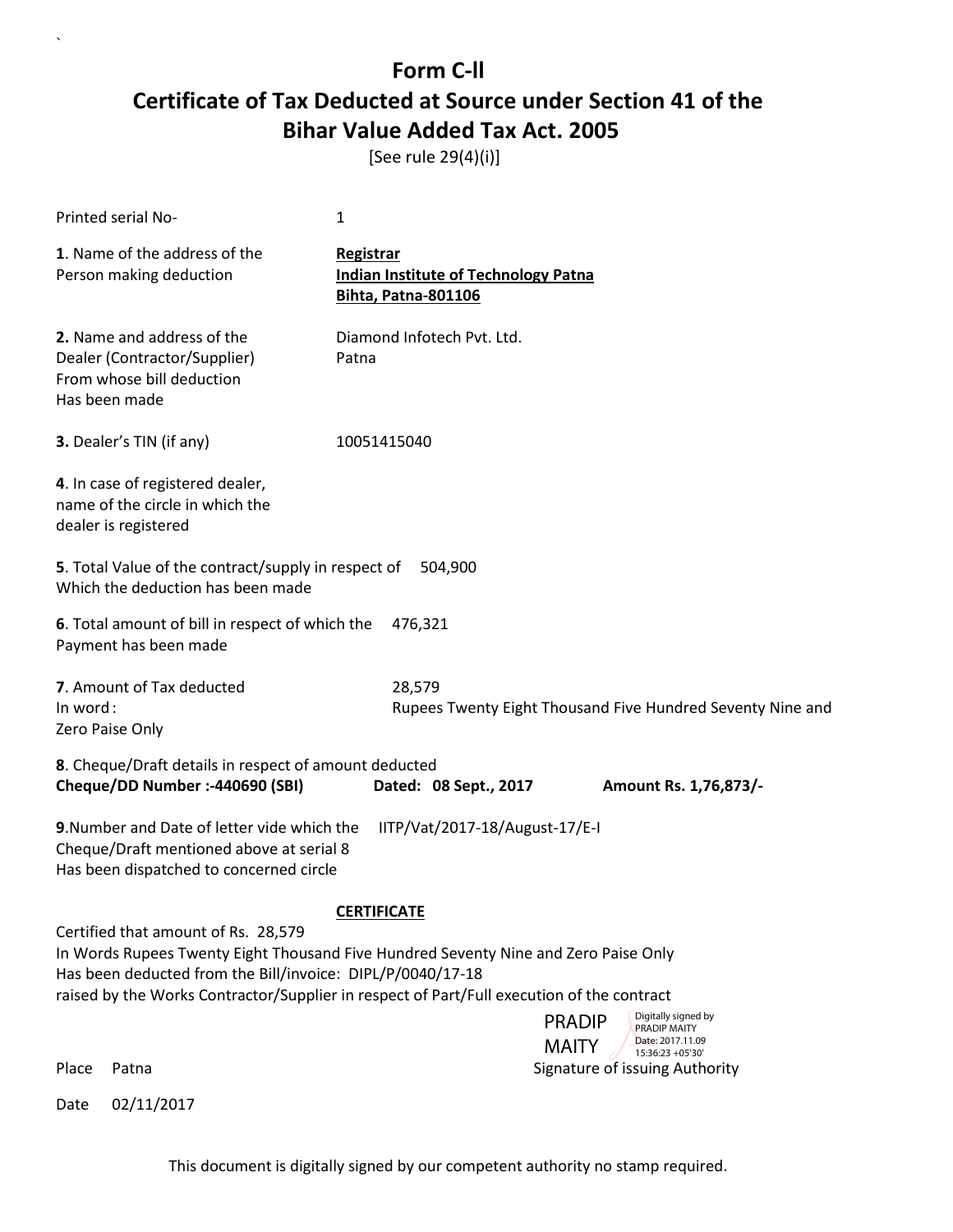# Form C-ll
# Certificate of Tax Deducted at Source under Section 41 of the Bihar Value Added Tax Act. 2005

[See rule 29(4)(i)]

Printed serial No- 1

**1**. Name of the address of the Person making deduction

**Registrar**
**Indian Institute of Technology Patna**
**Bihta, Patna-801106**

**2.** Name and address of the Dealer (Contractor/Supplier) From whose bill deduction Has been made

Diamond Infotech Pvt. Ltd.
Patna

**3.** Dealer's TIN (if any) 10051415040

**4**. In case of registered dealer, name of the circle in which the dealer is registered

**5**. Total Value of the contract/supply in respect of Which the deduction has been made 504,900

**6**. Total amount of bill in respect of which the Payment has been made 476,321

**7**. Amount of Tax deducted 28,579
In word : Rupees Twenty Eight Thousand Five Hundred Seventy Nine and Zero Paise Only

**8**. Cheque/Draft details in respect of amount deducted
**Cheque/DD Number :-440690 (SBI)** **Dated: 08 Sept., 2017** **Amount Rs. 1,76,873/-**

**9**.Number and Date of letter vide which the Cheque/Draft mentioned above at serial 8 Has been dispatched to concerned circle IITP/Vat/2017-18/August-17/E-I

**CERTIFICATE**

Certified that amount of Rs. 28,579
In Words Rupees Twenty Eight Thousand Five Hundred Seventy Nine and Zero Paise Only
Has been deducted from the Bill/invoice: DIPL/P/0040/17-18
raised by the Works Contractor/Supplier in respect of Part/Full execution of the contract

PRADIP MAITY — Digitally signed by PRADIP MAITY Date: 2017.11.09 15:36:23 +05'30'

Place Patna Signature of issuing Authority

Date 02/11/2017

This document is digitally signed by our competent authority no stamp required.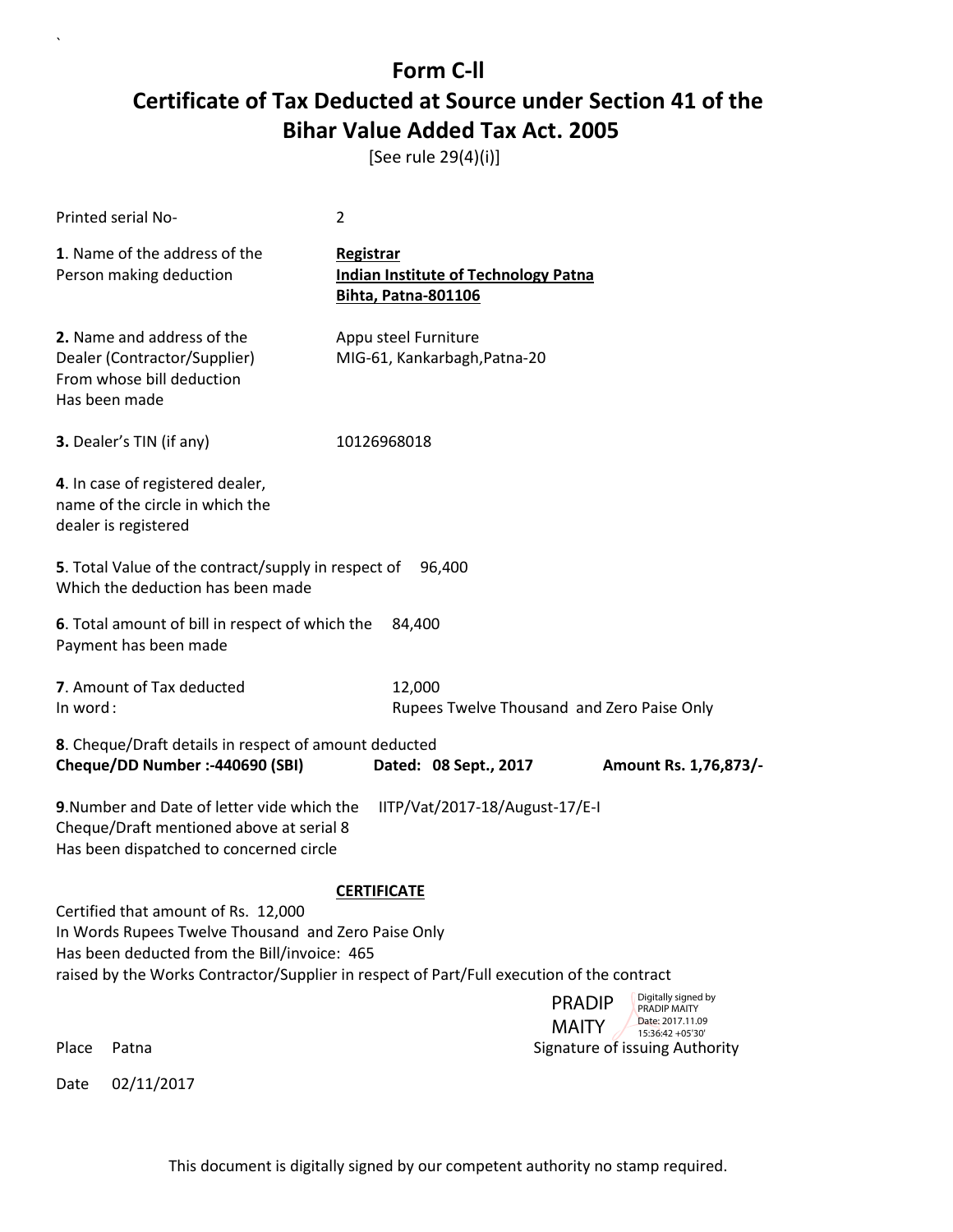# Form C-ll

## Certificate of Tax Deducted at Source under Section 41 of the Bihar Value Added Tax Act. 2005

[See rule 29(4)(i)]

Printed serial No- 2

**1**. Name of the address of the Person making deduction

**Registrar**
**Indian Institute of Technology Patna**
**Bihta, Patna-801106**

**2.** Name and address of the Dealer (Contractor/Supplier) From whose bill deduction Has been made

Appu steel Furniture
MIG-61, Kankarbagh,Patna-20

**3.** Dealer's TIN (if any) 10126968018

**4**. In case of registered dealer, name of the circle in which the dealer is registered

**5**. Total Value of the contract/supply in respect of Which the deduction has been made 96,400

**6**. Total amount of bill in respect of which the Payment has been made 84,400

**7**. Amount of Tax deducted 12,000
In word : Rupees Twelve Thousand and Zero Paise Only

**8**. Cheque/Draft details in respect of amount deducted
**Cheque/DD Number :-440690 (SBI)** **Dated: 08 Sept., 2017** **Amount Rs. 1,76,873/-**

**9**.Number and Date of letter vide which the Cheque/Draft mentioned above at serial 8 Has been dispatched to concerned circle IITP/Vat/2017-18/August-17/E-I

**CERTIFICATE**

Certified that amount of Rs. 12,000
In Words Rupees Twelve Thousand and Zero Paise Only
Has been deducted from the Bill/invoice: 465
raised by the Works Contractor/Supplier in respect of Part/Full execution of the contract

PRADIP MAITY
Digitally signed by PRADIP MAITY
Date: 2017.11.09 15:36:42 +05'30'

Place Patna

Signature of issuing Authority

Date 02/11/2017

This document is digitally signed by our competent authority no stamp required.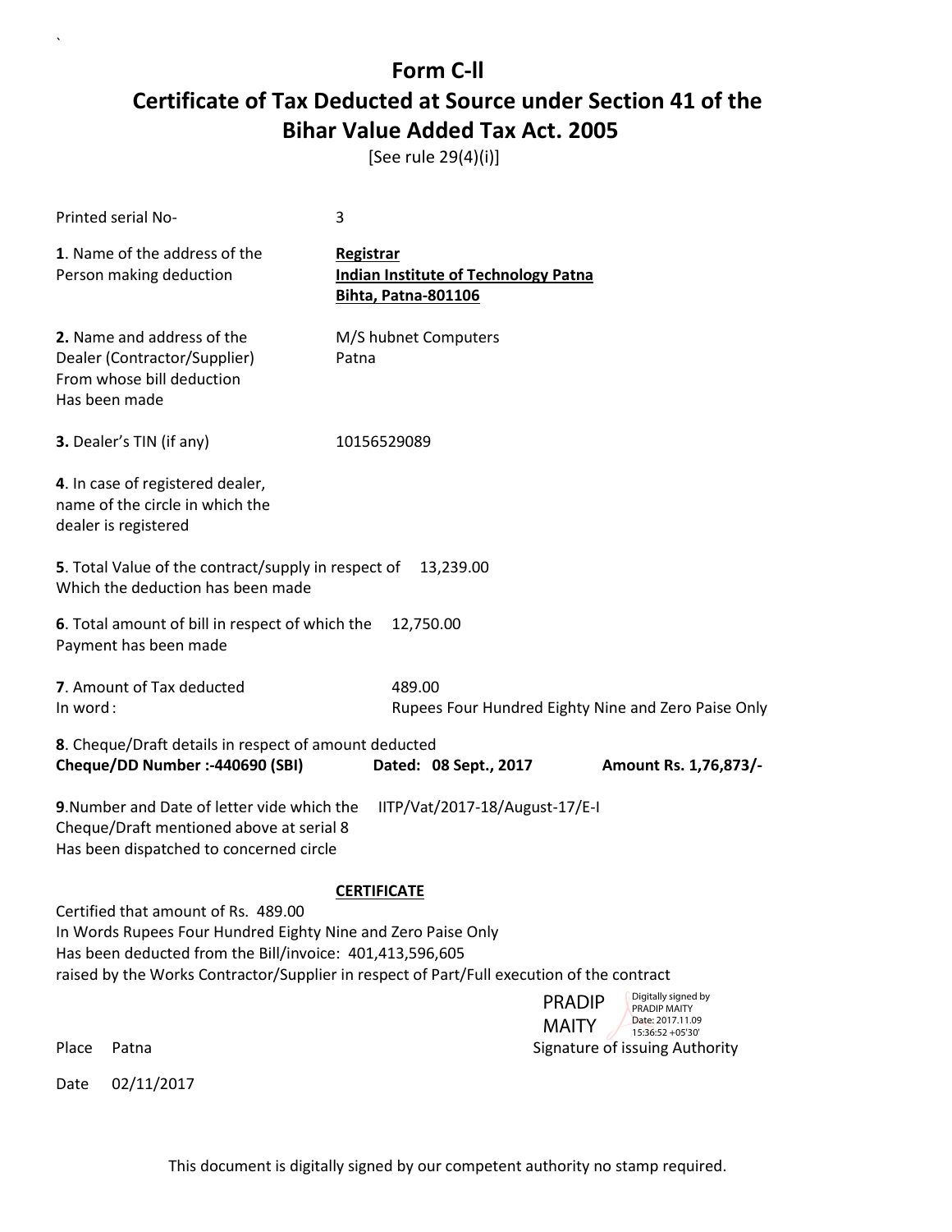# Form C-ll

# Certificate of Tax Deducted at Source under Section 41 of the Bihar Value Added Tax Act. 2005

[See rule 29(4)(i)]

Printed serial No- 3

**1**. Name of the address of the Person making deduction

**Registrar**
**Indian Institute of Technology Patna**
**Bihta, Patna-801106**

**2.** Name and address of the Dealer (Contractor/Supplier) From whose bill deduction Has been made

M/S hubnet Computers
Patna

**3.** Dealer's TIN (if any) 10156529089

**4**. In case of registered dealer, name of the circle in which the dealer is registered

**5**. Total Value of the contract/supply in respect of Which the deduction has been made 13,239.00

**6**. Total amount of bill in respect of which the Payment has been made 12,750.00

**7**. Amount of Tax deducted 489.00
In word : Rupees Four Hundred Eighty Nine and Zero Paise Only

**8**. Cheque/Draft details in respect of amount deducted
**Cheque/DD Number :-440690 (SBI)** **Dated: 08 Sept., 2017** **Amount Rs. 1,76,873/-**

**9**.Number and Date of letter vide which the Cheque/Draft mentioned above at serial 8 Has been dispatched to concerned circle IITP/Vat/2017-18/August-17/E-I

**CERTIFICATE**

Certified that amount of Rs. 489.00
In Words Rupees Four Hundred Eighty Nine and Zero Paise Only
Has been deducted from the Bill/invoice: 401,413,596,605
raised by the Works Contractor/Supplier in respect of Part/Full execution of the contract

PRADIP MAITY Digitally signed by PRADIP MAITY Date: 2017.11.09 15:36:52 +05'30'

Place Patna Signature of issuing Authority

Date 02/11/2017

This document is digitally signed by our competent authority no stamp required.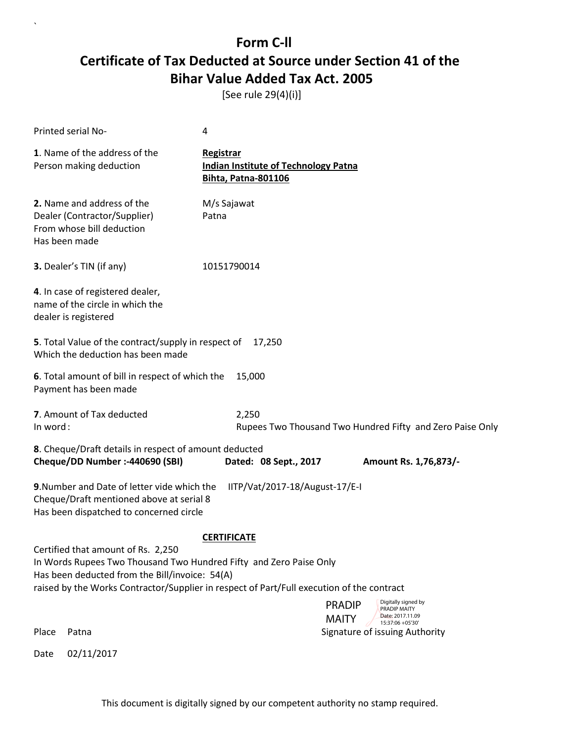# Form C-II
# Certificate of Tax Deducted at Source under Section 41 of the Bihar Value Added Tax Act. 2005

[See rule 29(4)(i)]

Printed serial No- 4

**1**. Name of the address of the Person making deduction

**Registrar**
**Indian Institute of Technology Patna**
**Bihta, Patna-801106**

**2.** Name and address of the Dealer (Contractor/Supplier) From whose bill deduction Has been made

M/s Sajawat
Patna

**3.** Dealer's TIN (if any) 10151790014

**4**. In case of registered dealer, name of the circle in which the dealer is registered

**5**. Total Value of the contract/supply in respect of Which the deduction has been made 17,250

**6**. Total amount of bill in respect of which the Payment has been made 15,000

**7**. Amount of Tax deducted 2,250
In word: Rupees Two Thousand Two Hundred Fifty and Zero Paise Only

**8**. Cheque/Draft details in respect of amount deducted
**Cheque/DD Number :-440690 (SBI)** **Dated: 08 Sept., 2017** **Amount Rs. 1,76,873/-**

**9**.Number and Date of letter vide which the Cheque/Draft mentioned above at serial 8 Has been dispatched to concerned circle IITP/Vat/2017-18/August-17/E-I

**CERTIFICATE**

Certified that amount of Rs. 2,250
In Words Rupees Two Thousand Two Hundred Fifty and Zero Paise Only
Has been deducted from the Bill/invoice: 54(A)
raised by the Works Contractor/Supplier in respect of Part/Full execution of the contract

PRADIP MAITY — Digitally signed by PRADIP MAITY Date: 2017.11.09 15:37:06 +05'30'

Place Patna

Signature of issuing Authority

Date 02/11/2017

This document is digitally signed by our competent authority no stamp required.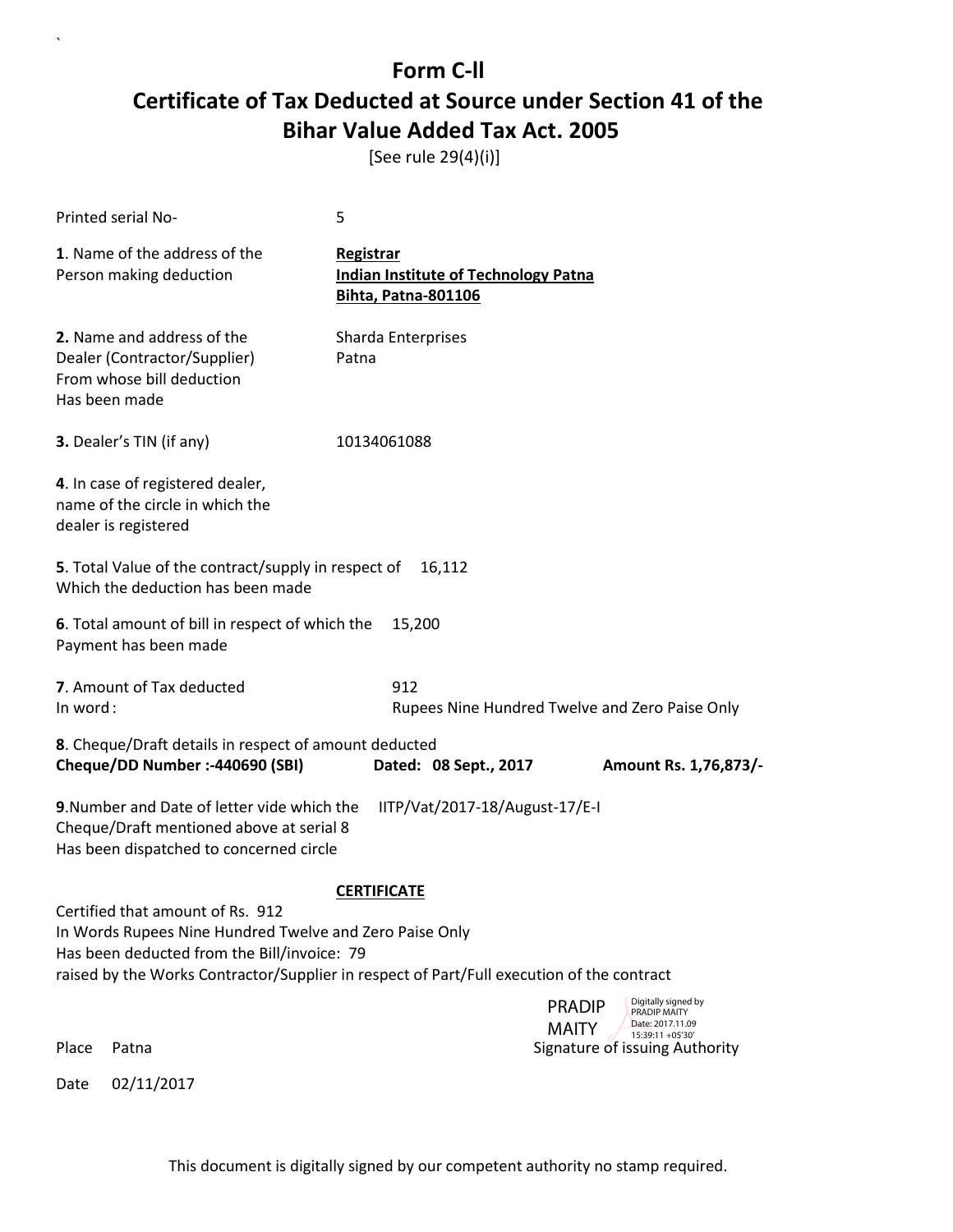# Form C-ll

## Certificate of Tax Deducted at Source under Section 41 of the Bihar Value Added Tax Act. 2005

[See rule 29(4)(i)]

Printed serial No- 5

**1**. Name of the address of the Person making deduction

**Registrar**
**Indian Institute of Technology Patna**
**Bihta, Patna-801106**

**2.** Name and address of the Dealer (Contractor/Supplier) From whose bill deduction Has been made

Sharda Enterprises
Patna

**3.** Dealer's TIN (if any) 10134061088

**4**. In case of registered dealer, name of the circle in which the dealer is registered

**5**. Total Value of the contract/supply in respect of Which the deduction has been made 16,112

**6**. Total amount of bill in respect of which the Payment has been made 15,200

**7**. Amount of Tax deducted 912
In word : Rupees Nine Hundred Twelve and Zero Paise Only

**8**. Cheque/Draft details in respect of amount deducted
**Cheque/DD Number :-440690 (SBI) Dated: 08 Sept., 2017 Amount Rs. 1,76,873/-**

**9**.Number and Date of letter vide which the Cheque/Draft mentioned above at serial 8 Has been dispatched to concerned circle IITP/Vat/2017-18/August-17/E-I

**CERTIFICATE**

Certified that amount of Rs. 912
In Words Rupees Nine Hundred Twelve and Zero Paise Only
Has been deducted from the Bill/invoice: 79
raised by the Works Contractor/Supplier in respect of Part/Full execution of the contract

PRADIP MAITY
Digitally signed by PRADIP MAITY
Date: 2017.11.09 15:39:11 +05'30'

Place Patna

Signature of issuing Authority

Date 02/11/2017

This document is digitally signed by our competent authority no stamp required.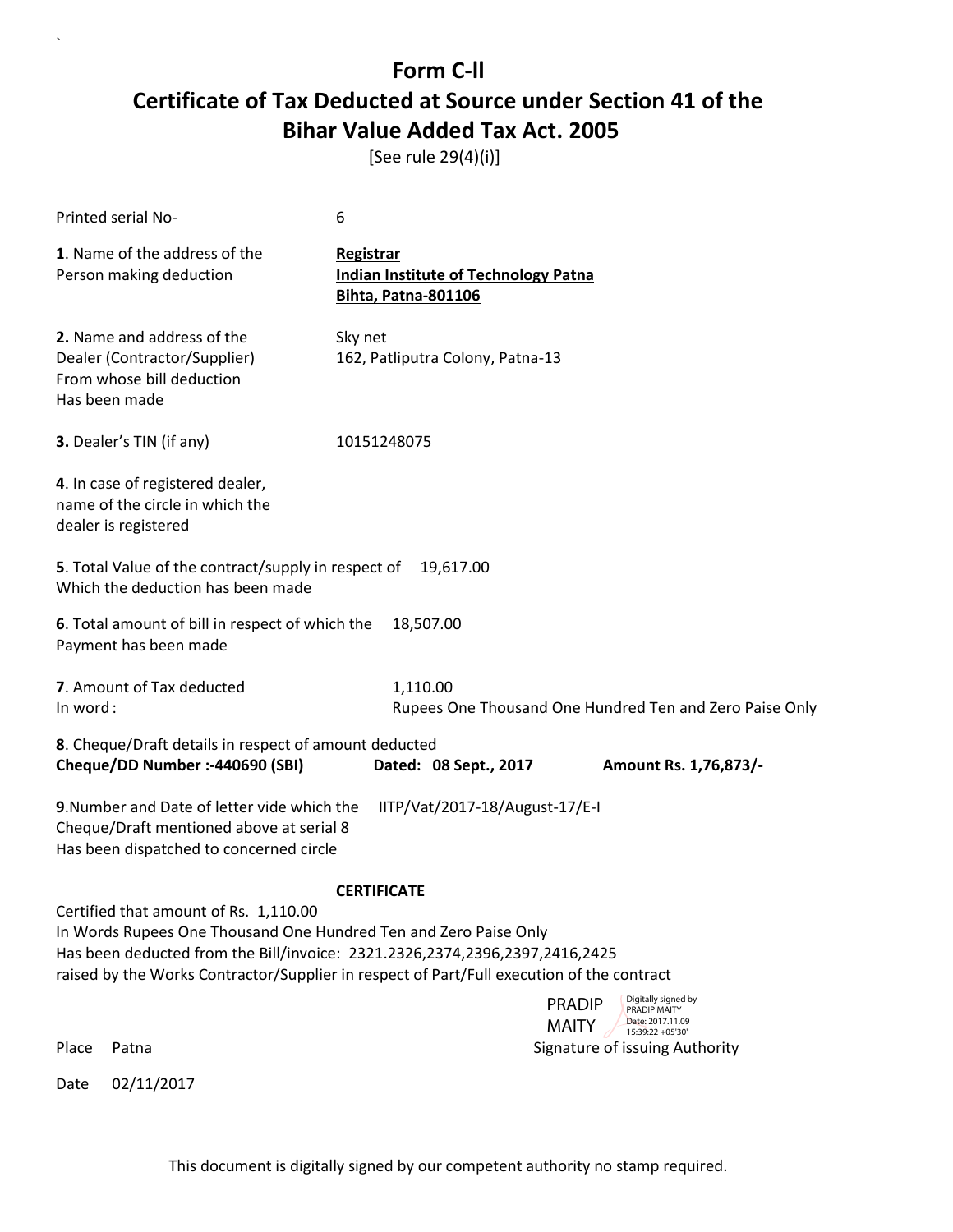# Form C-ll

# Certificate of Tax Deducted at Source under Section 41 of the Bihar Value Added Tax Act. 2005

[See rule 29(4)(i)]

Printed serial No- 6

**1**. Name of the address of the Person making deduction

**Registrar**
**Indian Institute of Technology Patna**
**Bihta, Patna-801106**

**2.** Name and address of the Dealer (Contractor/Supplier) From whose bill deduction Has been made

Sky net
162, Patliputra Colony, Patna-13

**3.** Dealer's TIN (if any) 10151248075

**4**. In case of registered dealer, name of the circle in which the dealer is registered

**5**. Total Value of the contract/supply in respect of Which the deduction has been made 19,617.00

**6**. Total amount of bill in respect of which the Payment has been made 18,507.00

**7**. Amount of Tax deducted 1,110.00
In word : Rupees One Thousand One Hundred Ten and Zero Paise Only

**8**. Cheque/Draft details in respect of amount deducted
**Cheque/DD Number :-440690 (SBI)** **Dated: 08 Sept., 2017** **Amount Rs. 1,76,873/-**

**9**.Number and Date of letter vide which the Cheque/Draft mentioned above at serial 8 Has been dispatched to concerned circle IITP/Vat/2017-18/August-17/E-I

**CERTIFICATE**

Certified that amount of Rs. 1,110.00
In Words Rupees One Thousand One Hundred Ten and Zero Paise Only
Has been deducted from the Bill/invoice: 2321.2326,2374,2396,2397,2416,2425
raised by the Works Contractor/Supplier in respect of Part/Full execution of the contract

PRADIP MAITY — Digitally signed by PRADIP MAITY Date: 2017.11.09 15:39:22 +05'30'

Place Patna Signature of issuing Authority

Date 02/11/2017

This document is digitally signed by our competent authority no stamp required.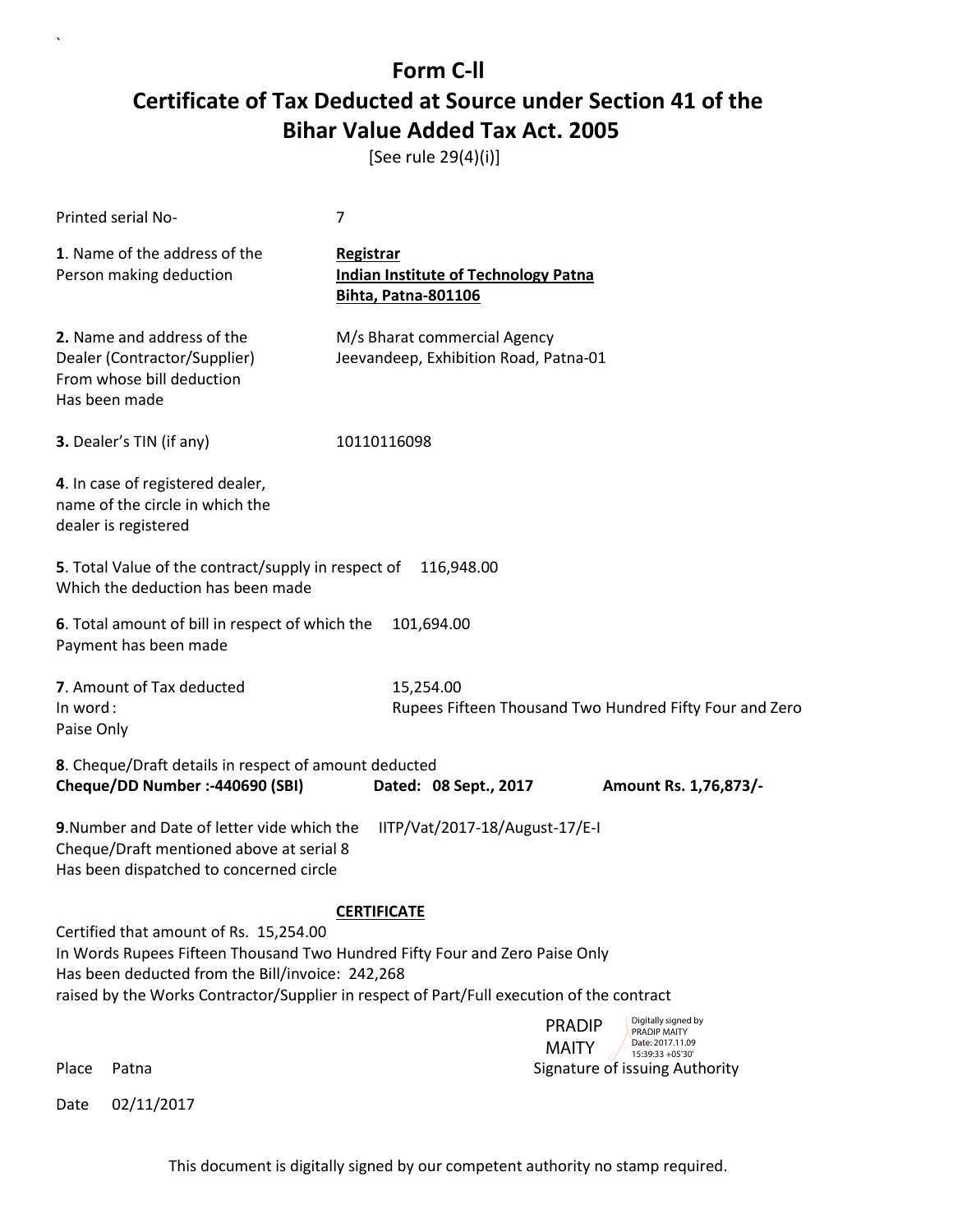# Form C-ll

# Certificate of Tax Deducted at Source under Section 41 of the Bihar Value Added Tax Act. 2005

[See rule 29(4)(i)]

Printed serial No- 7

**1**. Name of the address of the Person making deduction

**Registrar**
**Indian Institute of Technology Patna**
**Bihta, Patna-801106**

**2.** Name and address of the Dealer (Contractor/Supplier) From whose bill deduction Has been made

M/s Bharat commercial Agency
Jeevandeep, Exhibition Road, Patna-01

**3.** Dealer's TIN (if any) 10110116098

**4**. In case of registered dealer, name of the circle in which the dealer is registered

**5**. Total Value of the contract/supply in respect of Which the deduction has been made 116,948.00

**6**. Total amount of bill in respect of which the Payment has been made 101,694.00

**7**. Amount of Tax deducted 15,254.00
In word : Rupees Fifteen Thousand Two Hundred Fifty Four and Zero Paise Only

**8**. Cheque/Draft details in respect of amount deducted
**Cheque/DD Number :-440690 (SBI)** **Dated: 08 Sept., 2017** **Amount Rs. 1,76,873/-**

**9**.Number and Date of letter vide which the Cheque/Draft mentioned above at serial 8 Has been dispatched to concerned circle IITP/Vat/2017-18/August-17/E-I

**CERTIFICATE**

Certified that amount of Rs. 15,254.00
In Words Rupees Fifteen Thousand Two Hundred Fifty Four and Zero Paise Only
Has been deducted from the Bill/invoice: 242,268
raised by the Works Contractor/Supplier in respect of Part/Full execution of the contract

PRADIP MAITY
Digitally signed by PRADIP MAITY
Date: 2017.11.09 15:39:33 +05'30'

Place Patna Signature of issuing Authority

Date 02/11/2017

This document is digitally signed by our competent authority no stamp required.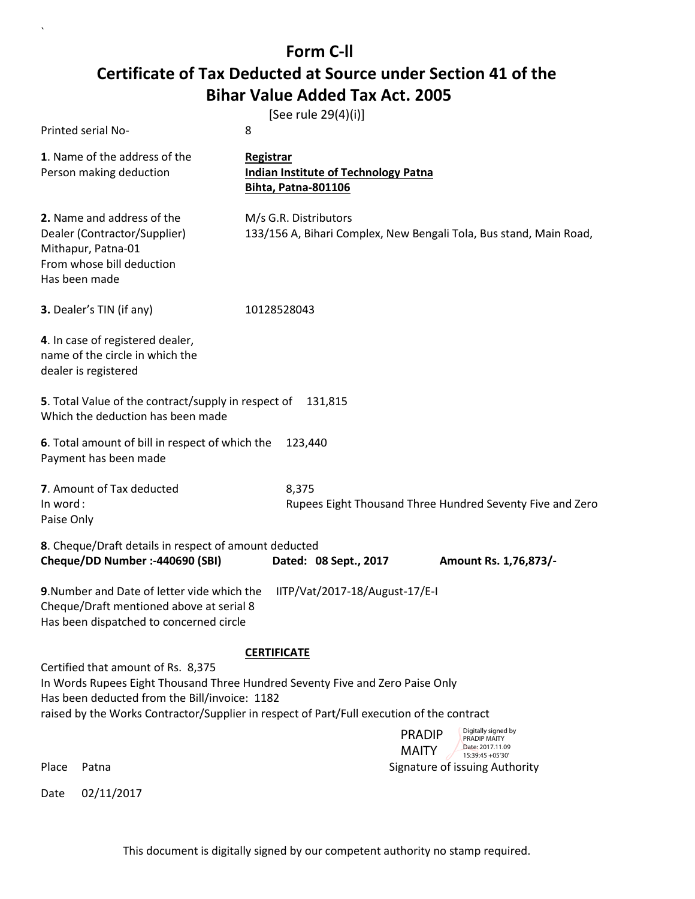# Form C-ll

# Certificate of Tax Deducted at Source under Section 41 of the Bihar Value Added Tax Act. 2005

[See rule 29(4)(i)]

Printed serial No- 8

**1**. Name of the address of the Person making deduction

**Registrar**
**Indian Institute of Technology Patna**
**Bihta, Patna-801106**

**2.** Name and address of the Dealer (Contractor/Supplier) Mithapur, Patna-01 From whose bill deduction Has been made

M/s G.R. Distributors
133/156 A, Bihari Complex, New Bengali Tola, Bus stand, Main Road,

**3.** Dealer's TIN (if any) 10128528043

**4**. In case of registered dealer, name of the circle in which the dealer is registered

**5**. Total Value of the contract/supply in respect of Which the deduction has been made 131,815

**6**. Total amount of bill in respect of which the Payment has been made 123,440

**7**. Amount of Tax deducted 8,375
In word : Rupees Eight Thousand Three Hundred Seventy Five and Zero Paise Only

**8**. Cheque/Draft details in respect of amount deducted
**Cheque/DD Number :-440690 (SBI)** **Dated: 08 Sept., 2017** **Amount Rs. 1,76,873/-**

**9**.Number and Date of letter vide which the Cheque/Draft mentioned above at serial 8 Has been dispatched to concerned circle IITP/Vat/2017-18/August-17/E-I

**CERTIFICATE**

Certified that amount of Rs. 8,375
In Words Rupees Eight Thousand Three Hundred Seventy Five and Zero Paise Only
Has been deducted from the Bill/invoice: 1182
raised by the Works Contractor/Supplier in respect of Part/Full execution of the contract

PRADIP MAITY
Digitally signed by PRADIP MAITY
Date: 2017.11.09 15:39:45 +05'30'

Place Patna Signature of issuing Authority

Date 02/11/2017

This document is digitally signed by our competent authority no stamp required.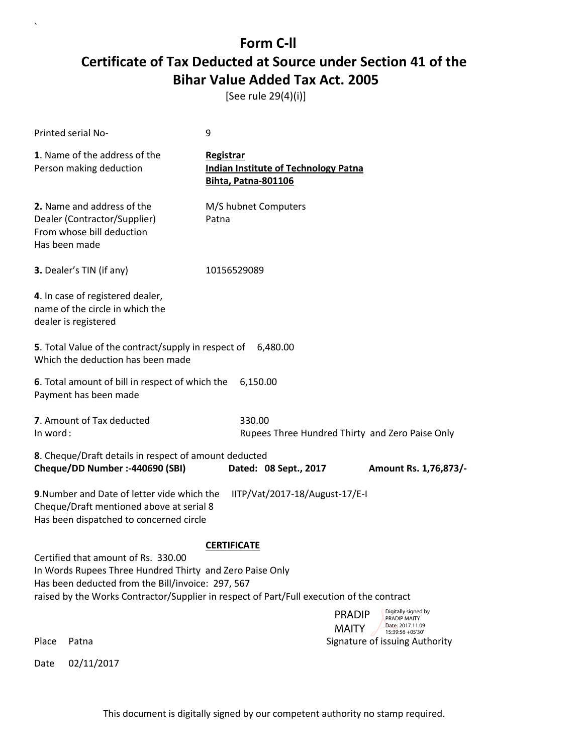# Form C-ll

# Certificate of Tax Deducted at Source under Section 41 of the Bihar Value Added Tax Act. 2005

[See rule 29(4)(i)]

Printed serial No- 9

**1**. Name of the address of the Person making deduction

**Registrar**
**Indian Institute of Technology Patna**
**Bihta, Patna-801106**

**2.** Name and address of the Dealer (Contractor/Supplier) From whose bill deduction Has been made

M/S hubnet Computers
Patna

**3.** Dealer's TIN (if any) 10156529089

**4**. In case of registered dealer, name of the circle in which the dealer is registered

**5**. Total Value of the contract/supply in respect of Which the deduction has been made 6,480.00

**6**. Total amount of bill in respect of which the Payment has been made 6,150.00

**7**. Amount of Tax deducted 330.00
In word : Rupees Three Hundred Thirty and Zero Paise Only

**8**. Cheque/Draft details in respect of amount deducted
**Cheque/DD Number :-440690 (SBI)** **Dated: 08 Sept., 2017** **Amount Rs. 1,76,873/-**

**9**.Number and Date of letter vide which the Cheque/Draft mentioned above at serial 8 Has been dispatched to concerned circle IITP/Vat/2017-18/August-17/E-I

**CERTIFICATE**

Certified that amount of Rs. 330.00
In Words Rupees Three Hundred Thirty and Zero Paise Only
Has been deducted from the Bill/invoice: 297, 567
raised by the Works Contractor/Supplier in respect of Part/Full execution of the contract

PRADIP MAITY
Digitally signed by PRADIP MAITY
Date: 2017.11.09 15:39:56 +05'30'

Place Patna Signature of issuing Authority

Date 02/11/2017

This document is digitally signed by our competent authority no stamp required.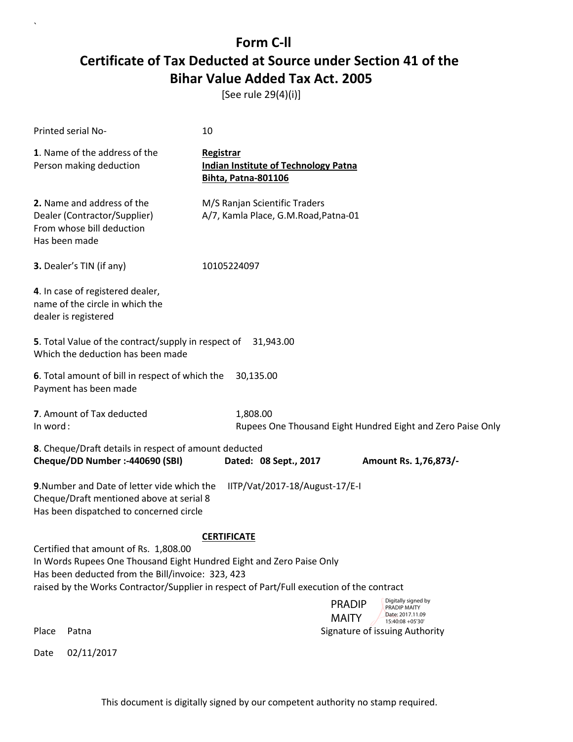# Form C-II

# Certificate of Tax Deducted at Source under Section 41 of the Bihar Value Added Tax Act. 2005

[See rule 29(4)(i)]

Printed serial No- 10

**1**. Name of the address of the Person making deduction

**Registrar**
**Indian Institute of Technology Patna**
**Bihta, Patna-801106**

**2.** Name and address of the Dealer (Contractor/Supplier) From whose bill deduction Has been made

M/S Ranjan Scientific Traders
A/7, Kamla Place, G.M.Road,Patna-01

**3.** Dealer's TIN (if any) 10105224097

**4**. In case of registered dealer, name of the circle in which the dealer is registered

**5**. Total Value of the contract/supply in respect of Which the deduction has been made 31,943.00

**6**. Total amount of bill in respect of which the Payment has been made 30,135.00

**7**. Amount of Tax deducted 1,808.00
In word : Rupees One Thousand Eight Hundred Eight and Zero Paise Only

**8**. Cheque/Draft details in respect of amount deducted
**Cheque/DD Number :-440690 (SBI)** **Dated: 08 Sept., 2017** **Amount Rs. 1,76,873/-**

**9**.Number and Date of letter vide which the Cheque/Draft mentioned above at serial 8 Has been dispatched to concerned circle IITP/Vat/2017-18/August-17/E-I

**CERTIFICATE**

Certified that amount of Rs. 1,808.00
In Words Rupees One Thousand Eight Hundred Eight and Zero Paise Only
Has been deducted from the Bill/invoice: 323, 423
raised by the Works Contractor/Supplier in respect of Part/Full execution of the contract

PRADIP MAITY
Digitally signed by PRADIP MAITY
Date: 2017.11.09 15:40:08 +05'30'

Place Patna Signature of issuing Authority

Date 02/11/2017

This document is digitally signed by our competent authority no stamp required.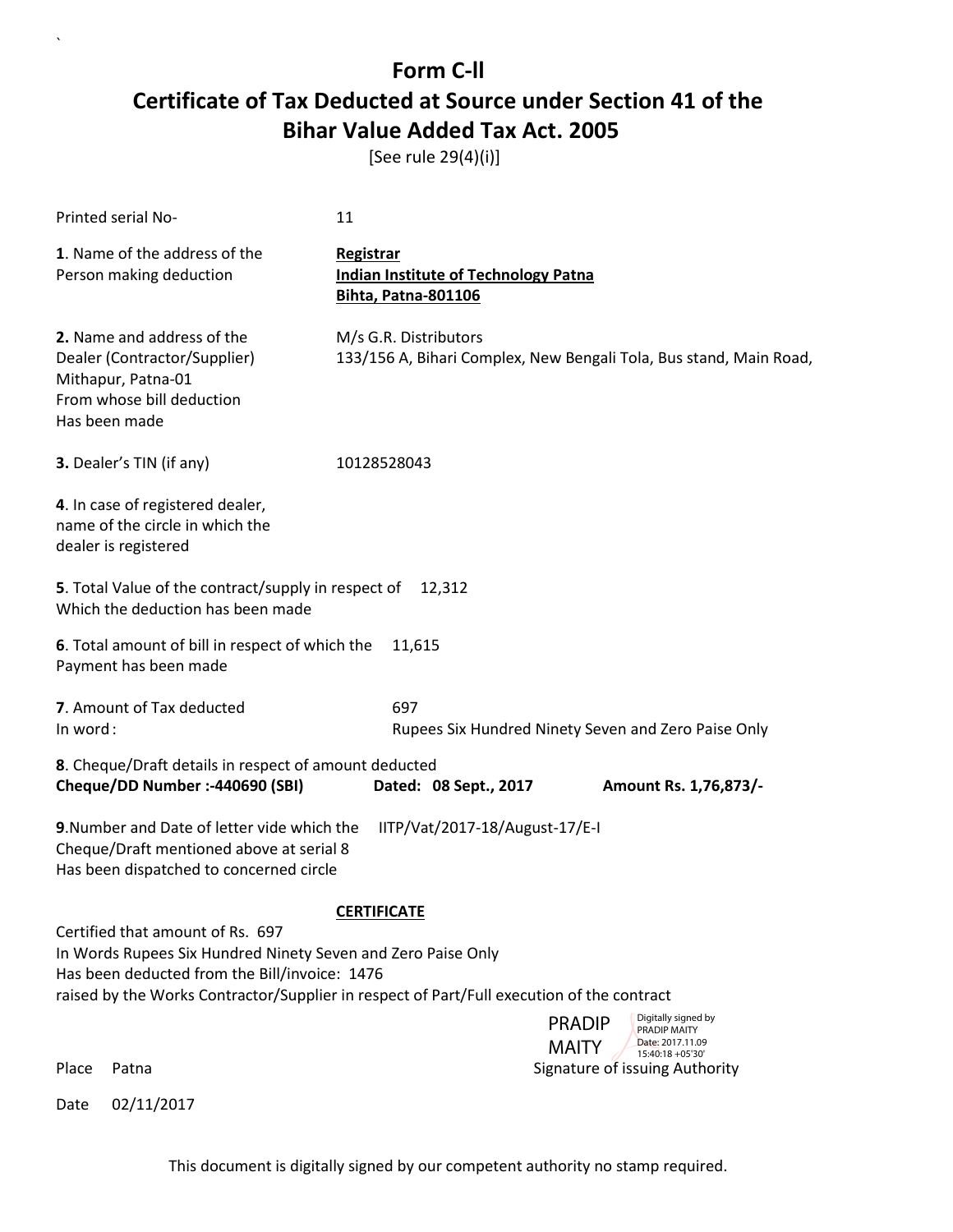# Form C-II

## Certificate of Tax Deducted at Source under Section 41 of the Bihar Value Added Tax Act. 2005

[See rule 29(4)(i)]

Printed serial No- 11

**1**. Name of the address of the Person making deduction

**Registrar**
**Indian Institute of Technology Patna**
**Bihta, Patna-801106**

**2.** Name and address of the Dealer (Contractor/Supplier) Mithapur, Patna-01 From whose bill deduction Has been made

M/s G.R. Distributors
133/156 A, Bihari Complex, New Bengali Tola, Bus stand, Main Road,

**3.** Dealer's TIN (if any) 10128528043

**4**. In case of registered dealer, name of the circle in which the dealer is registered

**5**. Total Value of the contract/supply in respect of Which the deduction has been made 12,312

**6**. Total amount of bill in respect of which the Payment has been made 11,615

**7**. Amount of Tax deducted 697
In word: Rupees Six Hundred Ninety Seven and Zero Paise Only

**8**. Cheque/Draft details in respect of amount deducted
**Cheque/DD Number :-440690 (SBI)** **Dated: 08 Sept., 2017** **Amount Rs. 1,76,873/-**

**9**.Number and Date of letter vide which the Cheque/Draft mentioned above at serial 8 Has been dispatched to concerned circle IITP/Vat/2017-18/August-17/E-I

**CERTIFICATE**

Certified that amount of Rs. 697
In Words Rupees Six Hundred Ninety Seven and Zero Paise Only
Has been deducted from the Bill/invoice: 1476
raised by the Works Contractor/Supplier in respect of Part/Full execution of the contract

PRADIP MAITY
Digitally signed by PRADIP MAITY
Date: 2017.11.09 15:40:18 +05'30'

Place Patna Signature of issuing Authority

Date 02/11/2017

This document is digitally signed by our competent authority no stamp required.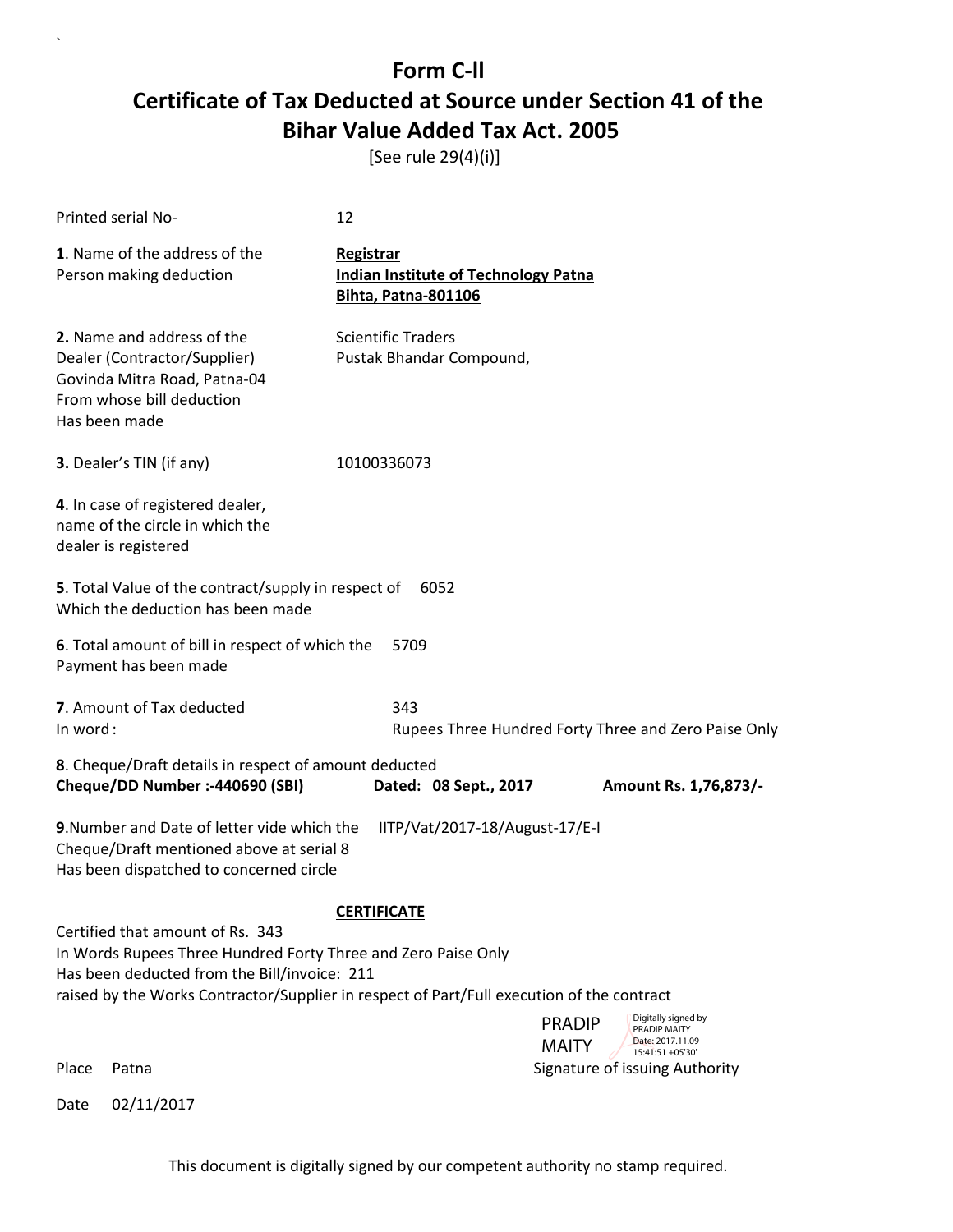# Form C-ll

## Certificate of Tax Deducted at Source under Section 41 of the Bihar Value Added Tax Act. 2005

[See rule 29(4)(i)]

Printed serial No- 12

**1**. Name of the address of the Person making deduction

**Registrar**
**Indian Institute of Technology Patna**
**Bihta, Patna-801106**

**2.** Name and address of the Dealer (Contractor/Supplier) From whose bill deduction Has been made

Scientific Traders
Pustak Bhandar Compound,
Govinda Mitra Road, Patna-04

**3.** Dealer's TIN (if any) 10100336073

**4**. In case of registered dealer, name of the circle in which the dealer is registered

**5**. Total Value of the contract/supply in respect of Which the deduction has been made 6052

**6**. Total amount of bill in respect of which the Payment has been made 5709

**7**. Amount of Tax deducted 343
In word : Rupees Three Hundred Forty Three and Zero Paise Only

**8**. Cheque/Draft details in respect of amount deducted
**Cheque/DD Number :-440690 (SBI)** **Dated: 08 Sept., 2017** **Amount Rs. 1,76,873/-**

**9**.Number and Date of letter vide which the Cheque/Draft mentioned above at serial 8 Has been dispatched to concerned circle IITP/Vat/2017-18/August-17/E-I

**CERTIFICATE**

Certified that amount of Rs. 343
In Words Rupees Three Hundred Forty Three and Zero Paise Only
Has been deducted from the Bill/invoice: 211
raised by the Works Contractor/Supplier in respect of Part/Full execution of the contract

PRADIP MAITY
Digitally signed by PRADIP MAITY
Date: 2017.11.09 15:41:51 +05'30'

Place Patna

Signature of issuing Authority

Date 02/11/2017

This document is digitally signed by our competent authority no stamp required.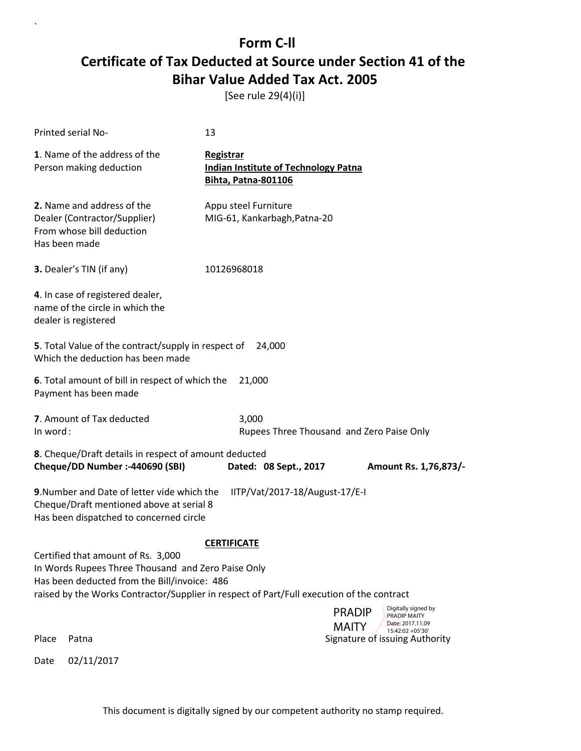# Form C-ll

## Certificate of Tax Deducted at Source under Section 41 of the Bihar Value Added Tax Act. 2005

[See rule 29(4)(i)]

Printed serial No- 13

**1**. Name of the address of the Person making deduction

**Registrar**
**Indian Institute of Technology Patna**
**Bihta, Patna-801106**

**2.** Name and address of the Dealer (Contractor/Supplier) From whose bill deduction Has been made

Appu steel Furniture
MIG-61, Kankarbagh,Patna-20

**3.** Dealer's TIN (if any) 10126968018

**4**. In case of registered dealer, name of the circle in which the dealer is registered

**5**. Total Value of the contract/supply in respect of Which the deduction has been made 24,000

**6**. Total amount of bill in respect of which the Payment has been made 21,000

**7**. Amount of Tax deducted 3,000
In word: Rupees Three Thousand and Zero Paise Only

**8**. Cheque/Draft details in respect of amount deducted
**Cheque/DD Number :-440690 (SBI)** **Dated: 08 Sept., 2017** **Amount Rs. 1,76,873/-**

**9**.Number and Date of letter vide which the Cheque/Draft mentioned above at serial 8 Has been dispatched to concerned circle IITP/Vat/2017-18/August-17/E-I

**CERTIFICATE**

Certified that amount of Rs. 3,000
In Words Rupees Three Thousand and Zero Paise Only
Has been deducted from the Bill/invoice: 486
raised by the Works Contractor/Supplier in respect of Part/Full execution of the contract

PRADIP MAITY
Digitally signed by PRADIP MAITY
Date: 2017.11.09 15:42:02 +05'30'

Place Patna

Signature of issuing Authority

Date 02/11/2017

This document is digitally signed by our competent authority no stamp required.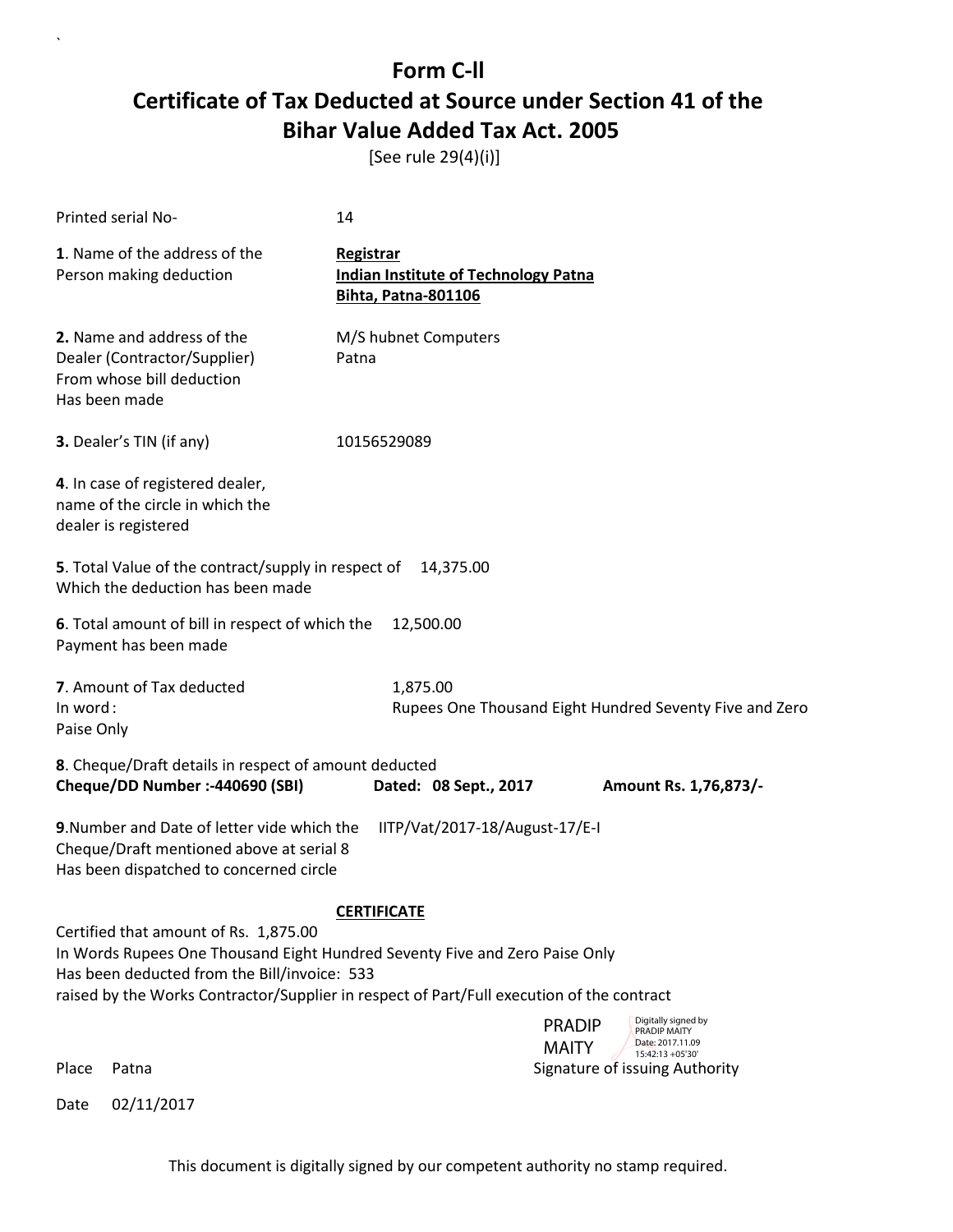# Form C-ll

## Certificate of Tax Deducted at Source under Section 41 of the Bihar Value Added Tax Act. 2005

[See rule 29(4)(i)]

Printed serial No- 14

**1**. Name of the address of the Person making deduction

**Registrar**
**Indian Institute of Technology Patna**
**Bihta, Patna-801106**

**2.** Name and address of the Dealer (Contractor/Supplier) From whose bill deduction Has been made

M/S hubnet Computers
Patna

**3.** Dealer's TIN (if any) 10156529089

**4**. In case of registered dealer, name of the circle in which the dealer is registered

**5**. Total Value of the contract/supply in respect of Which the deduction has been made 14,375.00

**6**. Total amount of bill in respect of which the Payment has been made 12,500.00

**7**. Amount of Tax deducted 1,875.00
In word : Rupees One Thousand Eight Hundred Seventy Five and Zero Paise Only

**8**. Cheque/Draft details in respect of amount deducted
**Cheque/DD Number :-440690 (SBI)** **Dated: 08 Sept., 2017** **Amount Rs. 1,76,873/-**

**9**.Number and Date of letter vide which the Cheque/Draft mentioned above at serial 8 Has been dispatched to concerned circle IITP/Vat/2017-18/August-17/E-I

**CERTIFICATE**

Certified that amount of Rs. 1,875.00
In Words Rupees One Thousand Eight Hundred Seventy Five and Zero Paise Only
Has been deducted from the Bill/invoice: 533
raised by the Works Contractor/Supplier in respect of Part/Full execution of the contract

PRADIP MAITY
Digitally signed by PRADIP MAITY
Date: 2017.11.09 15:42:13 +05'30'

Place Patna Signature of issuing Authority

Date 02/11/2017

This document is digitally signed by our competent authority no stamp required.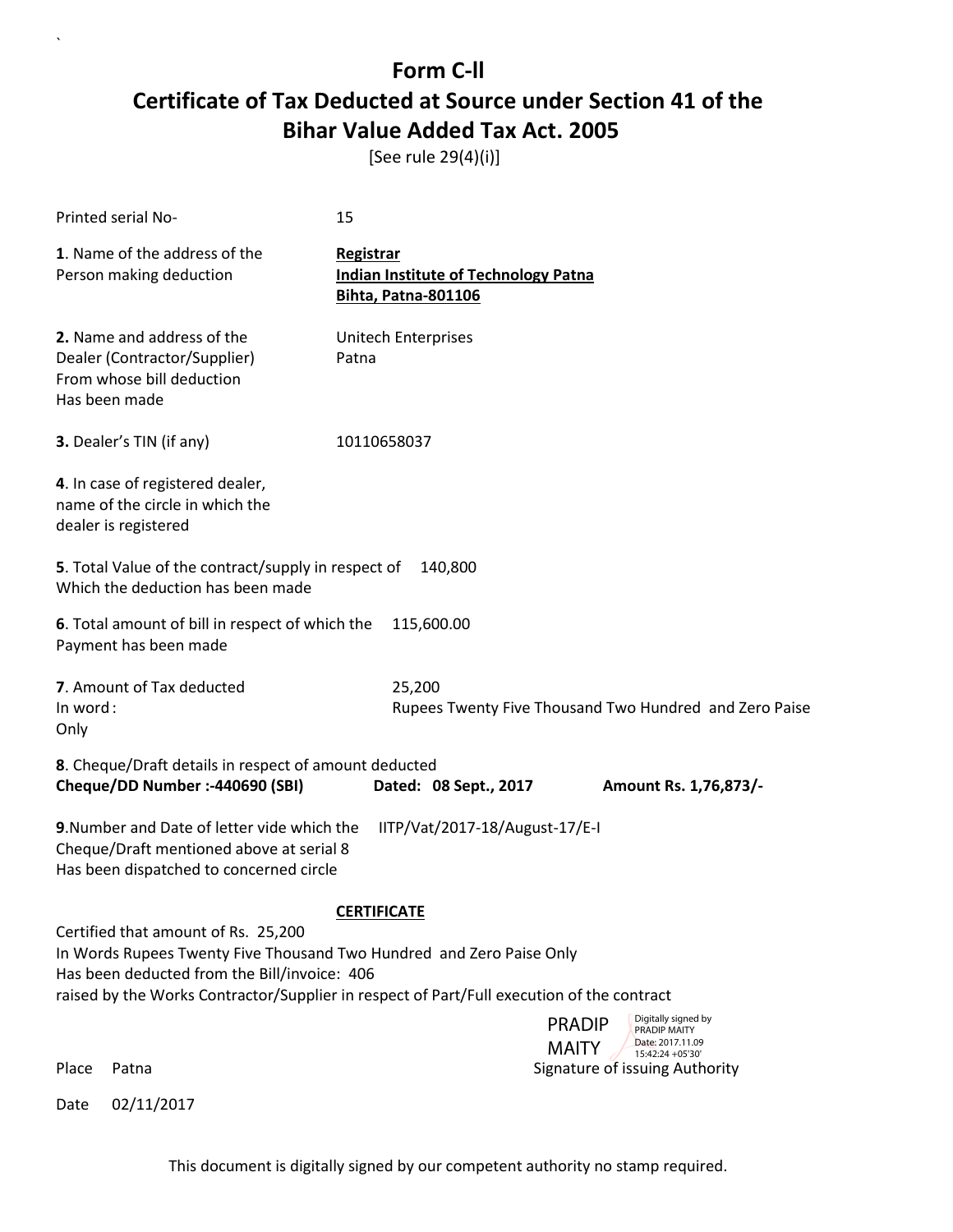# Form C-ll

## Certificate of Tax Deducted at Source under Section 41 of the Bihar Value Added Tax Act. 2005

[See rule 29(4)(i)]

Printed serial No- 15

**1**. Name of the address of the Person making deduction

**Registrar**
**Indian Institute of Technology Patna**
**Bihta, Patna-801106**

**2.** Name and address of the Dealer (Contractor/Supplier) From whose bill deduction Has been made

Unitech Enterprises
Patna

**3.** Dealer's TIN (if any) 10110658037

**4**. In case of registered dealer, name of the circle in which the dealer is registered

**5**. Total Value of the contract/supply in respect of Which the deduction has been made 140,800

**6**. Total amount of bill in respect of which the Payment has been made 115,600.00

**7**. Amount of Tax deducted 25,200
In word : Rupees Twenty Five Thousand Two Hundred and Zero Paise Only

**8**. Cheque/Draft details in respect of amount deducted
**Cheque/DD Number :-440690 (SBI)** **Dated: 08 Sept., 2017** **Amount Rs. 1,76,873/-**

**9**.Number and Date of letter vide which the Cheque/Draft mentioned above at serial 8 Has been dispatched to concerned circle IITP/Vat/2017-18/August-17/E-I

**CERTIFICATE**

Certified that amount of Rs. 25,200
In Words Rupees Twenty Five Thousand Two Hundred and Zero Paise Only
Has been deducted from the Bill/invoice: 406
raised by the Works Contractor/Supplier in respect of Part/Full execution of the contract

PRADIP MAITY
Digitally signed by PRADIP MAITY
Date: 2017.11.09 15:42:24 +05'30'

Place Patna Signature of issuing Authority

Date 02/11/2017

This document is digitally signed by our competent authority no stamp required.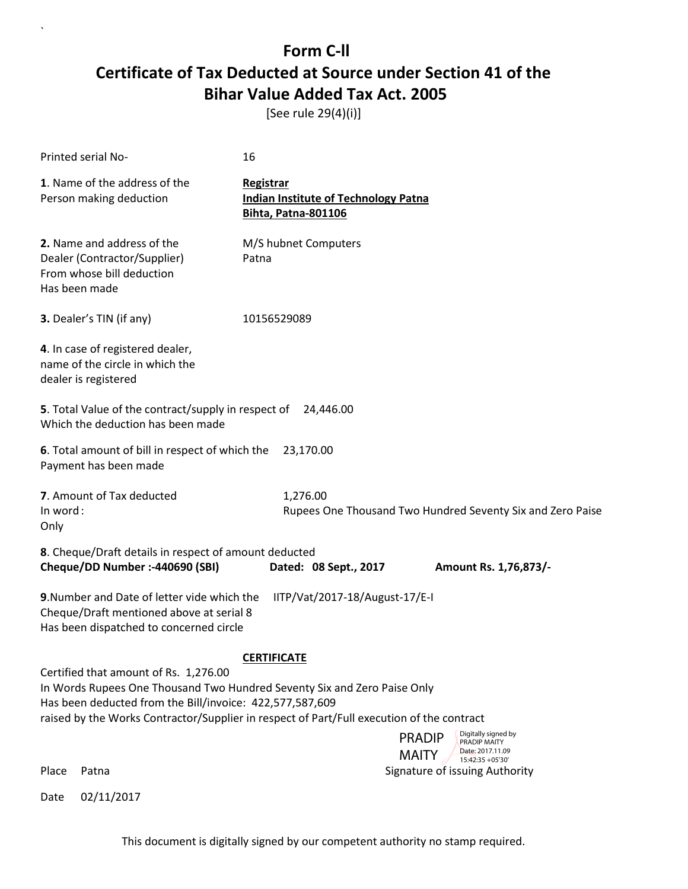# Form C-ll

# Certificate of Tax Deducted at Source under Section 41 of the Bihar Value Added Tax Act. 2005

[See rule 29(4)(i)]

Printed serial No- 16

**1**. Name of the address of the Person making deduction
**Registrar**
**Indian Institute of Technology Patna**
**Bihta, Patna-801106**

**2.** Name and address of the Dealer (Contractor/Supplier) From whose bill deduction Has been made
M/S hubnet Computers
Patna

**3.** Dealer's TIN (if any) 10156529089

**4**. In case of registered dealer, name of the circle in which the dealer is registered

**5**. Total Value of the contract/supply in respect of Which the deduction has been made 24,446.00

**6**. Total amount of bill in respect of which the Payment has been made 23,170.00

**7**. Amount of Tax deducted 1,276.00
In word : Rupees One Thousand Two Hundred Seventy Six and Zero Paise Only

**8**. Cheque/Draft details in respect of amount deducted
**Cheque/DD Number :-440690 (SBI)** **Dated: 08 Sept., 2017** **Amount Rs. 1,76,873/-**

**9**.Number and Date of letter vide which the Cheque/Draft mentioned above at serial 8 Has been dispatched to concerned circle IITP/Vat/2017-18/August-17/E-I

**CERTIFICATE**

Certified that amount of Rs. 1,276.00
In Words Rupees One Thousand Two Hundred Seventy Six and Zero Paise Only
Has been deducted from the Bill/invoice: 422,577,587,609
raised by the Works Contractor/Supplier in respect of Part/Full execution of the contract

PRADIP MAITY — Digitally signed by PRADIP MAITY Date: 2017.11.09 15:42:35 +05'30'

Place Patna Signature of issuing Authority

Date 02/11/2017

This document is digitally signed by our competent authority no stamp required.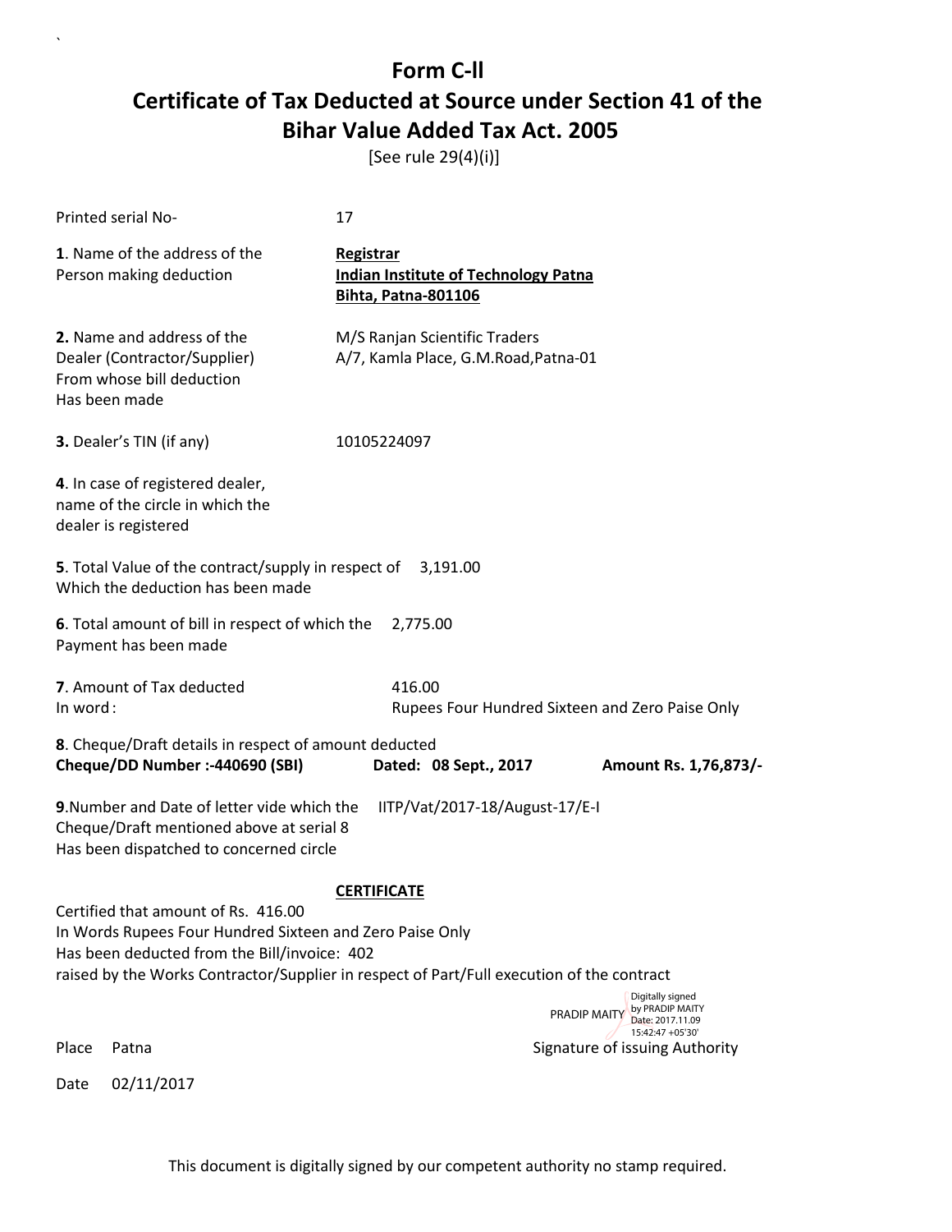# Form C-ll
# Certificate of Tax Deducted at Source under Section 41 of the Bihar Value Added Tax Act. 2005

[See rule 29(4)(i)]

Printed serial No- 17

**1**. Name of the address of the Person making deduction

**Registrar**
**Indian Institute of Technology Patna**
**Bihta, Patna-801106**

**2.** Name and address of the Dealer (Contractor/Supplier) From whose bill deduction Has been made

M/S Ranjan Scientific Traders
A/7, Kamla Place, G.M.Road,Patna-01

**3.** Dealer's TIN (if any) 10105224097

**4**. In case of registered dealer, name of the circle in which the dealer is registered

**5**. Total Value of the contract/supply in respect of Which the deduction has been made 3,191.00

**6**. Total amount of bill in respect of which the Payment has been made 2,775.00

**7**. Amount of Tax deducted 416.00
In word: Rupees Four Hundred Sixteen and Zero Paise Only

**8**. Cheque/Draft details in respect of amount deducted
**Cheque/DD Number :-440690 (SBI)** **Dated: 08 Sept., 2017** **Amount Rs. 1,76,873/-**

**9**.Number and Date of letter vide which the Cheque/Draft mentioned above at serial 8 Has been dispatched to concerned circle IITP/Vat/2017-18/August-17/E-I

**CERTIFICATE**

Certified that amount of Rs. 416.00
In Words Rupees Four Hundred Sixteen and Zero Paise Only
Has been deducted from the Bill/invoice: 402
raised by the Works Contractor/Supplier in respect of Part/Full execution of the contract

PRADIP MAITY Digitally signed by PRADIP MAITY Date: 2017.11.09 15:42:47 +05'30'

Place Patna Signature of issuing Authority

Date 02/11/2017

This document is digitally signed by our competent authority no stamp required.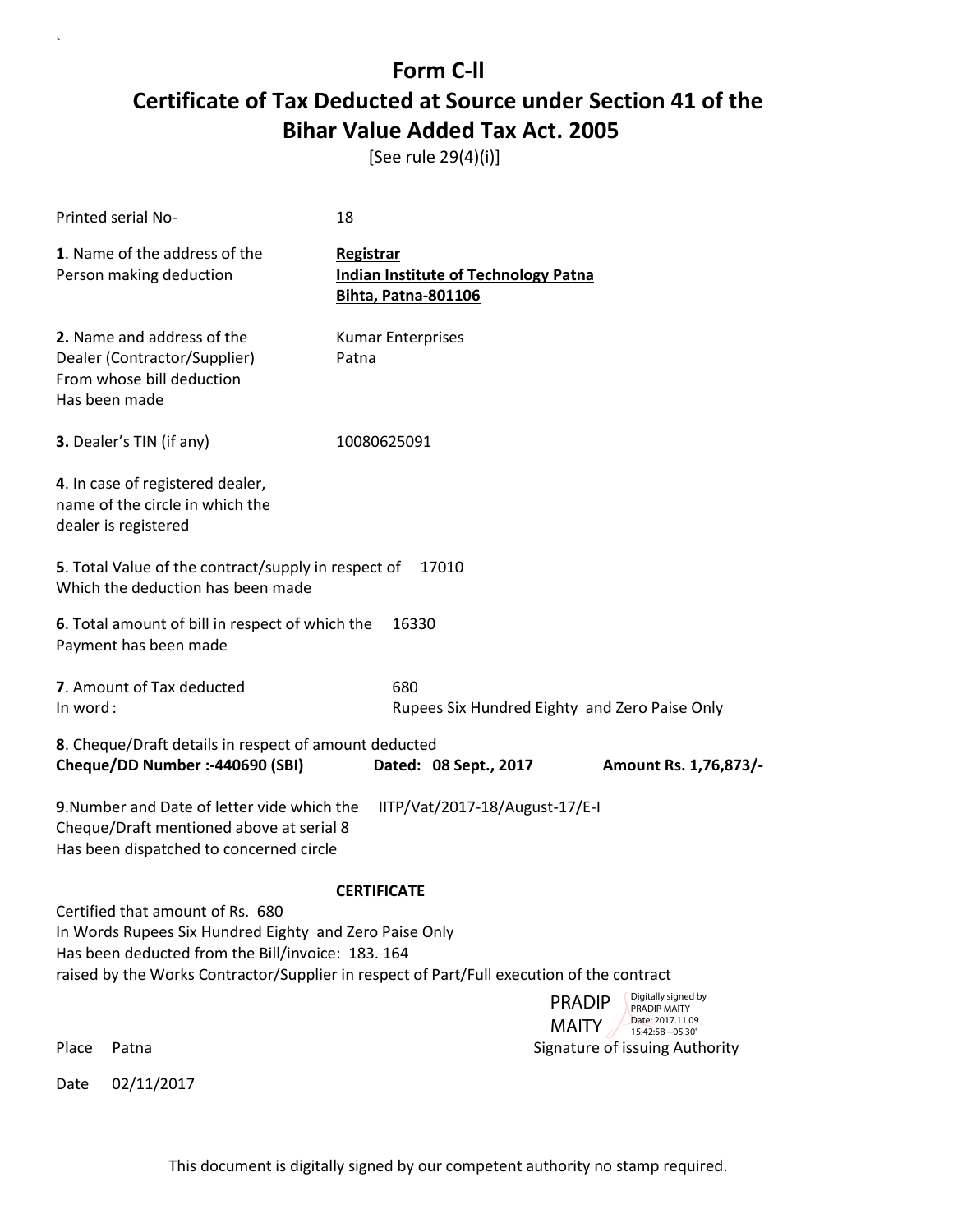# Form C-ll

# Certificate of Tax Deducted at Source under Section 41 of the Bihar Value Added Tax Act. 2005

[See rule 29(4)(i)]

Printed serial No- 18

**1**. Name of the address of the Person making deduction

**Registrar**
**Indian Institute of Technology Patna**
**Bihta, Patna-801106**

**2.** Name and address of the Dealer (Contractor/Supplier) From whose bill deduction Has been made

Kumar Enterprises
Patna

**3.** Dealer's TIN (if any) 10080625091

**4**. In case of registered dealer, name of the circle in which the dealer is registered

**5**. Total Value of the contract/supply in respect of Which the deduction has been made 17010

**6**. Total amount of bill in respect of which the Payment has been made 16330

**7**. Amount of Tax deducted 680
In word : Rupees Six Hundred Eighty and Zero Paise Only

**8**. Cheque/Draft details in respect of amount deducted
**Cheque/DD Number :-440690 (SBI)** **Dated: 08 Sept., 2017** **Amount Rs. 1,76,873/-**

**9**.Number and Date of letter vide which the Cheque/Draft mentioned above at serial 8 Has been dispatched to concerned circle IITP/Vat/2017-18/August-17/E-I

**CERTIFICATE**

Certified that amount of Rs. 680
In Words Rupees Six Hundred Eighty and Zero Paise Only
Has been deducted from the Bill/invoice: 183. 164
raised by the Works Contractor/Supplier in respect of Part/Full execution of the contract

PRADIP MAITY
Digitally signed by PRADIP MAITY
Date: 2017.11.09 15:42:58 +05'30'

Place Patna Signature of issuing Authority

Date 02/11/2017

This document is digitally signed by our competent authority no stamp required.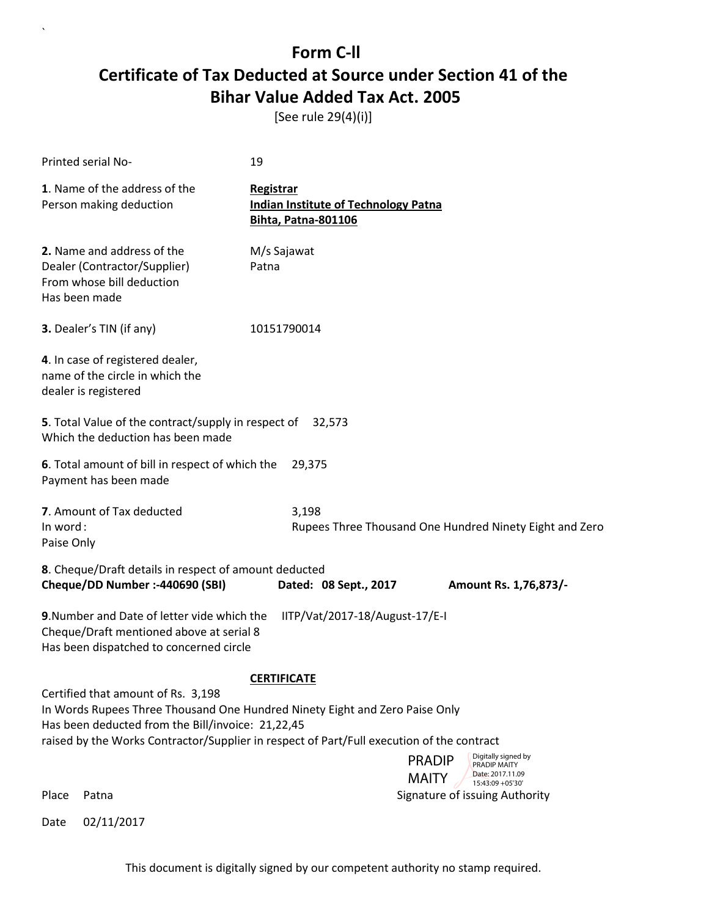# Form C-ll

## Certificate of Tax Deducted at Source under Section 41 of the Bihar Value Added Tax Act. 2005

[See rule 29(4)(i)]

| | |
|---|---|
| Printed serial No- | 19 |
| **1**. Name of the address of the Person making deduction | **Registrar**<br>**Indian Institute of Technology Patna**<br>**Bihta, Patna-801106** |
| **2.** Name and address of the Dealer (Contractor/Supplier) From whose bill deduction Has been made | M/s Sajawat<br>Patna |
| **3.** Dealer's TIN (if any) | 10151790014 |
| **4**. In case of registered dealer, name of the circle in which the dealer is registered | |
| **5**. Total Value of the contract/supply in respect of Which the deduction has been made | 32,573 |
| **6**. Total amount of bill in respect of which the Payment has been made | 29,375 |
| **7**. Amount of Tax deducted<br>In word : | 3,198<br>Rupees Three Thousand One Hundred Ninety Eight and Zero Paise Only |

**8**. Cheque/Draft details in respect of amount deducted

**Cheque/DD Number :-440690 (SBI)** **Dated: 08 Sept., 2017** **Amount Rs. 1,76,873/-**

**9**.Number and Date of letter vide which the Cheque/Draft mentioned above at serial 8 Has been dispatched to concerned circle IITP/Vat/2017-18/August-17/E-I

**CERTIFICATE**

Certified that amount of Rs. 3,198

In Words Rupees Three Thousand One Hundred Ninety Eight and Zero Paise Only

Has been deducted from the Bill/invoice: 21,22,45

raised by the Works Contractor/Supplier in respect of Part/Full execution of the contract

PRADIP MAITY — Digitally signed by PRADIP MAITY Date: 2017.11.09 15:43:09 +05'30'

Place Patna Signature of issuing Authority

Date 02/11/2017

This document is digitally signed by our competent authority no stamp required.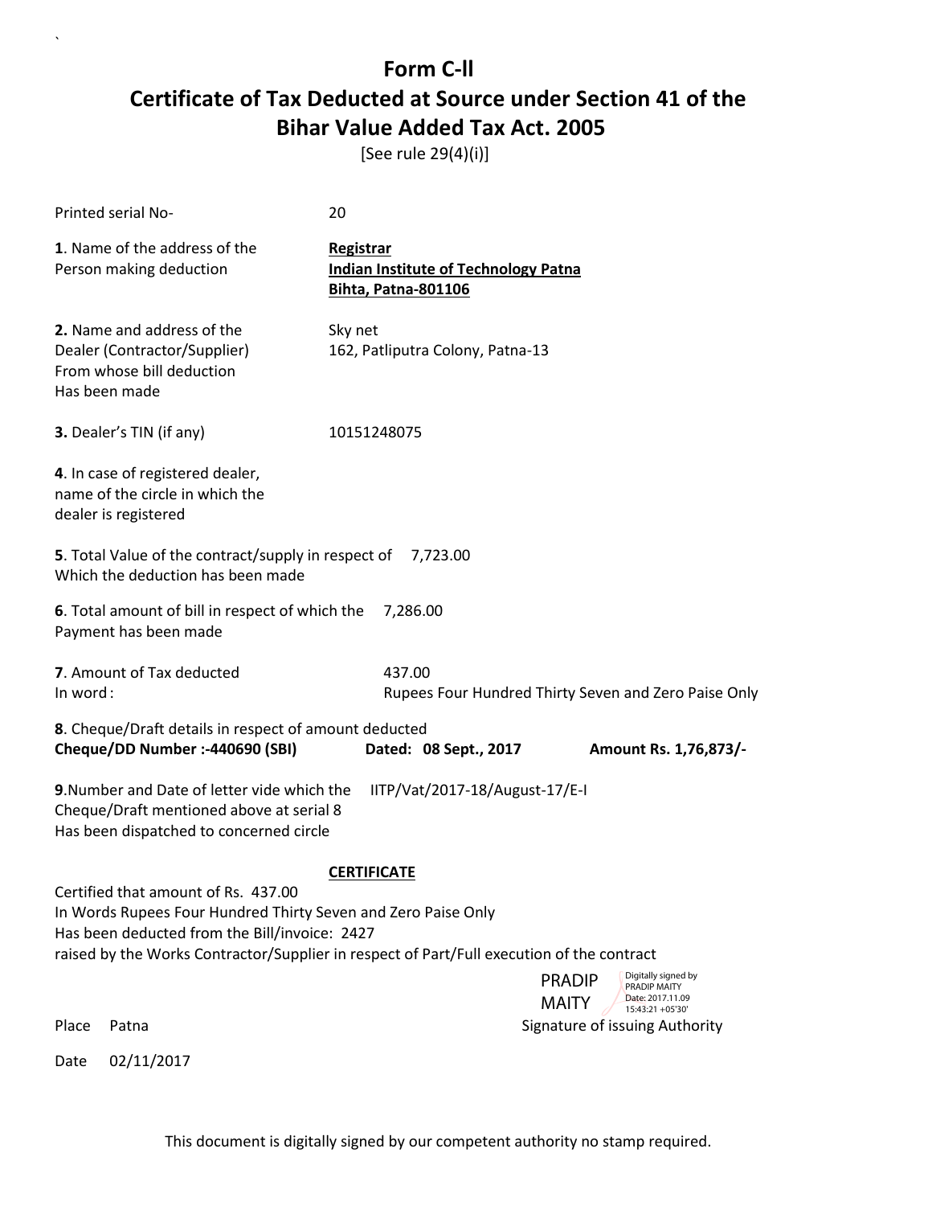# Form C-ll

## Certificate of Tax Deducted at Source under Section 41 of the Bihar Value Added Tax Act. 2005

[See rule 29(4)(i)]

Printed serial No- 20

**1**. Name of the address of the Person making deduction

**Registrar**
**Indian Institute of Technology Patna**
**Bihta, Patna-801106**

**2.** Name and address of the Dealer (Contractor/Supplier) From whose bill deduction Has been made

Sky net
162, Patliputra Colony, Patna-13

**3.** Dealer's TIN (if any) 10151248075

**4**. In case of registered dealer, name of the circle in which the dealer is registered

**5**. Total Value of the contract/supply in respect of Which the deduction has been made 7,723.00

**6**. Total amount of bill in respect of which the Payment has been made 7,286.00

**7**. Amount of Tax deducted 437.00
In word : Rupees Four Hundred Thirty Seven and Zero Paise Only

**8**. Cheque/Draft details in respect of amount deducted
**Cheque/DD Number :-440690 (SBI)** **Dated: 08 Sept., 2017** **Amount Rs. 1,76,873/-**

**9**.Number and Date of letter vide which the Cheque/Draft mentioned above at serial 8 Has been dispatched to concerned circle IITP/Vat/2017-18/August-17/E-I

**CERTIFICATE**

Certified that amount of Rs. 437.00
In Words Rupees Four Hundred Thirty Seven and Zero Paise Only
Has been deducted from the Bill/invoice: 2427
raised by the Works Contractor/Supplier in respect of Part/Full execution of the contract

PRADIP MAITY — Digitally signed by PRADIP MAITY Date: 2017.11.09 15:43:21 +05'30'

Place Patna

Signature of issuing Authority

Date 02/11/2017

This document is digitally signed by our competent authority no stamp required.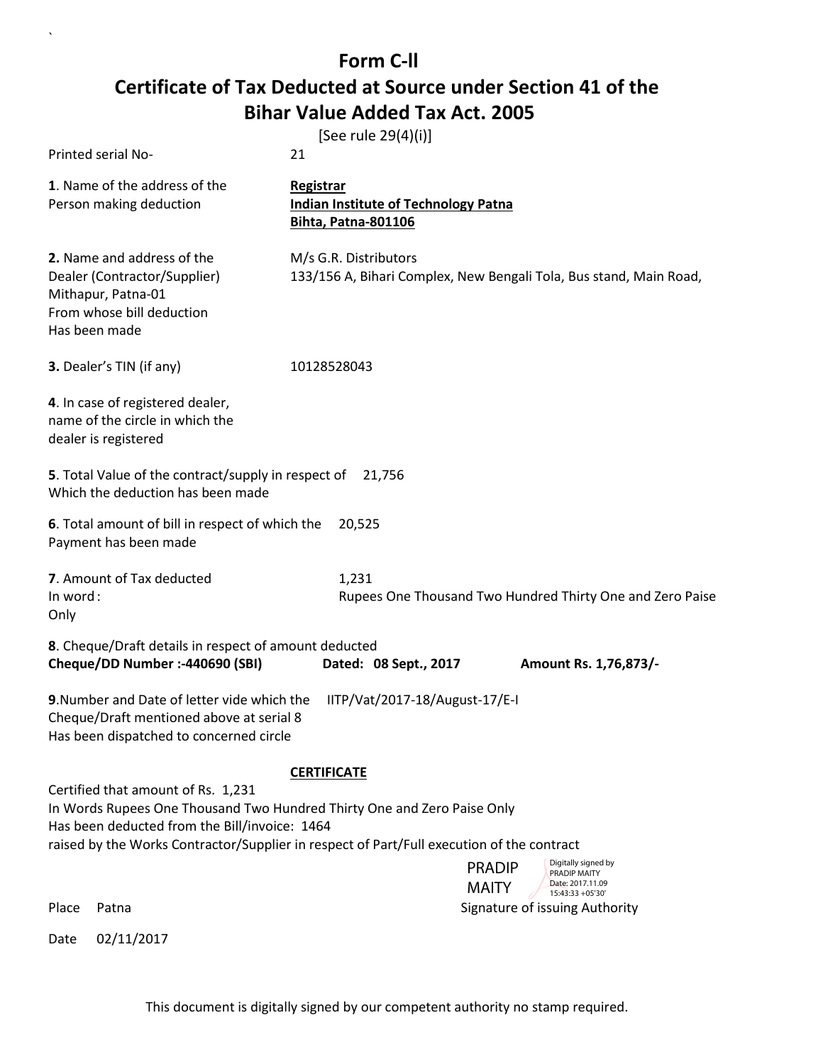# Form C-ll

## Certificate of Tax Deducted at Source under Section 41 of the Bihar Value Added Tax Act. 2005

[See rule 29(4)(i)]

Printed serial No- 21

**1**. Name of the address of the Person making deduction

**Registrar**
**Indian Institute of Technology Patna**
**Bihta, Patna-801106**

**2.** Name and address of the Dealer (Contractor/Supplier) From whose bill deduction Has been made

M/s G.R. Distributors
133/156 A, Bihari Complex, New Bengali Tola, Bus stand, Main Road, Mithapur, Patna-01

**3.** Dealer's TIN (if any) 10128528043

**4**. In case of registered dealer, name of the circle in which the dealer is registered

**5**. Total Value of the contract/supply in respect of Which the deduction has been made 21,756

**6**. Total amount of bill in respect of which the Payment has been made 20,525

**7**. Amount of Tax deducted 1,231
In word : Rupees One Thousand Two Hundred Thirty One and Zero Paise Only

**8**. Cheque/Draft details in respect of amount deducted
**Cheque/DD Number :-440690 (SBI)** **Dated: 08 Sept., 2017** **Amount Rs. 1,76,873/-**

**9**.Number and Date of letter vide which the Cheque/Draft mentioned above at serial 8 Has been dispatched to concerned circle IITP/Vat/2017-18/August-17/E-I

**CERTIFICATE**

Certified that amount of Rs. 1,231
In Words Rupees One Thousand Two Hundred Thirty One and Zero Paise Only
Has been deducted from the Bill/invoice: 1464
raised by the Works Contractor/Supplier in respect of Part/Full execution of the contract

PRADIP MAITY
Digitally signed by PRADIP MAITY
Date: 2017.11.09 15:43:33 +05'30'

Place Patna Signature of issuing Authority

Date 02/11/2017

This document is digitally signed by our competent authority no stamp required.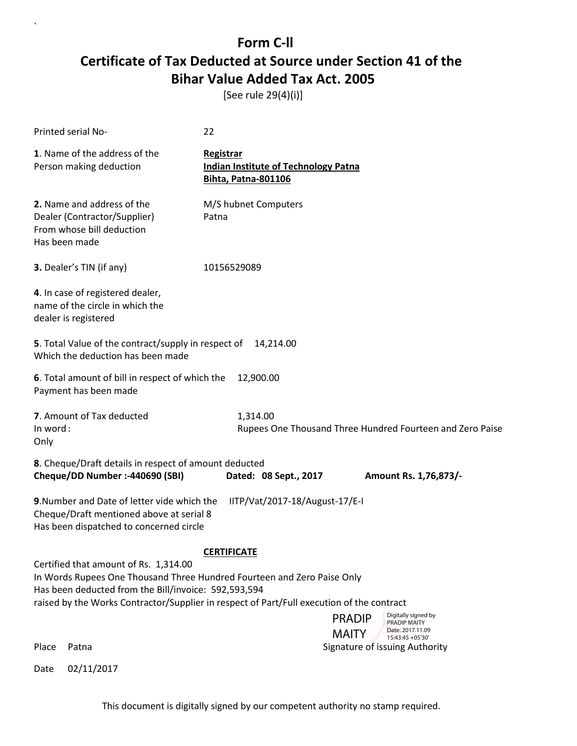# Form C-ll

## Certificate of Tax Deducted at Source under Section 41 of the Bihar Value Added Tax Act. 2005

[See rule 29(4)(i)]

Printed serial No- 22

**1**. Name of the address of the Person making deduction

**Registrar**
**Indian Institute of Technology Patna**
**Bihta, Patna-801106**

**2.** Name and address of the Dealer (Contractor/Supplier) From whose bill deduction Has been made

M/S hubnet Computers
Patna

**3.** Dealer's TIN (if any) 10156529089

**4**. In case of registered dealer, name of the circle in which the dealer is registered

**5**. Total Value of the contract/supply in respect of Which the deduction has been made 14,214.00

**6**. Total amount of bill in respect of which the Payment has been made 12,900.00

**7**. Amount of Tax deducted 1,314.00
In word: Rupees One Thousand Three Hundred Fourteen and Zero Paise Only

**8**. Cheque/Draft details in respect of amount deducted
**Cheque/DD Number :-440690 (SBI)** **Dated: 08 Sept., 2017** **Amount Rs. 1,76,873/-**

**9**.Number and Date of letter vide which the Cheque/Draft mentioned above at serial 8 Has been dispatched to concerned circle IITP/Vat/2017-18/August-17/E-I

**CERTIFICATE**

Certified that amount of Rs. 1,314.00
In Words Rupees One Thousand Three Hundred Fourteen and Zero Paise Only
Has been deducted from the Bill/invoice: 592,593,594
raised by the Works Contractor/Supplier in respect of Part/Full execution of the contract

PRADIP MAITY
Digitally signed by PRADIP MAITY
Date: 2017.11.09 15:43:45 +05'30'

Place Patna

Signature of issuing Authority

Date 02/11/2017

This document is digitally signed by our competent authority no stamp required.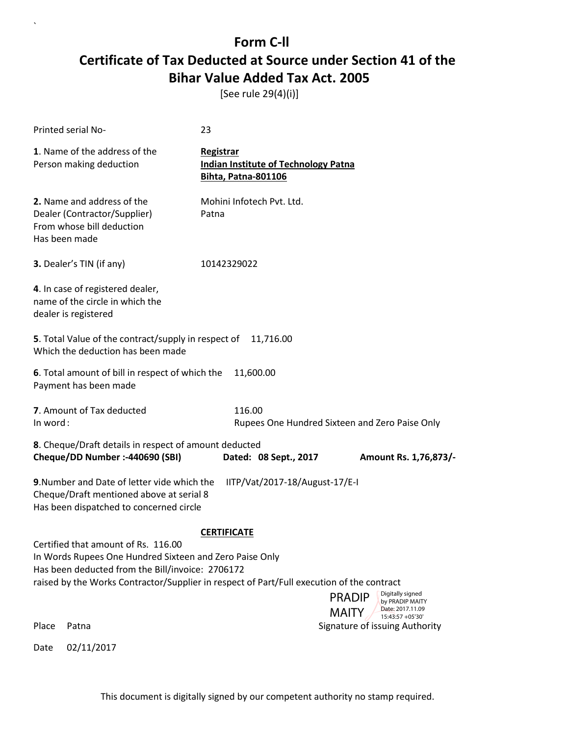# Form C-II

## Certificate of Tax Deducted at Source under Section 41 of the Bihar Value Added Tax Act. 2005

[See rule 29(4)(i)]

Printed serial No- 23

**1**. Name of the address of the Person making deduction

**Registrar**
**Indian Institute of Technology Patna**
**Bihta, Patna-801106**

**2.** Name and address of the Dealer (Contractor/Supplier) From whose bill deduction Has been made

Mohini Infotech Pvt. Ltd.
Patna

**3.** Dealer's TIN (if any) 10142329022

**4**. In case of registered dealer, name of the circle in which the dealer is registered

**5**. Total Value of the contract/supply in respect of Which the deduction has been made 11,716.00

**6**. Total amount of bill in respect of which the Payment has been made 11,600.00

**7**. Amount of Tax deducted 116.00
In word: Rupees One Hundred Sixteen and Zero Paise Only

**8**. Cheque/Draft details in respect of amount deducted
**Cheque/DD Number :-440690 (SBI)** **Dated: 08 Sept., 2017** **Amount Rs. 1,76,873/-**

**9**.Number and Date of letter vide which the Cheque/Draft mentioned above at serial 8 Has been dispatched to concerned circle IITP/Vat/2017-18/August-17/E-I

**CERTIFICATE**

Certified that amount of Rs. 116.00
In Words Rupees One Hundred Sixteen and Zero Paise Only
Has been deducted from the Bill/invoice: 2706172
raised by the Works Contractor/Supplier in respect of Part/Full execution of the contract

PRADIP MAITY
Digitally signed by PRADIP MAITY
Date: 2017.11.09 15:43:57 +05'30'

Place Patna Signature of issuing Authority

Date 02/11/2017

This document is digitally signed by our competent authority no stamp required.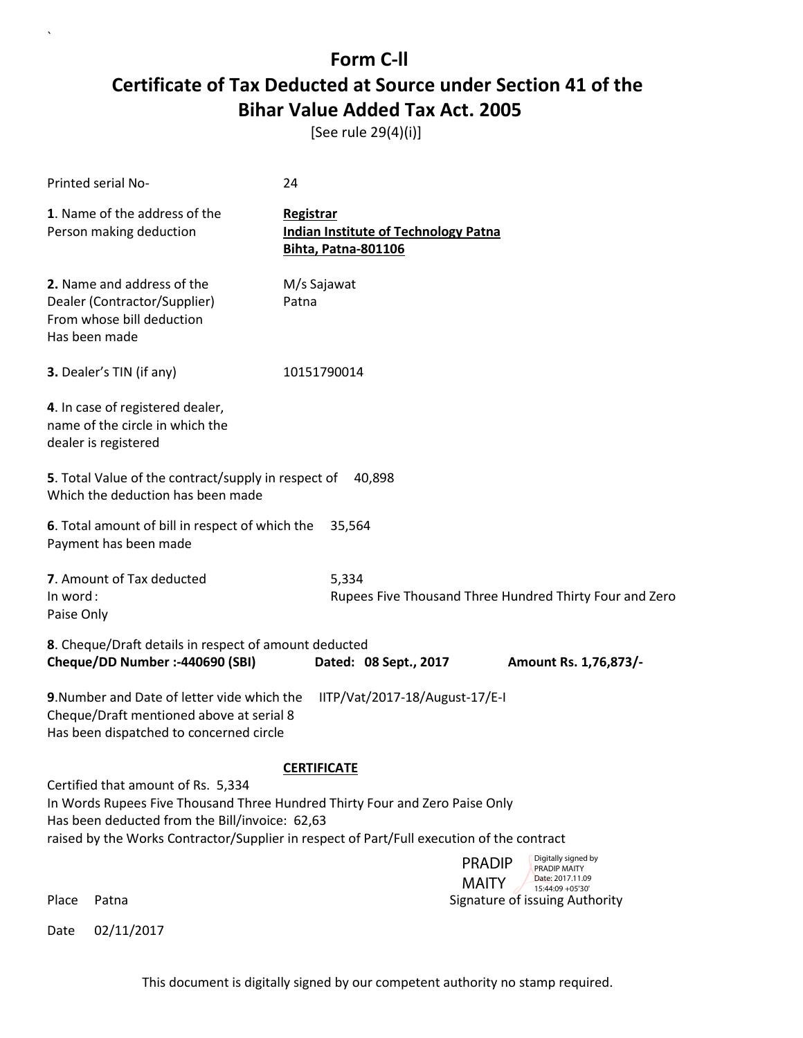# Form C-ll

## Certificate of Tax Deducted at Source under Section 41 of the Bihar Value Added Tax Act. 2005

[See rule 29(4)(i)]

Printed serial No- 24

**1**. Name of the address of the Person making deduction

**Registrar**
**Indian Institute of Technology Patna**
**Bihta, Patna-801106**

**2.** Name and address of the Dealer (Contractor/Supplier) From whose bill deduction Has been made

M/s Sajawat
Patna

**3.** Dealer's TIN (if any) 10151790014

**4**. In case of registered dealer, name of the circle in which the dealer is registered

**5**. Total Value of the contract/supply in respect of Which the deduction has been made 40,898

**6**. Total amount of bill in respect of which the Payment has been made 35,564

**7**. Amount of Tax deducted 5,334
In word : Rupees Five Thousand Three Hundred Thirty Four and Zero Paise Only

**8**. Cheque/Draft details in respect of amount deducted
**Cheque/DD Number :-440690 (SBI)** **Dated: 08 Sept., 2017** **Amount Rs. 1,76,873/-**

**9**.Number and Date of letter vide which the Cheque/Draft mentioned above at serial 8 Has been dispatched to concerned circle IITP/Vat/2017-18/August-17/E-I

**CERTIFICATE**

Certified that amount of Rs. 5,334
In Words Rupees Five Thousand Three Hundred Thirty Four and Zero Paise Only
Has been deducted from the Bill/invoice: 62,63
raised by the Works Contractor/Supplier in respect of Part/Full execution of the contract

PRADIP MAITY — Digitally signed by PRADIP MAITY Date: 2017.11.09 15:44:09 +05'30'

Place Patna Signature of issuing Authority

Date 02/11/2017

This document is digitally signed by our competent authority no stamp required.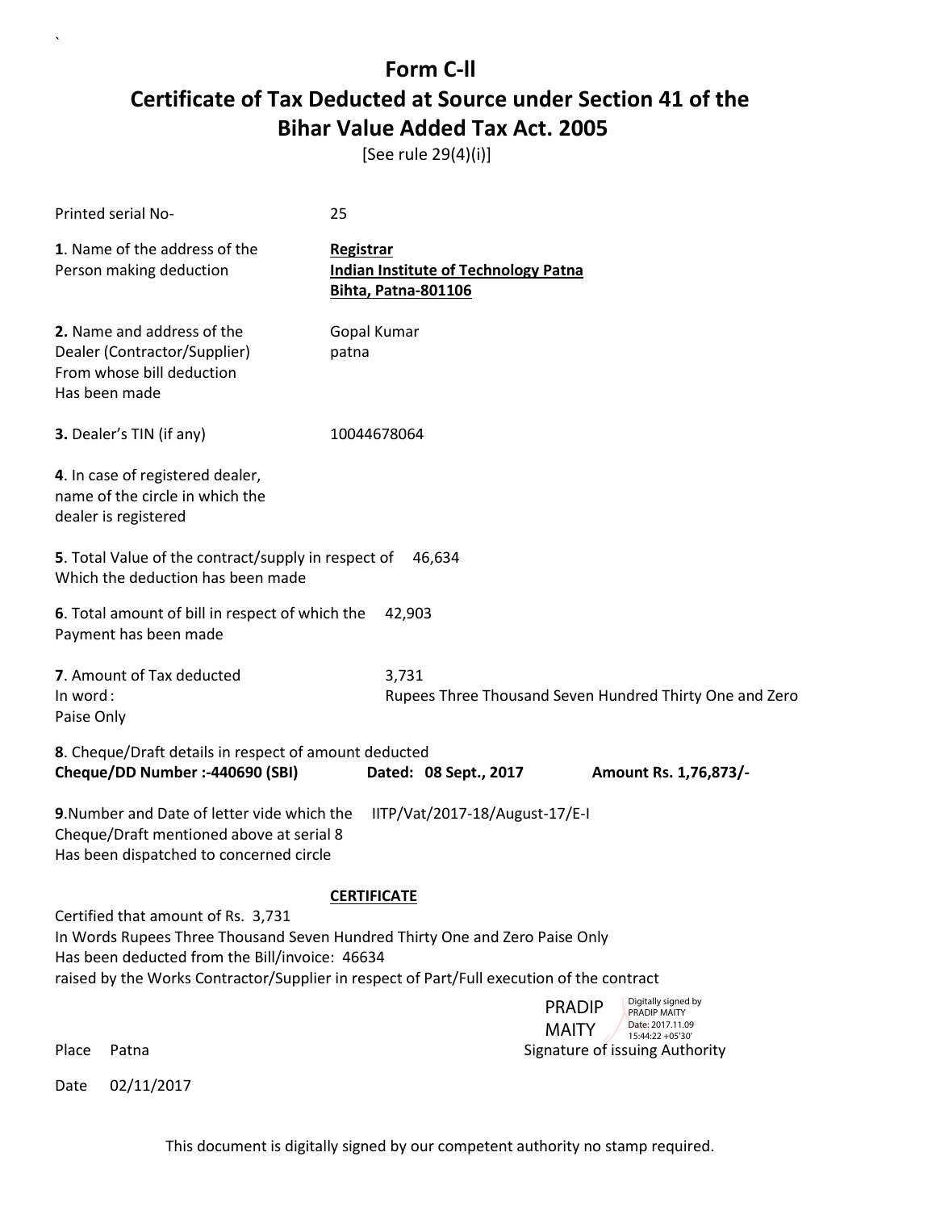# Form C-II

## Certificate of Tax Deducted at Source under Section 41 of the Bihar Value Added Tax Act. 2005

[See rule 29(4)(i)]

Printed serial No- 25

**1**. Name of the address of the Person making deduction

**Registrar**
**Indian Institute of Technology Patna**
**Bihta, Patna-801106**

**2.** Name and address of the Dealer (Contractor/Supplier) From whose bill deduction Has been made

Gopal Kumar
patna

**3.** Dealer's TIN (if any) 10044678064

**4**. In case of registered dealer, name of the circle in which the dealer is registered

**5**. Total Value of the contract/supply in respect of Which the deduction has been made 46,634

**6**. Total amount of bill in respect of which the Payment has been made 42,903

**7**. Amount of Tax deducted 3,731
In word : Rupees Three Thousand Seven Hundred Thirty One and Zero Paise Only

**8**. Cheque/Draft details in respect of amount deducted
**Cheque/DD Number :-440690 (SBI)** **Dated: 08 Sept., 2017** **Amount Rs. 1,76,873/-**

**9**.Number and Date of letter vide which the Cheque/Draft mentioned above at serial 8 Has been dispatched to concerned circle IITP/Vat/2017-18/August-17/E-I

**CERTIFICATE**

Certified that amount of Rs. 3,731
In Words Rupees Three Thousand Seven Hundred Thirty One and Zero Paise Only
Has been deducted from the Bill/invoice: 46634
raised by the Works Contractor/Supplier in respect of Part/Full execution of the contract

PRADIP MAITY — Digitally signed by PRADIP MAITY Date: 2017.11.09 15:44:22 +05'30'

Place Patna Signature of issuing Authority

Date 02/11/2017

This document is digitally signed by our competent authority no stamp required.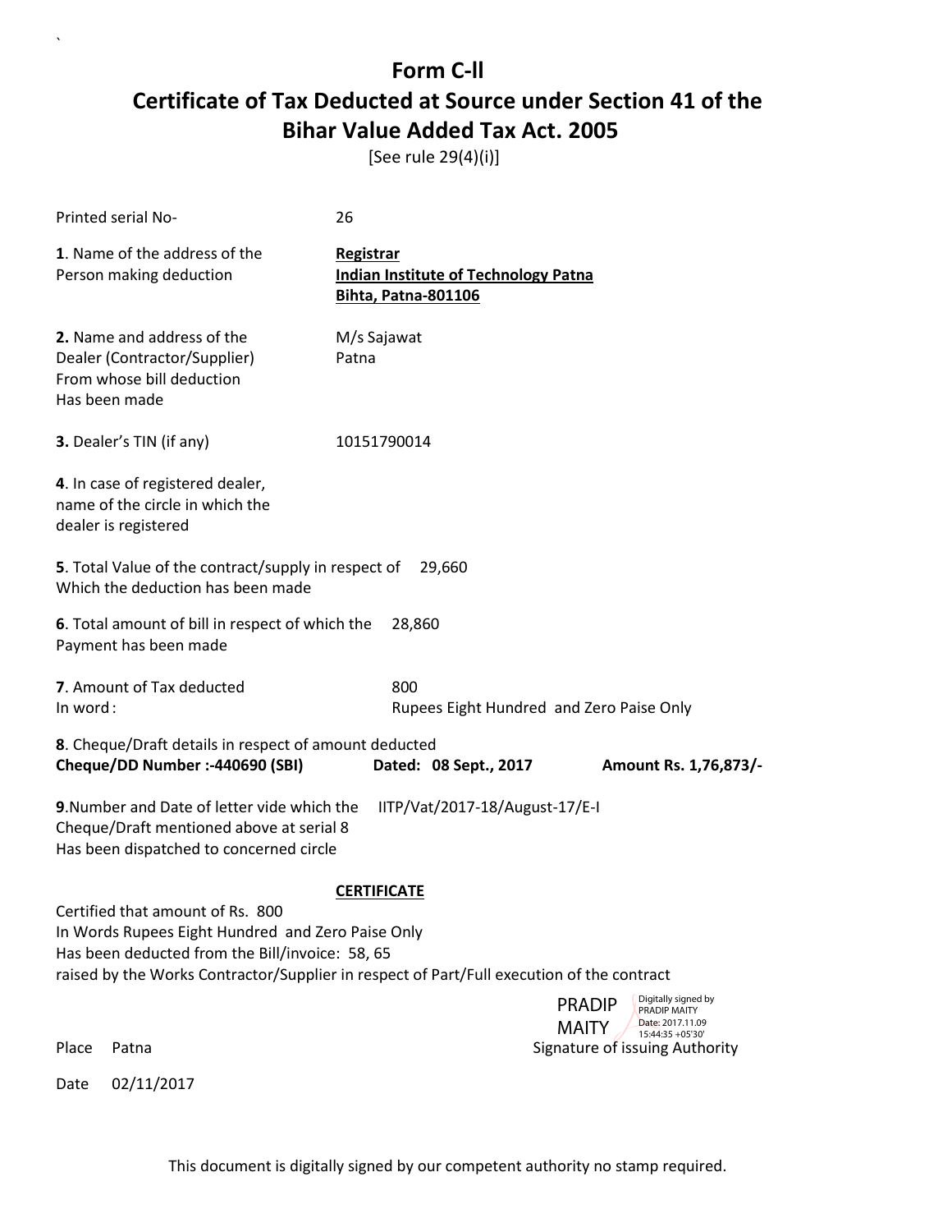# Form C-II

# Certificate of Tax Deducted at Source under Section 41 of the Bihar Value Added Tax Act. 2005

[See rule 29(4)(i)]

Printed serial No- 26

**1**. Name of the address of the Person making deduction

**Registrar**
**Indian Institute of Technology Patna**
**Bihta, Patna-801106**

**2.** Name and address of the Dealer (Contractor/Supplier) From whose bill deduction Has been made

M/s Sajawat
Patna

**3.** Dealer's TIN (if any) 10151790014

**4**. In case of registered dealer, name of the circle in which the dealer is registered

**5**. Total Value of the contract/supply in respect of Which the deduction has been made 29,660

**6**. Total amount of bill in respect of which the Payment has been made 28,860

**7**. Amount of Tax deducted 800
In word : Rupees Eight Hundred and Zero Paise Only

**8**. Cheque/Draft details in respect of amount deducted
**Cheque/DD Number :-440690 (SBI)** **Dated: 08 Sept., 2017** **Amount Rs. 1,76,873/-**

**9**.Number and Date of letter vide which the Cheque/Draft mentioned above at serial 8 Has been dispatched to concerned circle IITP/Vat/2017-18/August-17/E-I

**CERTIFICATE**

Certified that amount of Rs. 800
In Words Rupees Eight Hundred and Zero Paise Only
Has been deducted from the Bill/invoice: 58, 65
raised by the Works Contractor/Supplier in respect of Part/Full execution of the contract

PRADIP MAITY
Digitally signed by PRADIP MAITY
Date: 2017.11.09 15:44:35 +05'30'

Place Patna Signature of issuing Authority

Date 02/11/2017

This document is digitally signed by our competent authority no stamp required.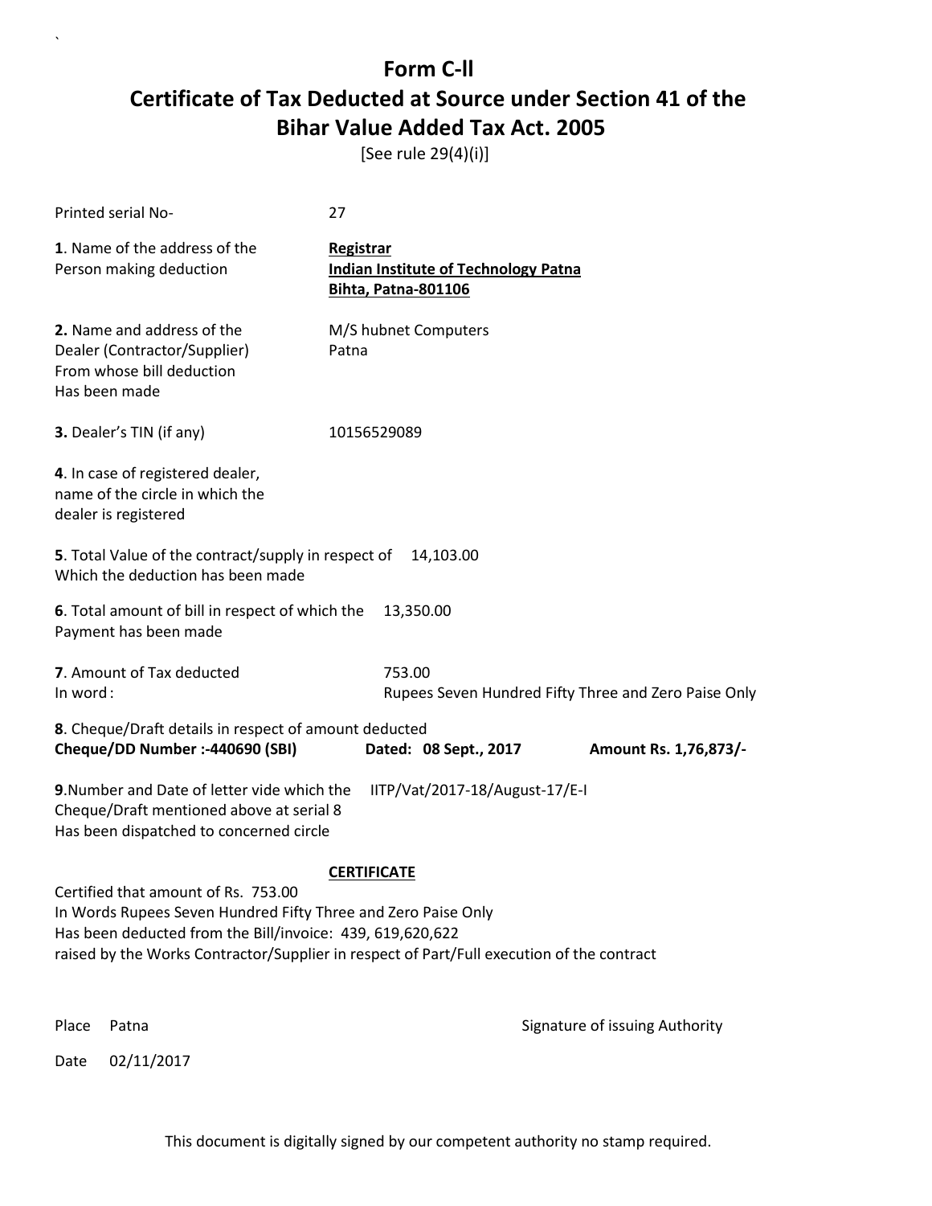# Form C-ll

# Certificate of Tax Deducted at Source under Section 41 of the Bihar Value Added Tax Act. 2005

[See rule 29(4)(i)]

Printed serial No- 27

**1**. Name of the address of the Person making deduction

**Registrar**
**Indian Institute of Technology Patna**
**Bihta, Patna-801106**

**2.** Name and address of the Dealer (Contractor/Supplier) From whose bill deduction Has been made

M/S hubnet Computers
Patna

**3.** Dealer's TIN (if any) 10156529089

**4**. In case of registered dealer, name of the circle in which the dealer is registered

**5**. Total Value of the contract/supply in respect of Which the deduction has been made 14,103.00

**6**. Total amount of bill in respect of which the Payment has been made 13,350.00

**7**. Amount of Tax deducted 753.00
In word : Rupees Seven Hundred Fifty Three and Zero Paise Only

**8**. Cheque/Draft details in respect of amount deducted
**Cheque/DD Number :-440690 (SBI)** **Dated: 08 Sept., 2017** **Amount Rs. 1,76,873/-**

**9**.Number and Date of letter vide which the Cheque/Draft mentioned above at serial 8 Has been dispatched to concerned circle IITP/Vat/2017-18/August-17/E-I

**CERTIFICATE**

Certified that amount of Rs. 753.00
In Words Rupees Seven Hundred Fifty Three and Zero Paise Only
Has been deducted from the Bill/invoice: 439, 619,620,622
raised by the Works Contractor/Supplier in respect of Part/Full execution of the contract

Place Patna

Signature of issuing Authority

Date 02/11/2017

This document is digitally signed by our competent authority no stamp required.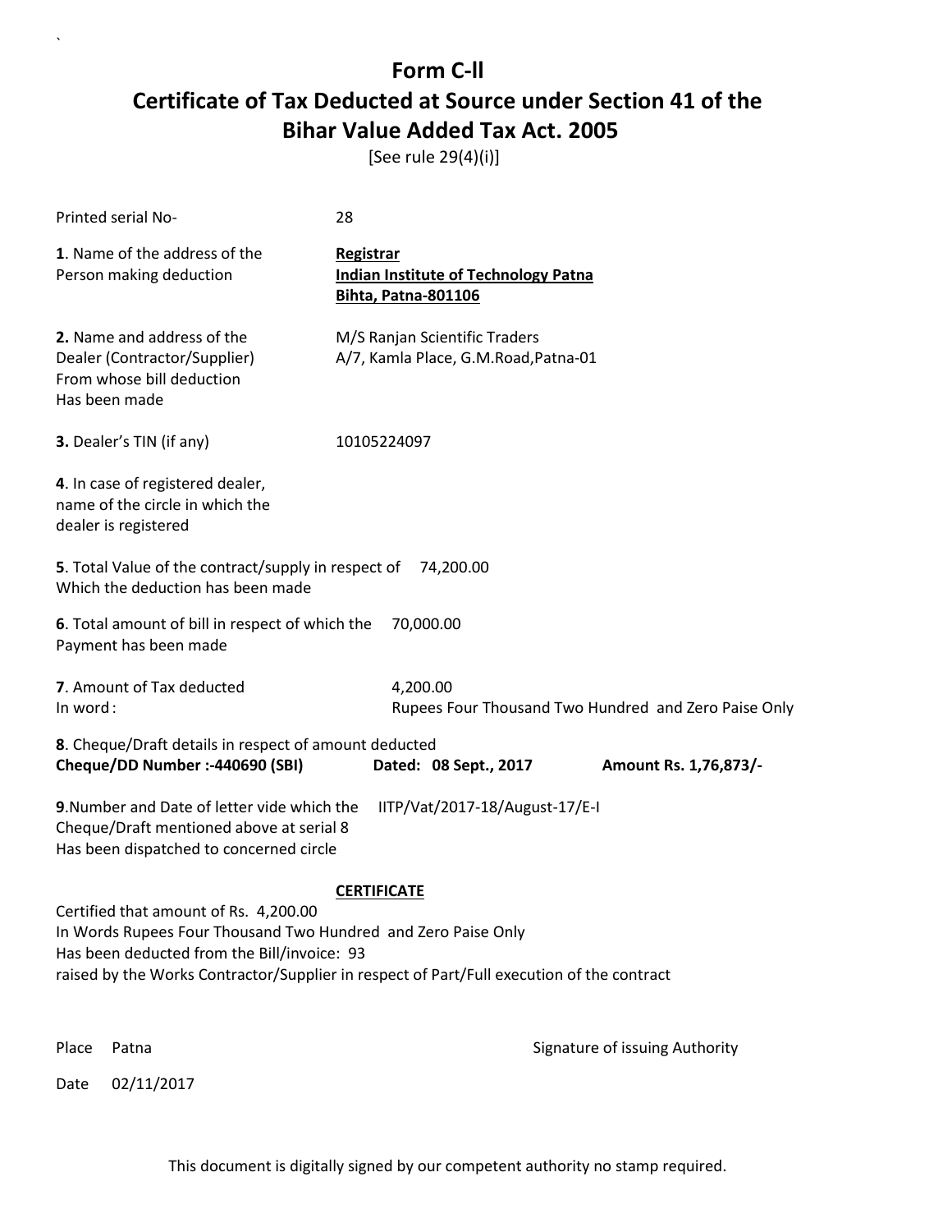# Form C-ll

# Certificate of Tax Deducted at Source under Section 41 of the Bihar Value Added Tax Act. 2005

[See rule 29(4)(i)]

Printed serial No- 28

**1**. Name of the address of the Person making deduction

**Registrar**
**Indian Institute of Technology Patna**
**Bihta, Patna-801106**

**2.** Name and address of the Dealer (Contractor/Supplier) From whose bill deduction Has been made

M/S Ranjan Scientific Traders
A/7, Kamla Place, G.M.Road,Patna-01

**3.** Dealer's TIN (if any) 10105224097

**4**. In case of registered dealer, name of the circle in which the dealer is registered

**5**. Total Value of the contract/supply in respect of Which the deduction has been made 74,200.00

**6**. Total amount of bill in respect of which the Payment has been made 70,000.00

**7**. Amount of Tax deducted 4,200.00
In word : Rupees Four Thousand Two Hundred and Zero Paise Only

**8**. Cheque/Draft details in respect of amount deducted
**Cheque/DD Number :-440690 (SBI)** **Dated: 08 Sept., 2017** **Amount Rs. 1,76,873/-**

**9**.Number and Date of letter vide which the Cheque/Draft mentioned above at serial 8 Has been dispatched to concerned circle IITP/Vat/2017-18/August-17/E-I

**CERTIFICATE**

Certified that amount of Rs. 4,200.00
In Words Rupees Four Thousand Two Hundred and Zero Paise Only
Has been deducted from the Bill/invoice: 93
raised by the Works Contractor/Supplier in respect of Part/Full execution of the contract

Place Patna

Signature of issuing Authority

Date 02/11/2017

This document is digitally signed by our competent authority no stamp required.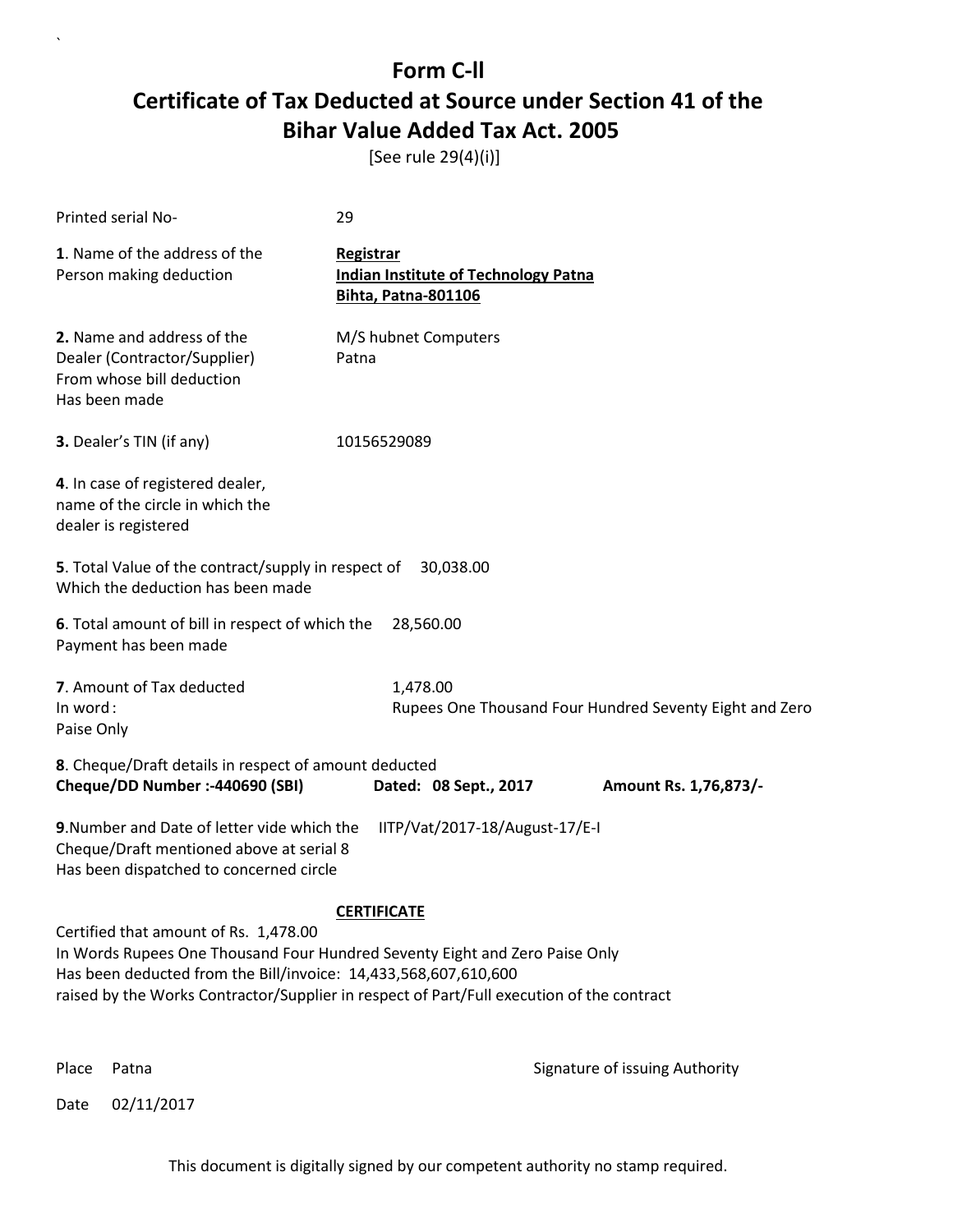# Form C-ll

# Certificate of Tax Deducted at Source under Section 41 of the Bihar Value Added Tax Act. 2005

[See rule 29(4)(i)]

Printed serial No- 29

**1**. Name of the address of the Person making deduction

**Registrar**
**Indian Institute of Technology Patna**
**Bihta, Patna-801106**

**2.** Name and address of the Dealer (Contractor/Supplier) From whose bill deduction Has been made

M/S hubnet Computers
Patna

**3.** Dealer's TIN (if any) 10156529089

**4**. In case of registered dealer, name of the circle in which the dealer is registered

**5**. Total Value of the contract/supply in respect of Which the deduction has been made 30,038.00

**6**. Total amount of bill in respect of which the Payment has been made 28,560.00

**7**. Amount of Tax deducted 1,478.00
In word : Rupees One Thousand Four Hundred Seventy Eight and Zero Paise Only

**8**. Cheque/Draft details in respect of amount deducted
**Cheque/DD Number :-440690 (SBI)** **Dated: 08 Sept., 2017** **Amount Rs. 1,76,873/-**

**9**.Number and Date of letter vide which the Cheque/Draft mentioned above at serial 8 Has been dispatched to concerned circle IITP/Vat/2017-18/August-17/E-I

**CERTIFICATE**

Certified that amount of Rs. 1,478.00
In Words Rupees One Thousand Four Hundred Seventy Eight and Zero Paise Only
Has been deducted from the Bill/invoice: 14,433,568,607,610,600
raised by the Works Contractor/Supplier in respect of Part/Full execution of the contract

Place Patna

Signature of issuing Authority

Date 02/11/2017

This document is digitally signed by our competent authority no stamp required.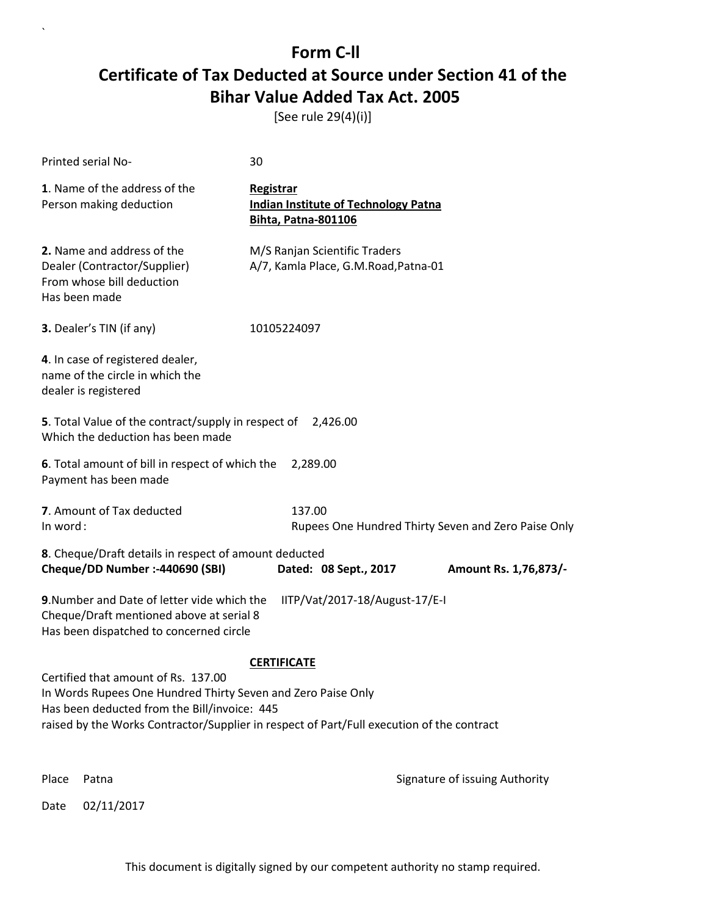# Form C-II

# Certificate of Tax Deducted at Source under Section 41 of the Bihar Value Added Tax Act. 2005

[See rule 29(4)(i)]

Printed serial No- 30

**1**. Name of the address of the Person making deduction

**Registrar**
**Indian Institute of Technology Patna**
**Bihta, Patna-801106**

**2.** Name and address of the Dealer (Contractor/Supplier) From whose bill deduction Has been made

M/S Ranjan Scientific Traders
A/7, Kamla Place, G.M.Road,Patna-01

**3.** Dealer's TIN (if any) 10105224097

**4**. In case of registered dealer, name of the circle in which the dealer is registered

**5**. Total Value of the contract/supply in respect of Which the deduction has been made 2,426.00

**6**. Total amount of bill in respect of which the Payment has been made 2,289.00

**7**. Amount of Tax deducted 137.00
In word : Rupees One Hundred Thirty Seven and Zero Paise Only

**8**. Cheque/Draft details in respect of amount deducted
**Cheque/DD Number :-440690 (SBI)** **Dated: 08 Sept., 2017** **Amount Rs. 1,76,873/-**

**9**.Number and Date of letter vide which the Cheque/Draft mentioned above at serial 8 Has been dispatched to concerned circle IITP/Vat/2017-18/August-17/E-I

**CERTIFICATE**

Certified that amount of Rs. 137.00
In Words Rupees One Hundred Thirty Seven and Zero Paise Only
Has been deducted from the Bill/invoice: 445
raised by the Works Contractor/Supplier in respect of Part/Full execution of the contract

Place Patna

Signature of issuing Authority

Date 02/11/2017

This document is digitally signed by our competent authority no stamp required.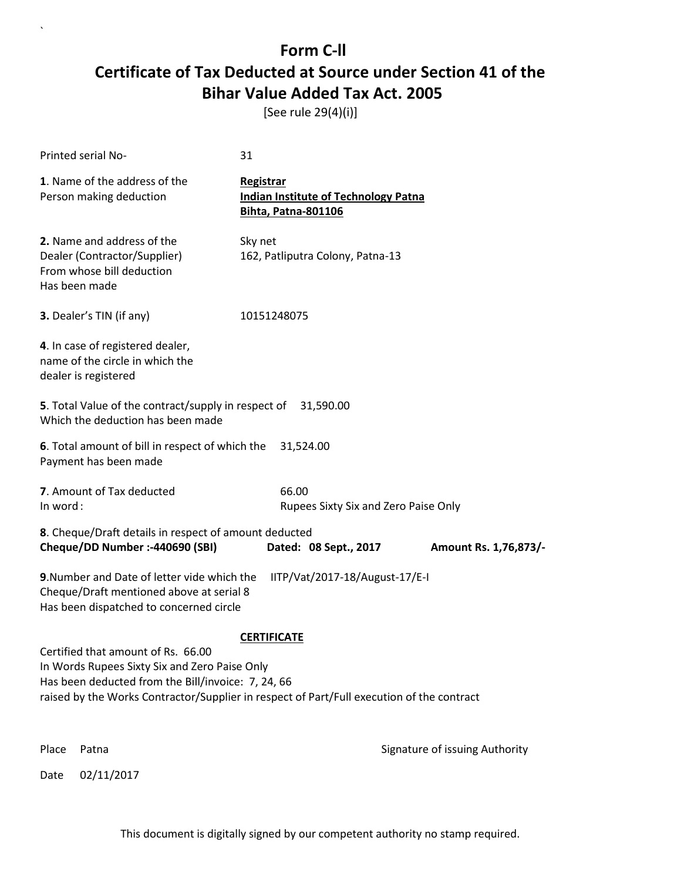# Form C-ll

## Certificate of Tax Deducted at Source under Section 41 of the Bihar Value Added Tax Act. 2005

[See rule 29(4)(i)]

Printed serial No- 31

**1**. Name of the address of the Person making deduction

**Registrar**
**Indian Institute of Technology Patna**
**Bihta, Patna-801106**

**2.** Name and address of the Dealer (Contractor/Supplier) From whose bill deduction Has been made

Sky net
162, Patliputra Colony, Patna-13

**3.** Dealer's TIN (if any) 10151248075

**4**. In case of registered dealer, name of the circle in which the dealer is registered

**5**. Total Value of the contract/supply in respect of Which the deduction has been made 31,590.00

**6**. Total amount of bill in respect of which the Payment has been made 31,524.00

**7**. Amount of Tax deducted 66.00
In word: Rupees Sixty Six and Zero Paise Only

**8**. Cheque/Draft details in respect of amount deducted
**Cheque/DD Number :-440690 (SBI)** **Dated: 08 Sept., 2017** **Amount Rs. 1,76,873/-**

**9**.Number and Date of letter vide which the Cheque/Draft mentioned above at serial 8 Has been dispatched to concerned circle IITP/Vat/2017-18/August-17/E-I

**CERTIFICATE**

Certified that amount of Rs. 66.00
In Words Rupees Sixty Six and Zero Paise Only
Has been deducted from the Bill/invoice: 7, 24, 66
raised by the Works Contractor/Supplier in respect of Part/Full execution of the contract

Place Patna

Signature of issuing Authority

Date 02/11/2017

This document is digitally signed by our competent authority no stamp required.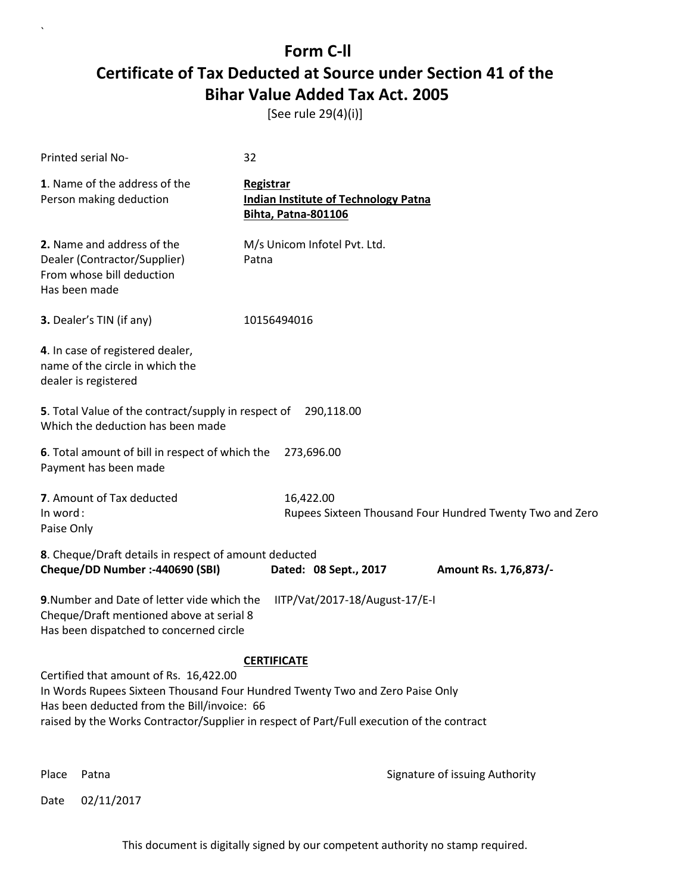`

# Form C-ll

# Certificate of Tax Deducted at Source under Section 41 of the Bihar Value Added Tax Act. 2005

[See rule 29(4)(i)]

Printed serial No- 32

**1**. Name of the address of the Person making deduction

**Registrar**
**Indian Institute of Technology Patna**
**Bihta, Patna-801106**

**2.** Name and address of the Dealer (Contractor/Supplier) From whose bill deduction Has been made

M/s Unicom Infotel Pvt. Ltd.
Patna

**3.** Dealer's TIN (if any) 10156494016

**4**. In case of registered dealer, name of the circle in which the dealer is registered

**5**. Total Value of the contract/supply in respect of Which the deduction has been made 290,118.00

**6**. Total amount of bill in respect of which the Payment has been made 273,696.00

**7**. Amount of Tax deducted 16,422.00
In word : Rupees Sixteen Thousand Four Hundred Twenty Two and Zero Paise Only

**8**. Cheque/Draft details in respect of amount deducted
**Cheque/DD Number :-440690 (SBI)** **Dated: 08 Sept., 2017** **Amount Rs. 1,76,873/-**

**9**.Number and Date of letter vide which the Cheque/Draft mentioned above at serial 8 Has been dispatched to concerned circle IITP/Vat/2017-18/August-17/E-I

**CERTIFICATE**

Certified that amount of Rs. 16,422.00
In Words Rupees Sixteen Thousand Four Hundred Twenty Two and Zero Paise Only
Has been deducted from the Bill/invoice: 66
raised by the Works Contractor/Supplier in respect of Part/Full execution of the contract

Place Patna

Signature of issuing Authority

Date 02/11/2017

This document is digitally signed by our competent authority no stamp required.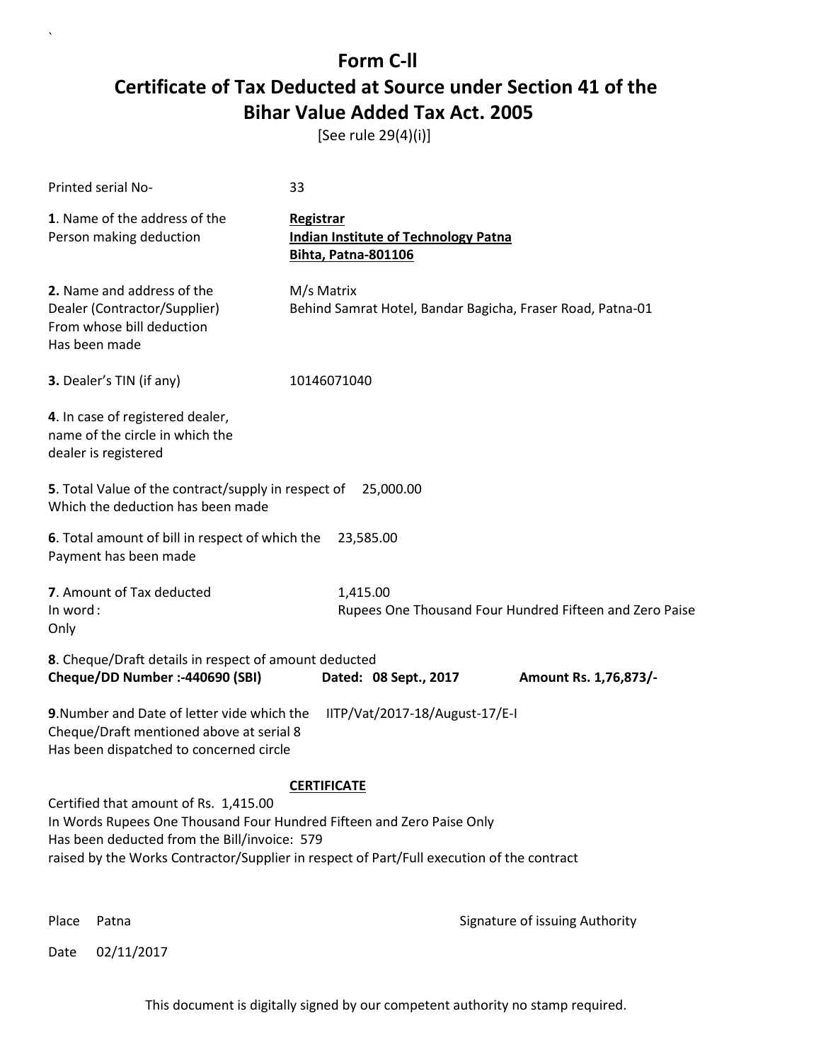# Form C-ll

## Certificate of Tax Deducted at Source under Section 41 of the Bihar Value Added Tax Act. 2005

[See rule 29(4)(i)]

Printed serial No- 33

**1**. Name of the address of the Person making deduction

**Registrar**
**Indian Institute of Technology Patna**
**Bihta, Patna-801106**

**2.** Name and address of the Dealer (Contractor/Supplier) From whose bill deduction Has been made

M/s Matrix
Behind Samrat Hotel, Bandar Bagicha, Fraser Road, Patna-01

**3.** Dealer's TIN (if any) 10146071040

**4**. In case of registered dealer, name of the circle in which the dealer is registered

**5**. Total Value of the contract/supply in respect of Which the deduction has been made 25,000.00

**6**. Total amount of bill in respect of which the Payment has been made 23,585.00

**7**. Amount of Tax deducted 1,415.00
In word : Rupees One Thousand Four Hundred Fifteen and Zero Paise Only

**8**. Cheque/Draft details in respect of amount deducted
**Cheque/DD Number :-440690 (SBI) Dated: 08 Sept., 2017 Amount Rs. 1,76,873/-**

**9**.Number and Date of letter vide which the Cheque/Draft mentioned above at serial 8 Has been dispatched to concerned circle IITP/Vat/2017-18/August-17/E-I

**CERTIFICATE**

Certified that amount of Rs. 1,415.00
In Words Rupees One Thousand Four Hundred Fifteen and Zero Paise Only
Has been deducted from the Bill/invoice: 579
raised by the Works Contractor/Supplier in respect of Part/Full execution of the contract

Place Patna

Signature of issuing Authority

Date 02/11/2017

This document is digitally signed by our competent authority no stamp required.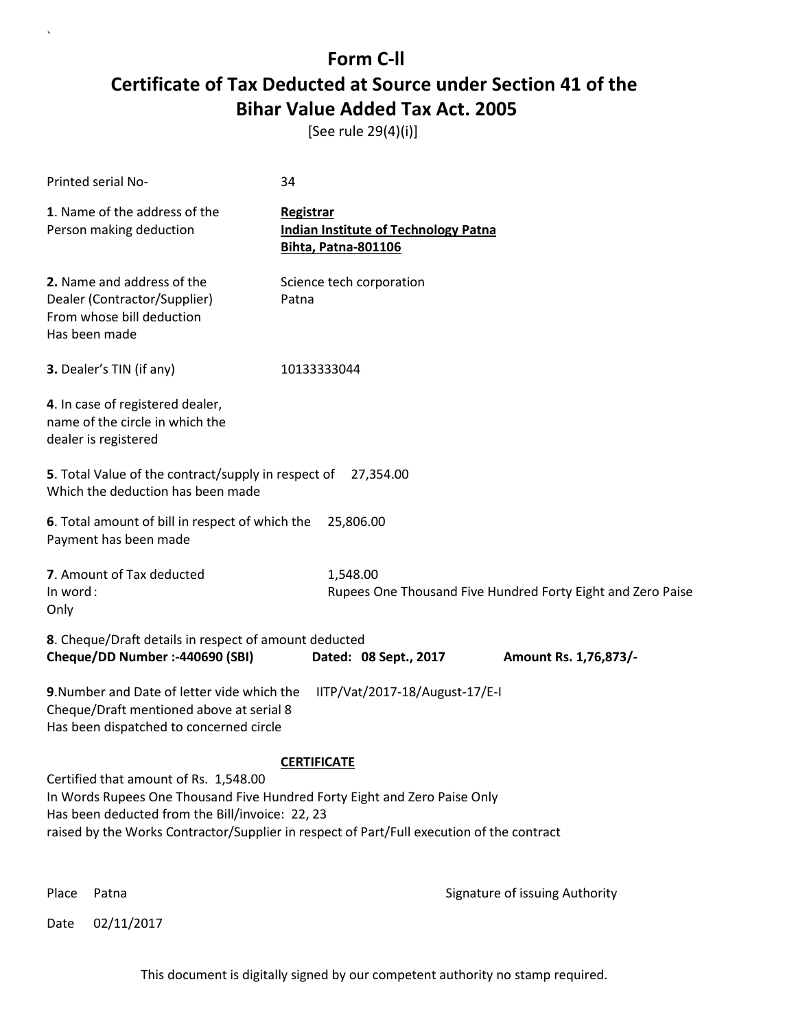# Form C-ll

## Certificate of Tax Deducted at Source under Section 41 of the Bihar Value Added Tax Act. 2005

[See rule 29(4)(i)]

Printed serial No- 34

**1**. Name of the address of the Person making deduction

**Registrar**
**Indian Institute of Technology Patna**
**Bihta, Patna-801106**

**2.** Name and address of the Dealer (Contractor/Supplier) From whose bill deduction Has been made

Science tech corporation
Patna

**3.** Dealer's TIN (if any) 10133333044

**4**. In case of registered dealer, name of the circle in which the dealer is registered

**5**. Total Value of the contract/supply in respect of Which the deduction has been made 27,354.00

**6**. Total amount of bill in respect of which the Payment has been made 25,806.00

**7**. Amount of Tax deducted 1,548.00
In word: Rupees One Thousand Five Hundred Forty Eight and Zero Paise Only

**8**. Cheque/Draft details in respect of amount deducted
**Cheque/DD Number :-440690 (SBI)** **Dated: 08 Sept., 2017** **Amount Rs. 1,76,873/-**

**9**.Number and Date of letter vide which the Cheque/Draft mentioned above at serial 8 Has been dispatched to concerned circle IITP/Vat/2017-18/August-17/E-I

**CERTIFICATE**

Certified that amount of Rs. 1,548.00
In Words Rupees One Thousand Five Hundred Forty Eight and Zero Paise Only
Has been deducted from the Bill/invoice: 22, 23
raised by the Works Contractor/Supplier in respect of Part/Full execution of the contract

Place Patna

Signature of issuing Authority

Date 02/11/2017

This document is digitally signed by our competent authority no stamp required.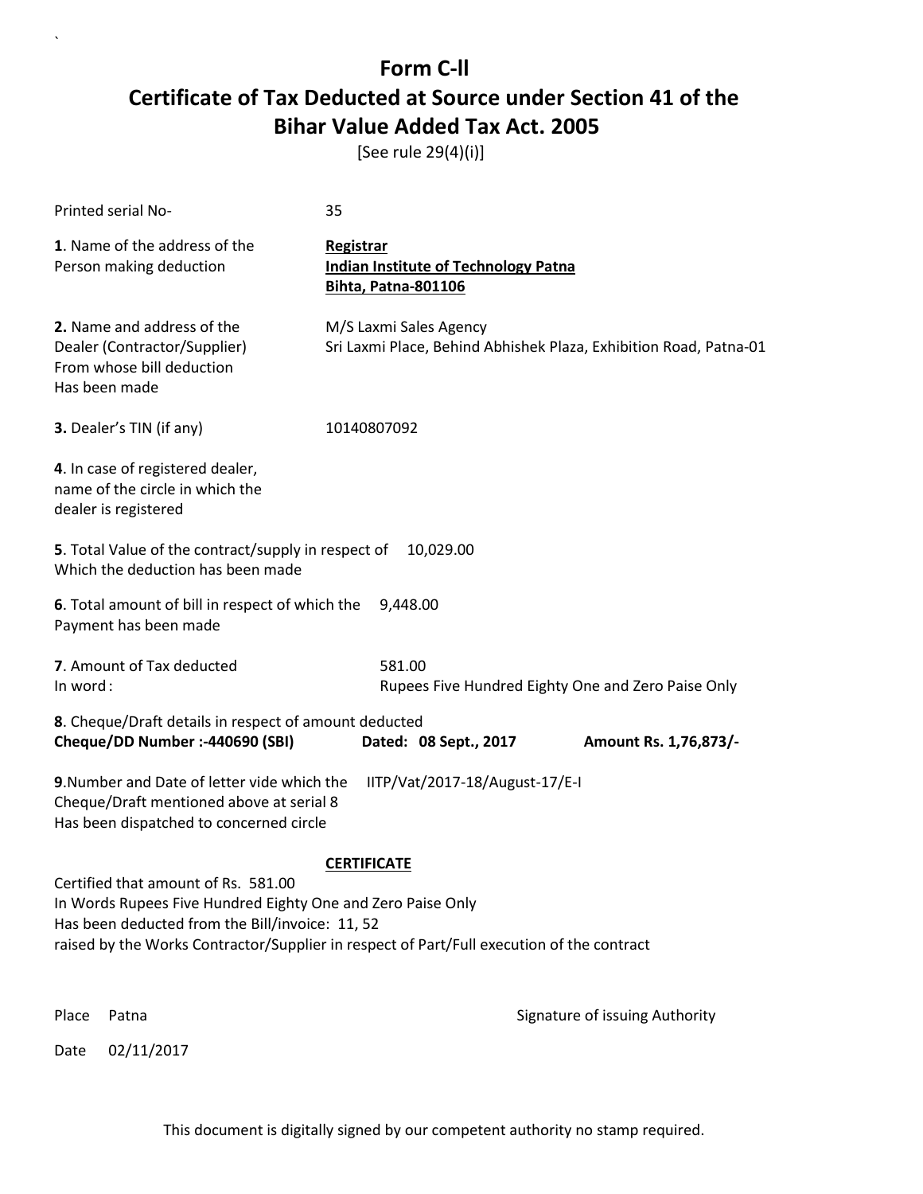# Form C-ll

# Certificate of Tax Deducted at Source under Section 41 of the Bihar Value Added Tax Act. 2005

[See rule 29(4)(i)]

Printed serial No- 35

**1**. Name of the address of the Person making deduction

**Registrar**
**Indian Institute of Technology Patna**
**Bihta, Patna-801106**

**2.** Name and address of the Dealer (Contractor/Supplier) From whose bill deduction Has been made

M/S Laxmi Sales Agency
Sri Laxmi Place, Behind Abhishek Plaza, Exhibition Road, Patna-01

**3.** Dealer's TIN (if any) 10140807092

**4**. In case of registered dealer, name of the circle in which the dealer is registered

**5**. Total Value of the contract/supply in respect of Which the deduction has been made 10,029.00

**6**. Total amount of bill in respect of which the Payment has been made 9,448.00

**7**. Amount of Tax deducted 581.00
In word : Rupees Five Hundred Eighty One and Zero Paise Only

**8**. Cheque/Draft details in respect of amount deducted
**Cheque/DD Number :-440690 (SBI) Dated: 08 Sept., 2017 Amount Rs. 1,76,873/-**

**9**.Number and Date of letter vide which the Cheque/Draft mentioned above at serial 8 Has been dispatched to concerned circle IITP/Vat/2017-18/August-17/E-I

**CERTIFICATE**

Certified that amount of Rs. 581.00
In Words Rupees Five Hundred Eighty One and Zero Paise Only
Has been deducted from the Bill/invoice: 11, 52
raised by the Works Contractor/Supplier in respect of Part/Full execution of the contract

Place Patna

Signature of issuing Authority

Date 02/11/2017

This document is digitally signed by our competent authority no stamp required.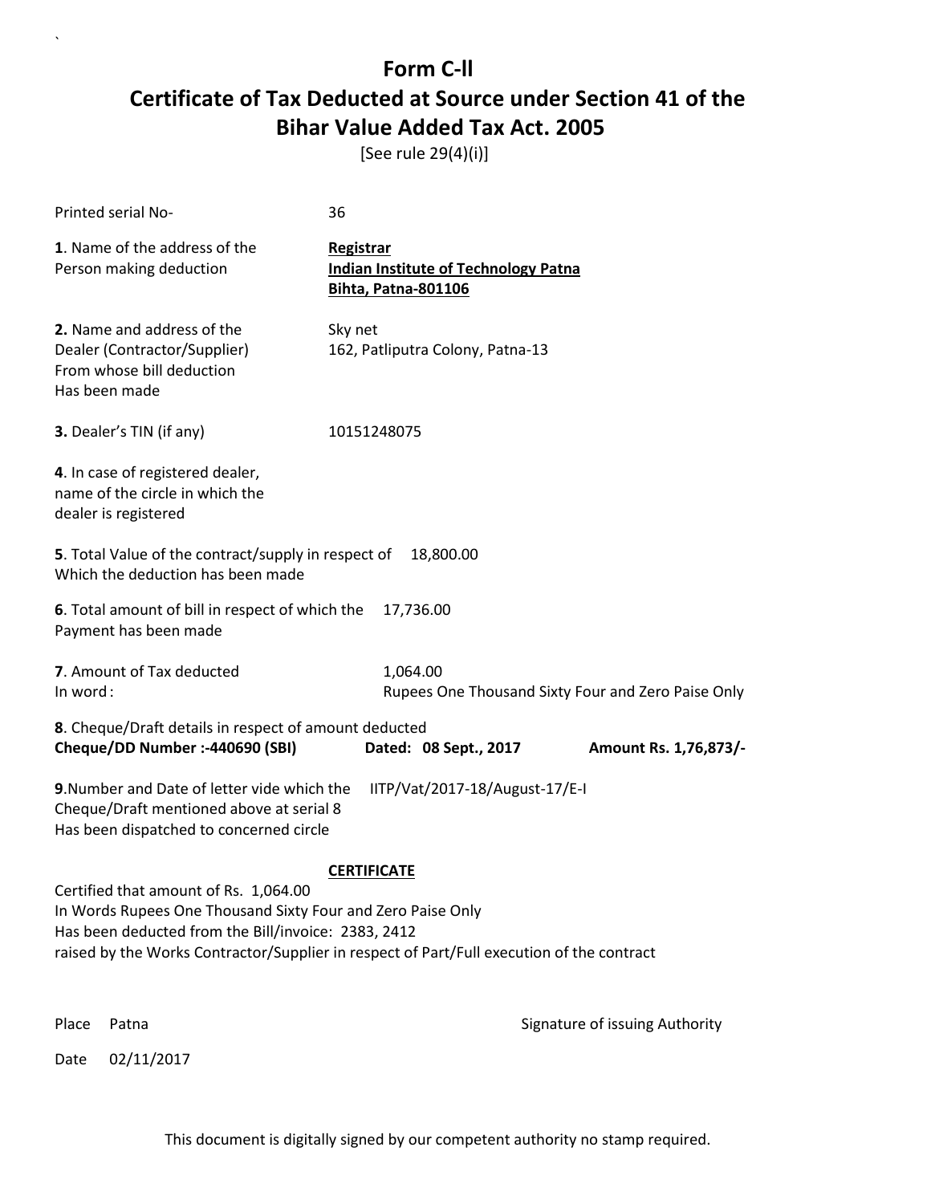# Form C-ll

# Certificate of Tax Deducted at Source under Section 41 of the Bihar Value Added Tax Act. 2005

[See rule 29(4)(i)]

Printed serial No- 36

**1**. Name of the address of the Person making deduction

**Registrar**
**Indian Institute of Technology Patna**
**Bihta, Patna-801106**

**2.** Name and address of the Dealer (Contractor/Supplier) From whose bill deduction Has been made

Sky net
162, Patliputra Colony, Patna-13

**3.** Dealer's TIN (if any) 10151248075

**4**. In case of registered dealer, name of the circle in which the dealer is registered

**5**. Total Value of the contract/supply in respect of Which the deduction has been made 18,800.00

**6**. Total amount of bill in respect of which the Payment has been made 17,736.00

**7**. Amount of Tax deducted 1,064.00
In word : Rupees One Thousand Sixty Four and Zero Paise Only

**8**. Cheque/Draft details in respect of amount deducted
**Cheque/DD Number :-440690 (SBI)** **Dated: 08 Sept., 2017** **Amount Rs. 1,76,873/-**

**9**.Number and Date of letter vide which the Cheque/Draft mentioned above at serial 8 Has been dispatched to concerned circle IITP/Vat/2017-18/August-17/E-I

**CERTIFICATE**

Certified that amount of Rs. 1,064.00
In Words Rupees One Thousand Sixty Four and Zero Paise Only
Has been deducted from the Bill/invoice: 2383, 2412
raised by the Works Contractor/Supplier in respect of Part/Full execution of the contract

Place Patna

Signature of issuing Authority

Date 02/11/2017

This document is digitally signed by our competent authority no stamp required.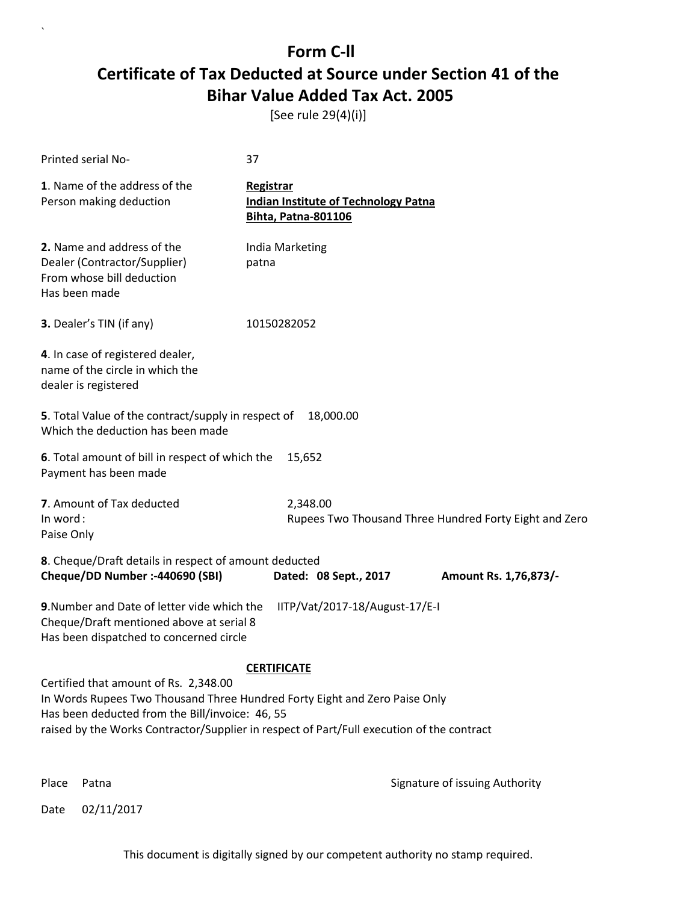# Form C-ll

# Certificate of Tax Deducted at Source under Section 41 of the Bihar Value Added Tax Act. 2005

[See rule 29(4)(i)]

Printed serial No- 37

**1**. Name of the address of the Person making deduction

**Registrar**
**Indian Institute of Technology Patna**
**Bihta, Patna-801106**

**2.** Name and address of the Dealer (Contractor/Supplier) From whose bill deduction Has been made

India Marketing
patna

**3.** Dealer's TIN (if any) 10150282052

**4**. In case of registered dealer, name of the circle in which the dealer is registered

**5**. Total Value of the contract/supply in respect of Which the deduction has been made 18,000.00

**6**. Total amount of bill in respect of which the Payment has been made 15,652

**7**. Amount of Tax deducted 2,348.00
In word : Rupees Two Thousand Three Hundred Forty Eight and Zero Paise Only

**8**. Cheque/Draft details in respect of amount deducted
**Cheque/DD Number :-440690 (SBI) Dated: 08 Sept., 2017 Amount Rs. 1,76,873/-**

**9**.Number and Date of letter vide which the Cheque/Draft mentioned above at serial 8 Has been dispatched to concerned circle IITP/Vat/2017-18/August-17/E-I

**CERTIFICATE**

Certified that amount of Rs. 2,348.00
In Words Rupees Two Thousand Three Hundred Forty Eight and Zero Paise Only
Has been deducted from the Bill/invoice: 46, 55
raised by the Works Contractor/Supplier in respect of Part/Full execution of the contract

Place Patna

Signature of issuing Authority

Date 02/11/2017

This document is digitally signed by our competent authority no stamp required.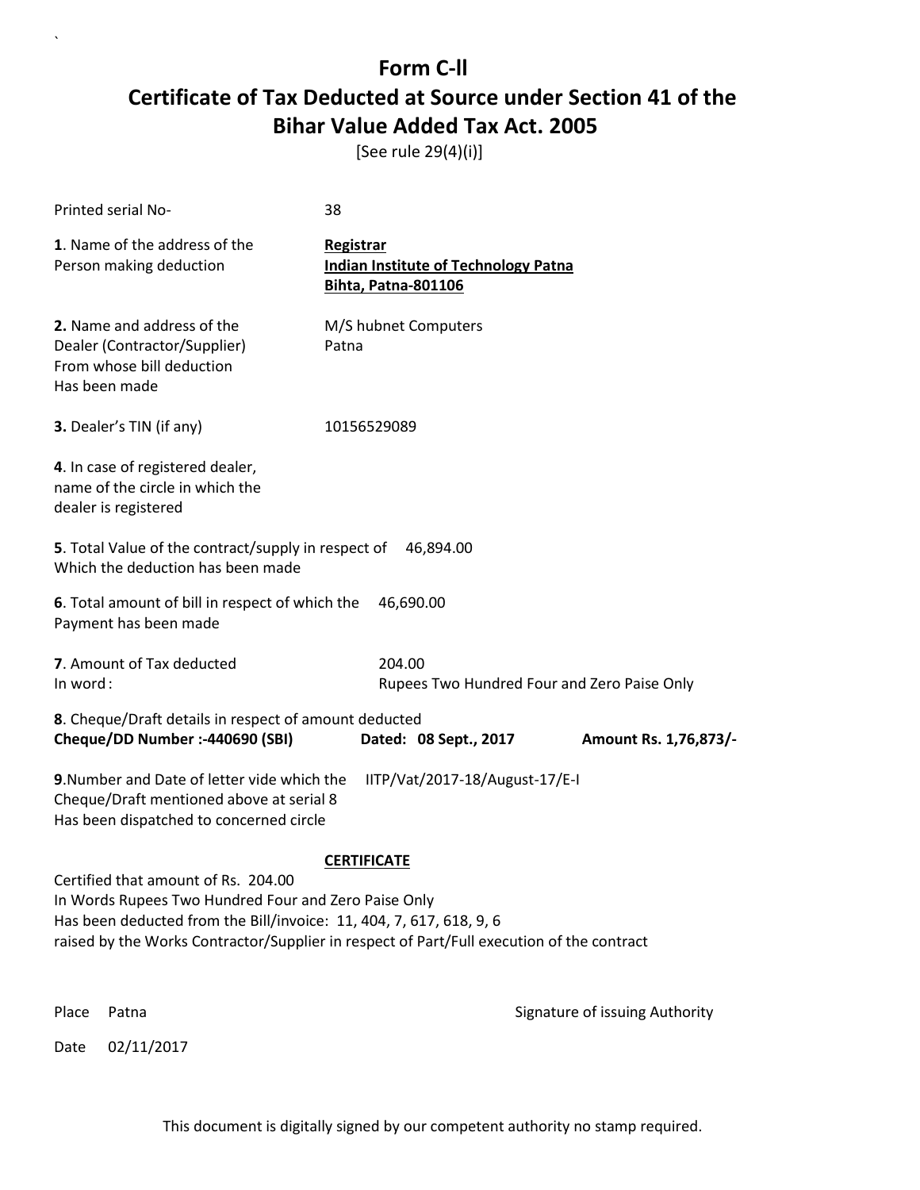# Form C-ll

## Certificate of Tax Deducted at Source under Section 41 of the Bihar Value Added Tax Act. 2005

[See rule 29(4)(i)]

Printed serial No- 38

**1**. Name of the address of the Person making deduction

**Registrar**
**Indian Institute of Technology Patna**
**Bihta, Patna-801106**

**2.** Name and address of the Dealer (Contractor/Supplier) From whose bill deduction Has been made

M/S hubnet Computers
Patna

**3.** Dealer's TIN (if any) 10156529089

**4**. In case of registered dealer, name of the circle in which the dealer is registered

**5**. Total Value of the contract/supply in respect of Which the deduction has been made 46,894.00

**6**. Total amount of bill in respect of which the Payment has been made 46,690.00

**7**. Amount of Tax deducted 204.00
In word : Rupees Two Hundred Four and Zero Paise Only

**8**. Cheque/Draft details in respect of amount deducted
**Cheque/DD Number :-440690 (SBI)** **Dated: 08 Sept., 2017** **Amount Rs. 1,76,873/-**

**9**.Number and Date of letter vide which the Cheque/Draft mentioned above at serial 8 Has been dispatched to concerned circle IITP/Vat/2017-18/August-17/E-I

**CERTIFICATE**

Certified that amount of Rs. 204.00
In Words Rupees Two Hundred Four and Zero Paise Only
Has been deducted from the Bill/invoice: 11, 404, 7, 617, 618, 9, 6
raised by the Works Contractor/Supplier in respect of Part/Full execution of the contract

Place Patna

Signature of issuing Authority

Date 02/11/2017

This document is digitally signed by our competent authority no stamp required.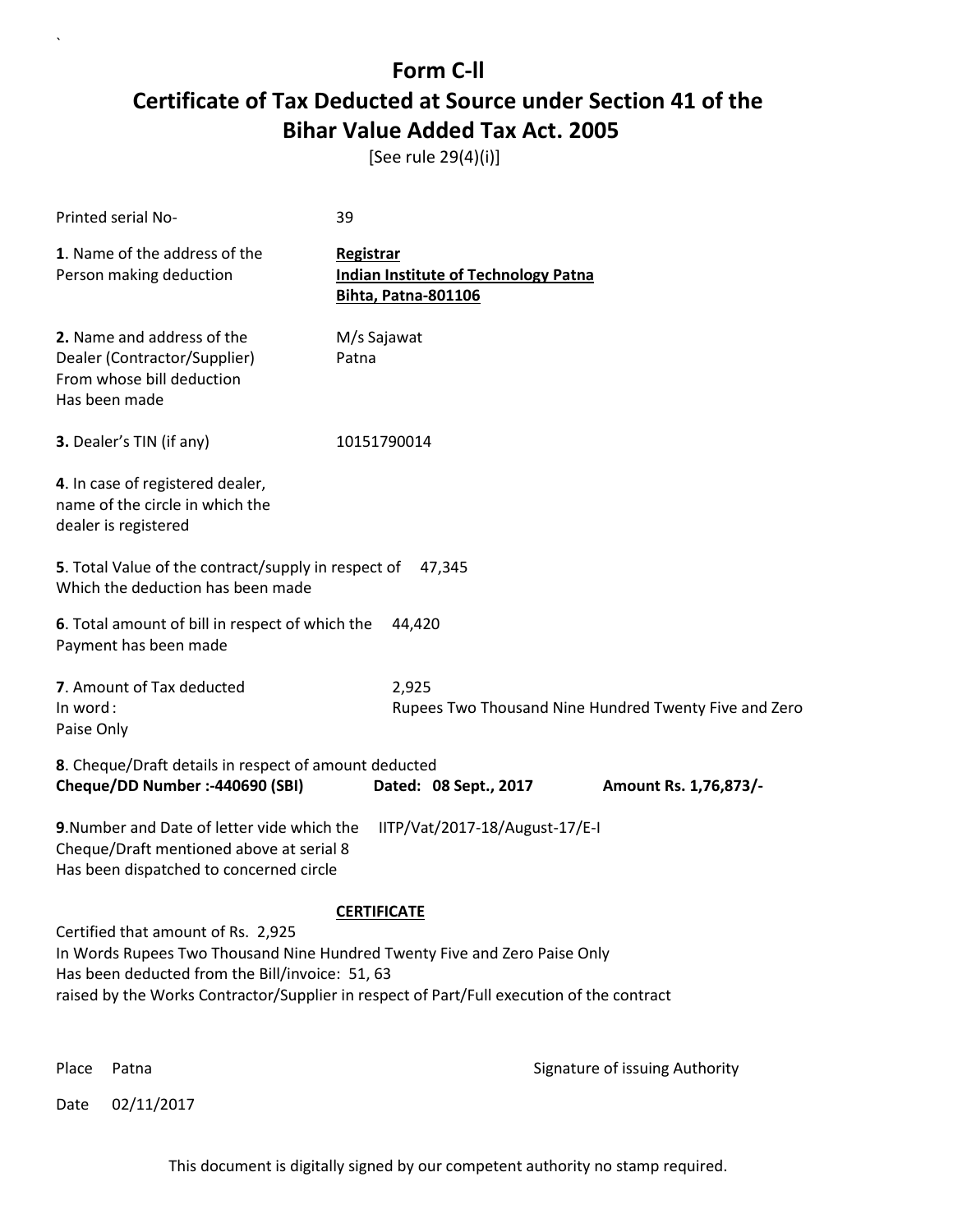# Form C-ll

# Certificate of Tax Deducted at Source under Section 41 of the Bihar Value Added Tax Act. 2005

[See rule 29(4)(i)]

Printed serial No- 39

**1**. Name of the address of the Person making deduction

**Registrar**
**Indian Institute of Technology Patna**
**Bihta, Patna-801106**

**2.** Name and address of the Dealer (Contractor/Supplier) From whose bill deduction Has been made

M/s Sajawat
Patna

**3.** Dealer's TIN (if any) 10151790014

**4**. In case of registered dealer, name of the circle in which the dealer is registered

**5**. Total Value of the contract/supply in respect of Which the deduction has been made 47,345

**6**. Total amount of bill in respect of which the Payment has been made 44,420

**7**. Amount of Tax deducted 2,925
In word : Rupees Two Thousand Nine Hundred Twenty Five and Zero Paise Only

**8**. Cheque/Draft details in respect of amount deducted
**Cheque/DD Number :-440690 (SBI)** **Dated: 08 Sept., 2017** **Amount Rs. 1,76,873/-**

**9**.Number and Date of letter vide which the Cheque/Draft mentioned above at serial 8 Has been dispatched to concerned circle IITP/Vat/2017-18/August-17/E-I

**CERTIFICATE**

Certified that amount of Rs. 2,925
In Words Rupees Two Thousand Nine Hundred Twenty Five and Zero Paise Only
Has been deducted from the Bill/invoice: 51, 63
raised by the Works Contractor/Supplier in respect of Part/Full execution of the contract

Place Patna

Signature of issuing Authority

Date 02/11/2017

This document is digitally signed by our competent authority no stamp required.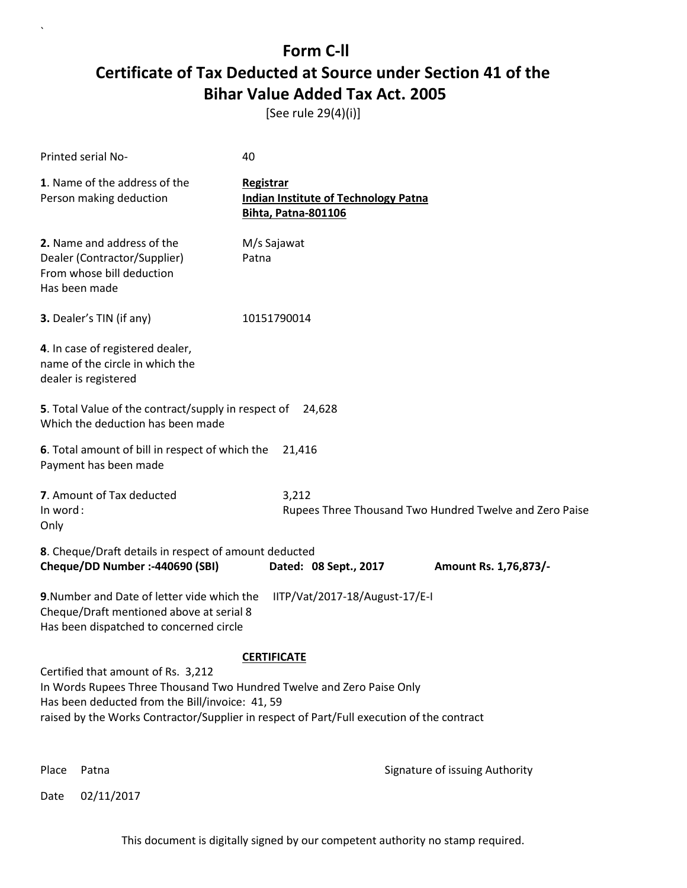# Form C-ll
# Certificate of Tax Deducted at Source under Section 41 of the Bihar Value Added Tax Act. 2005

[See rule 29(4)(i)]

Printed serial No- 40

**1**. Name of the address of the Person making deduction

**Registrar**
**Indian Institute of Technology Patna**
**Bihta, Patna-801106**

**2.** Name and address of the Dealer (Contractor/Supplier) From whose bill deduction Has been made

M/s Sajawat
Patna

**3.** Dealer's TIN (if any) 10151790014

**4**. In case of registered dealer, name of the circle in which the dealer is registered

**5**. Total Value of the contract/supply in respect of Which the deduction has been made 24,628

**6**. Total amount of bill in respect of which the Payment has been made 21,416

**7**. Amount of Tax deducted 3,212
In word : Rupees Three Thousand Two Hundred Twelve and Zero Paise Only

**8**. Cheque/Draft details in respect of amount deducted
**Cheque/DD Number :-440690 (SBI)** **Dated: 08 Sept., 2017** **Amount Rs. 1,76,873/-**

**9**.Number and Date of letter vide which the Cheque/Draft mentioned above at serial 8 Has been dispatched to concerned circle IITP/Vat/2017-18/August-17/E-I

**CERTIFICATE**

Certified that amount of Rs. 3,212
In Words Rupees Three Thousand Two Hundred Twelve and Zero Paise Only
Has been deducted from the Bill/invoice: 41, 59
raised by the Works Contractor/Supplier in respect of Part/Full execution of the contract

Place Patna

Signature of issuing Authority

Date 02/11/2017

This document is digitally signed by our competent authority no stamp required.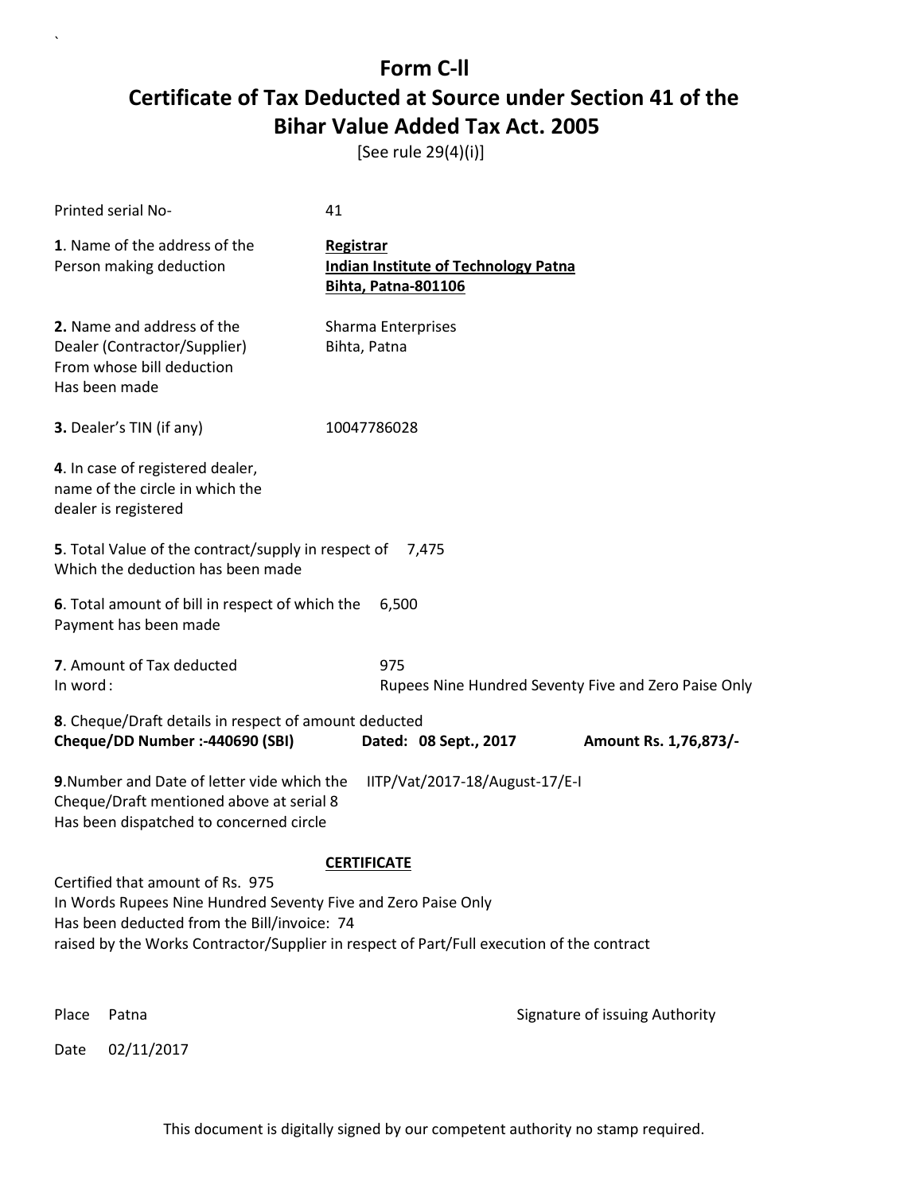# Form C-ll

## Certificate of Tax Deducted at Source under Section 41 of the Bihar Value Added Tax Act. 2005

[See rule 29(4)(i)]

Printed serial No- 41

**1**. Name of the address of the Person making deduction

**Registrar**
**Indian Institute of Technology Patna**
**Bihta, Patna-801106**

**2.** Name and address of the Dealer (Contractor/Supplier) From whose bill deduction Has been made

Sharma Enterprises
Bihta, Patna

**3.** Dealer's TIN (if any) 10047786028

**4**. In case of registered dealer, name of the circle in which the dealer is registered

**5**. Total Value of the contract/supply in respect of Which the deduction has been made 7,475

**6**. Total amount of bill in respect of which the Payment has been made 6,500

**7**. Amount of Tax deducted 975
In word : Rupees Nine Hundred Seventy Five and Zero Paise Only

**8**. Cheque/Draft details in respect of amount deducted
**Cheque/DD Number :-440690 (SBI)** **Dated: 08 Sept., 2017** **Amount Rs. 1,76,873/-**

**9**.Number and Date of letter vide which the Cheque/Draft mentioned above at serial 8 Has been dispatched to concerned circle IITP/Vat/2017-18/August-17/E-I

**CERTIFICATE**

Certified that amount of Rs. 975
In Words Rupees Nine Hundred Seventy Five and Zero Paise Only
Has been deducted from the Bill/invoice: 74
raised by the Works Contractor/Supplier in respect of Part/Full execution of the contract

Place Patna

Signature of issuing Authority

Date 02/11/2017

This document is digitally signed by our competent authority no stamp required.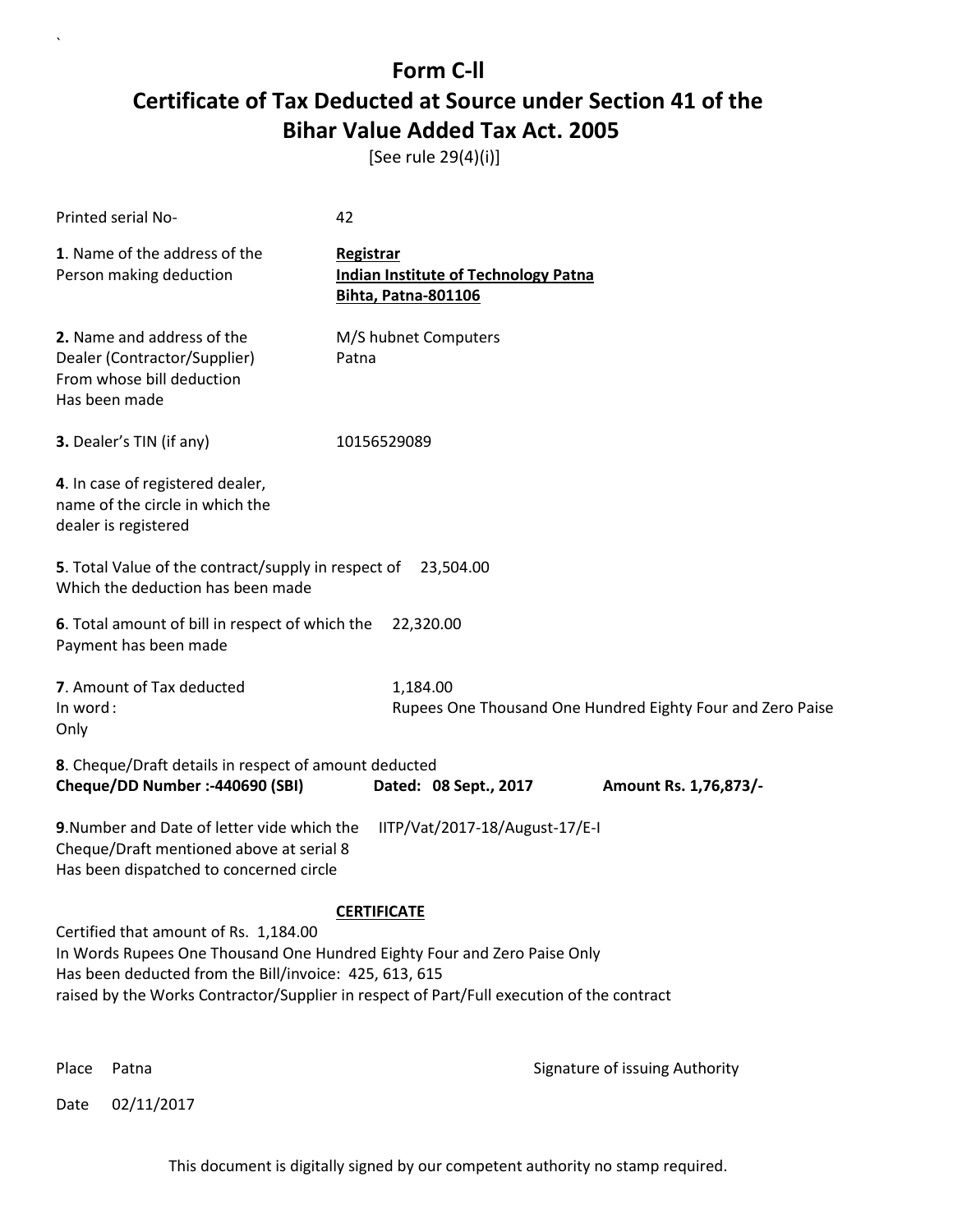# Form C-ll

## Certificate of Tax Deducted at Source under Section 41 of the Bihar Value Added Tax Act. 2005

[See rule 29(4)(i)]

Printed serial No- 42

**1**. Name of the address of the Person making deduction

**Registrar**
**Indian Institute of Technology Patna**
**Bihta, Patna-801106**

**2.** Name and address of the Dealer (Contractor/Supplier) From whose bill deduction Has been made

M/S hubnet Computers
Patna

**3.** Dealer's TIN (if any) 10156529089

**4**. In case of registered dealer, name of the circle in which the dealer is registered

**5**. Total Value of the contract/supply in respect of Which the deduction has been made 23,504.00

**6**. Total amount of bill in respect of which the Payment has been made 22,320.00

**7**. Amount of Tax deducted 1,184.00
In word : Rupees One Thousand One Hundred Eighty Four and Zero Paise Only

**8**. Cheque/Draft details in respect of amount deducted
**Cheque/DD Number :-440690 (SBI) Dated: 08 Sept., 2017 Amount Rs. 1,76,873/-**

**9**.Number and Date of letter vide which the Cheque/Draft mentioned above at serial 8 Has been dispatched to concerned circle IITP/Vat/2017-18/August-17/E-I

**CERTIFICATE**

Certified that amount of Rs. 1,184.00
In Words Rupees One Thousand One Hundred Eighty Four and Zero Paise Only
Has been deducted from the Bill/invoice: 425, 613, 615
raised by the Works Contractor/Supplier in respect of Part/Full execution of the contract

Place Patna

Signature of issuing Authority

Date 02/11/2017

This document is digitally signed by our competent authority no stamp required.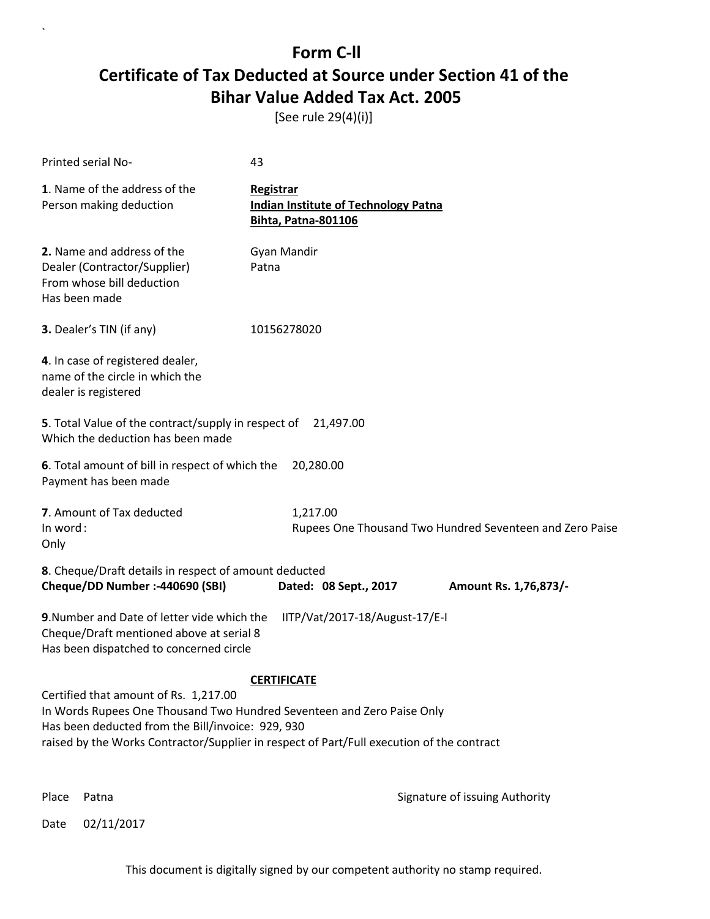# Form C-ll

# Certificate of Tax Deducted at Source under Section 41 of the Bihar Value Added Tax Act. 2005

[See rule 29(4)(i)]

Printed serial No- 43

**1**. Name of the address of the Person making deduction

**Registrar**
**Indian Institute of Technology Patna**
**Bihta, Patna-801106**

**2.** Name and address of the Dealer (Contractor/Supplier) From whose bill deduction Has been made

Gyan Mandir
Patna

**3.** Dealer's TIN (if any) 10156278020

**4**. In case of registered dealer, name of the circle in which the dealer is registered

**5**. Total Value of the contract/supply in respect of Which the deduction has been made 21,497.00

**6**. Total amount of bill in respect of which the Payment has been made 20,280.00

**7**. Amount of Tax deducted 1,217.00
In word : Rupees One Thousand Two Hundred Seventeen and Zero Paise Only

**8**. Cheque/Draft details in respect of amount deducted
**Cheque/DD Number :-440690 (SBI)** **Dated: 08 Sept., 2017** **Amount Rs. 1,76,873/-**

**9**.Number and Date of letter vide which the Cheque/Draft mentioned above at serial 8 Has been dispatched to concerned circle IITP/Vat/2017-18/August-17/E-I

**CERTIFICATE**

Certified that amount of Rs. 1,217.00
In Words Rupees One Thousand Two Hundred Seventeen and Zero Paise Only
Has been deducted from the Bill/invoice: 929, 930
raised by the Works Contractor/Supplier in respect of Part/Full execution of the contract

Place Patna

Signature of issuing Authority

Date 02/11/2017

This document is digitally signed by our competent authority no stamp required.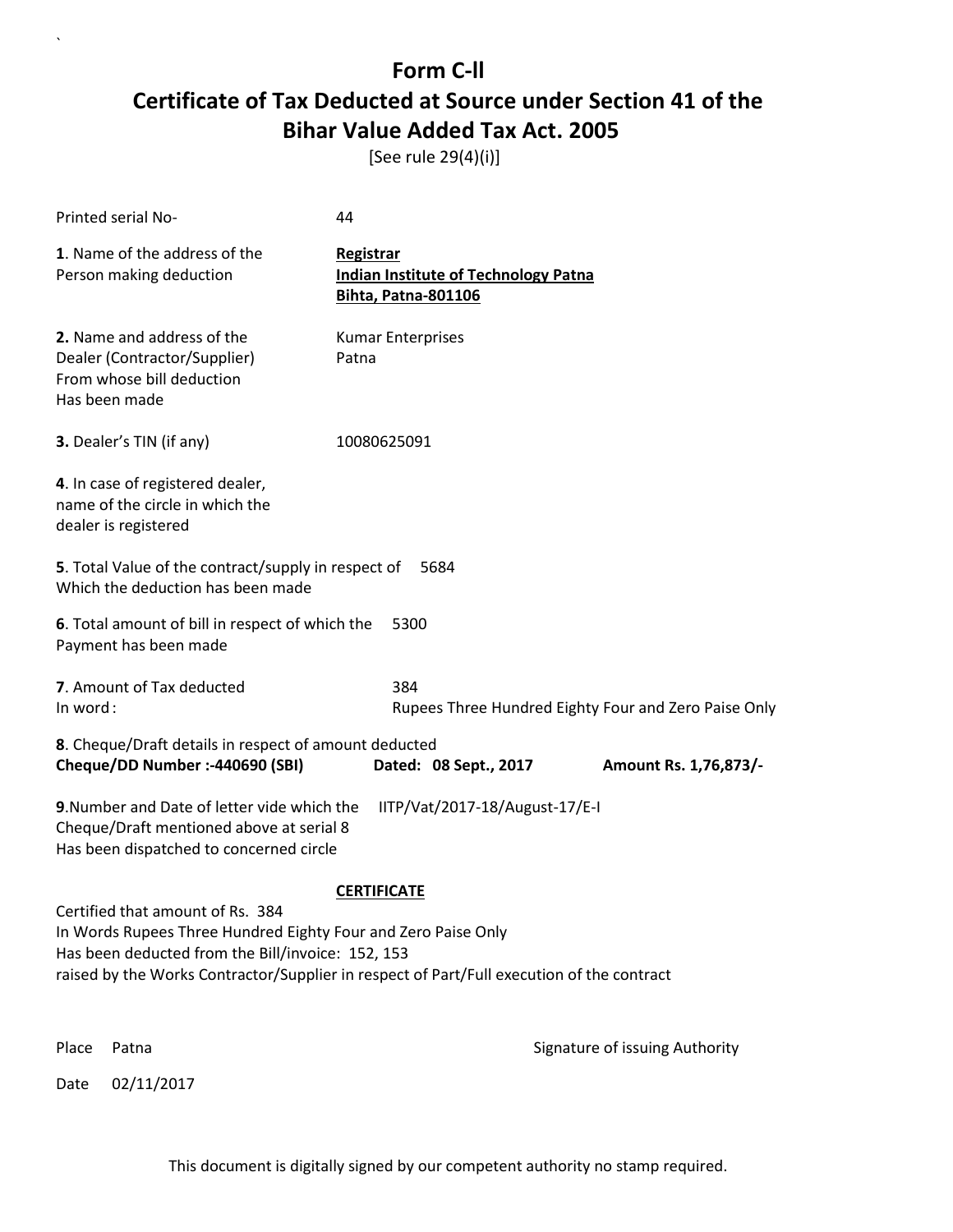# Form C-ll

# Certificate of Tax Deducted at Source under Section 41 of the Bihar Value Added Tax Act. 2005

[See rule 29(4)(i)]

Printed serial No- 44

**1**. Name of the address of the Person making deduction

**Registrar**
**Indian Institute of Technology Patna**
**Bihta, Patna-801106**

**2.** Name and address of the Dealer (Contractor/Supplier) From whose bill deduction Has been made

Kumar Enterprises
Patna

**3.** Dealer's TIN (if any) 10080625091

**4**. In case of registered dealer, name of the circle in which the dealer is registered

**5**. Total Value of the contract/supply in respect of Which the deduction has been made 5684

**6**. Total amount of bill in respect of which the Payment has been made 5300

**7**. Amount of Tax deducted 384
In word : Rupees Three Hundred Eighty Four and Zero Paise Only

**8**. Cheque/Draft details in respect of amount deducted
**Cheque/DD Number :-440690 (SBI)** **Dated: 08 Sept., 2017** **Amount Rs. 1,76,873/-**

**9**.Number and Date of letter vide which the Cheque/Draft mentioned above at serial 8 Has been dispatched to concerned circle IITP/Vat/2017-18/August-17/E-I

**CERTIFICATE**

Certified that amount of Rs. 384
In Words Rupees Three Hundred Eighty Four and Zero Paise Only
Has been deducted from the Bill/invoice: 152, 153
raised by the Works Contractor/Supplier in respect of Part/Full execution of the contract

Place Patna

Signature of issuing Authority

Date 02/11/2017

This document is digitally signed by our competent authority no stamp required.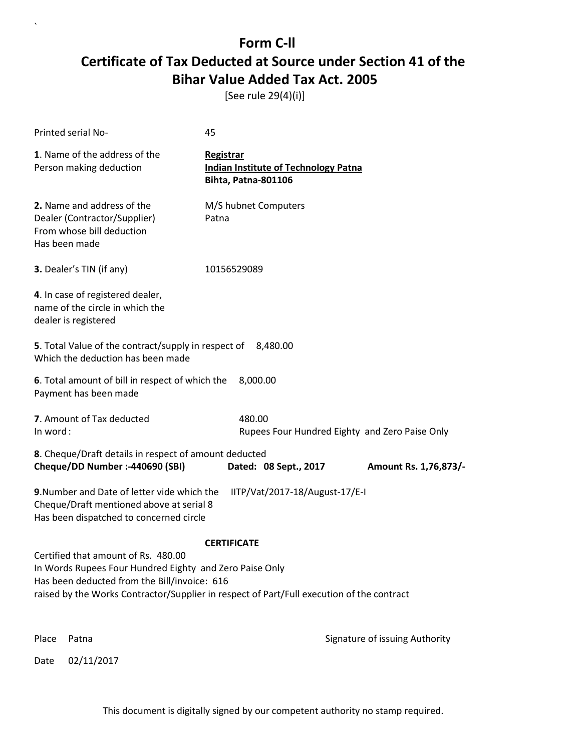# Form C-ll

# Certificate of Tax Deducted at Source under Section 41 of the Bihar Value Added Tax Act. 2005

[See rule 29(4)(i)]

Printed serial No- 45

**1**. Name of the address of the Person making deduction

**Registrar**
**Indian Institute of Technology Patna**
**Bihta, Patna-801106**

**2.** Name and address of the Dealer (Contractor/Supplier) From whose bill deduction Has been made

M/S hubnet Computers
Patna

**3.** Dealer's TIN (if any) 10156529089

**4**. In case of registered dealer, name of the circle in which the dealer is registered

**5**. Total Value of the contract/supply in respect of Which the deduction has been made 8,480.00

**6**. Total amount of bill in respect of which the Payment has been made 8,000.00

**7**. Amount of Tax deducted 480.00
In word : Rupees Four Hundred Eighty and Zero Paise Only

**8**. Cheque/Draft details in respect of amount deducted
**Cheque/DD Number :-440690 (SBI)** **Dated: 08 Sept., 2017** **Amount Rs. 1,76,873/-**

**9**.Number and Date of letter vide which the Cheque/Draft mentioned above at serial 8 Has been dispatched to concerned circle IITP/Vat/2017-18/August-17/E-I

**CERTIFICATE**

Certified that amount of Rs. 480.00
In Words Rupees Four Hundred Eighty and Zero Paise Only
Has been deducted from the Bill/invoice: 616
raised by the Works Contractor/Supplier in respect of Part/Full execution of the contract

Place Patna

Signature of issuing Authority

Date 02/11/2017

This document is digitally signed by our competent authority no stamp required.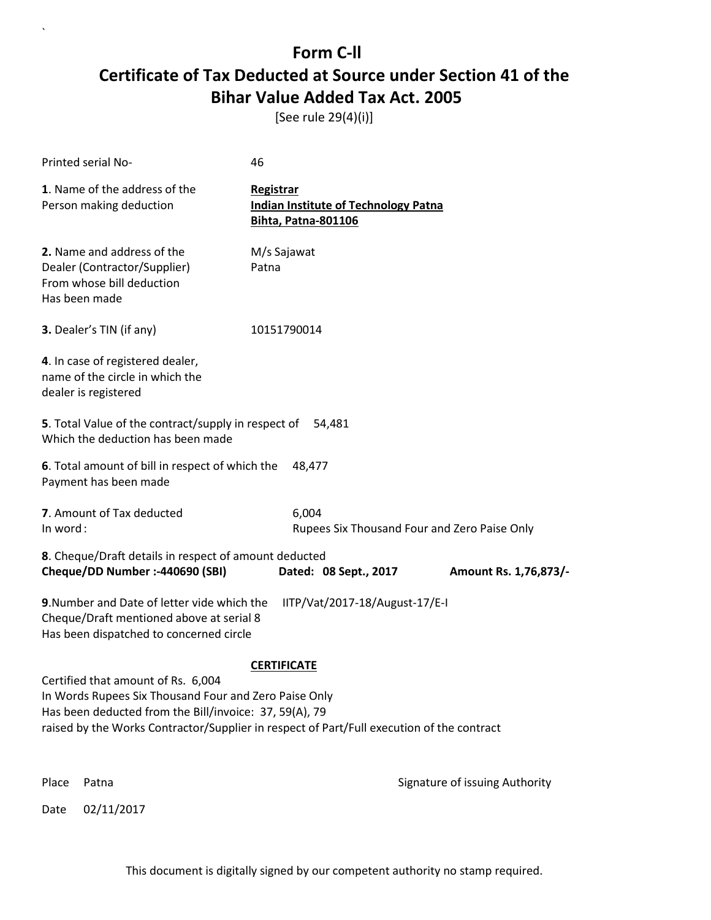# Form C-ll

## Certificate of Tax Deducted at Source under Section 41 of the Bihar Value Added Tax Act. 2005

[See rule 29(4)(i)]

Printed serial No- 46

**1**. Name of the address of the Person making deduction

**Registrar**
**Indian Institute of Technology Patna**
**Bihta, Patna-801106**

**2.** Name and address of the Dealer (Contractor/Supplier) From whose bill deduction Has been made

M/s Sajawat
Patna

**3.** Dealer's TIN (if any) 10151790014

**4**. In case of registered dealer, name of the circle in which the dealer is registered

**5**. Total Value of the contract/supply in respect of Which the deduction has been made 54,481

**6**. Total amount of bill in respect of which the Payment has been made 48,477

**7**. Amount of Tax deducted 6,004
In word : Rupees Six Thousand Four and Zero Paise Only

**8**. Cheque/Draft details in respect of amount deducted
**Cheque/DD Number :-440690 (SBI)** **Dated: 08 Sept., 2017** **Amount Rs. 1,76,873/-**

**9**.Number and Date of letter vide which the Cheque/Draft mentioned above at serial 8 Has been dispatched to concerned circle IITP/Vat/2017-18/August-17/E-I

**CERTIFICATE**

Certified that amount of Rs. 6,004
In Words Rupees Six Thousand Four and Zero Paise Only
Has been deducted from the Bill/invoice: 37, 59(A), 79
raised by the Works Contractor/Supplier in respect of Part/Full execution of the contract

Place Patna

Signature of issuing Authority

Date 02/11/2017

This document is digitally signed by our competent authority no stamp required.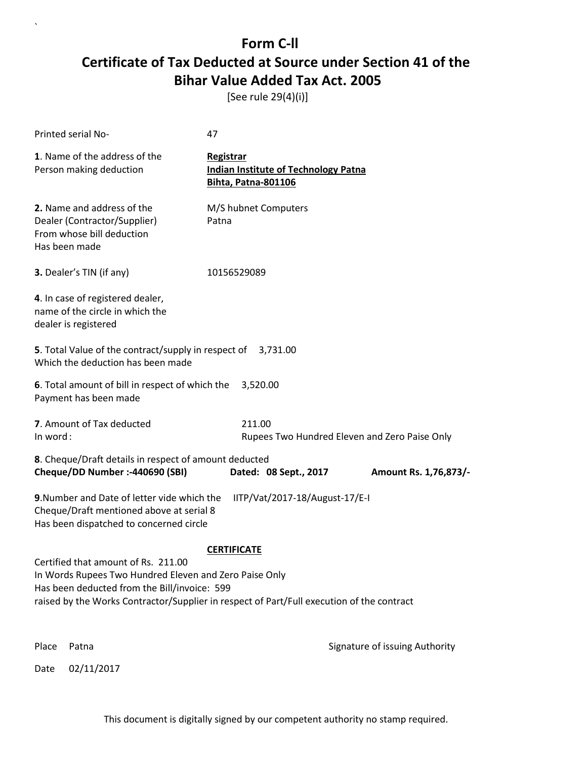# Form C-ll

## Certificate of Tax Deducted at Source under Section 41 of the Bihar Value Added Tax Act. 2005

[See rule 29(4)(i)]

Printed serial No- 47

**1**. Name of the address of the Person making deduction

**Registrar**
**Indian Institute of Technology Patna**
**Bihta, Patna-801106**

**2.** Name and address of the Dealer (Contractor/Supplier) From whose bill deduction Has been made

M/S hubnet Computers
Patna

**3.** Dealer's TIN (if any) 10156529089

**4**. In case of registered dealer, name of the circle in which the dealer is registered

**5**. Total Value of the contract/supply in respect of Which the deduction has been made 3,731.00

**6**. Total amount of bill in respect of which the Payment has been made 3,520.00

**7**. Amount of Tax deducted 211.00
In word : Rupees Two Hundred Eleven and Zero Paise Only

**8**. Cheque/Draft details in respect of amount deducted
**Cheque/DD Number :-440690 (SBI)** **Dated: 08 Sept., 2017** **Amount Rs. 1,76,873/-**

**9**.Number and Date of letter vide which the Cheque/Draft mentioned above at serial 8 Has been dispatched to concerned circle IITP/Vat/2017-18/August-17/E-I

**CERTIFICATE**

Certified that amount of Rs. 211.00
In Words Rupees Two Hundred Eleven and Zero Paise Only
Has been deducted from the Bill/invoice: 599
raised by the Works Contractor/Supplier in respect of Part/Full execution of the contract

Place Patna

Signature of issuing Authority

Date 02/11/2017

This document is digitally signed by our competent authority no stamp required.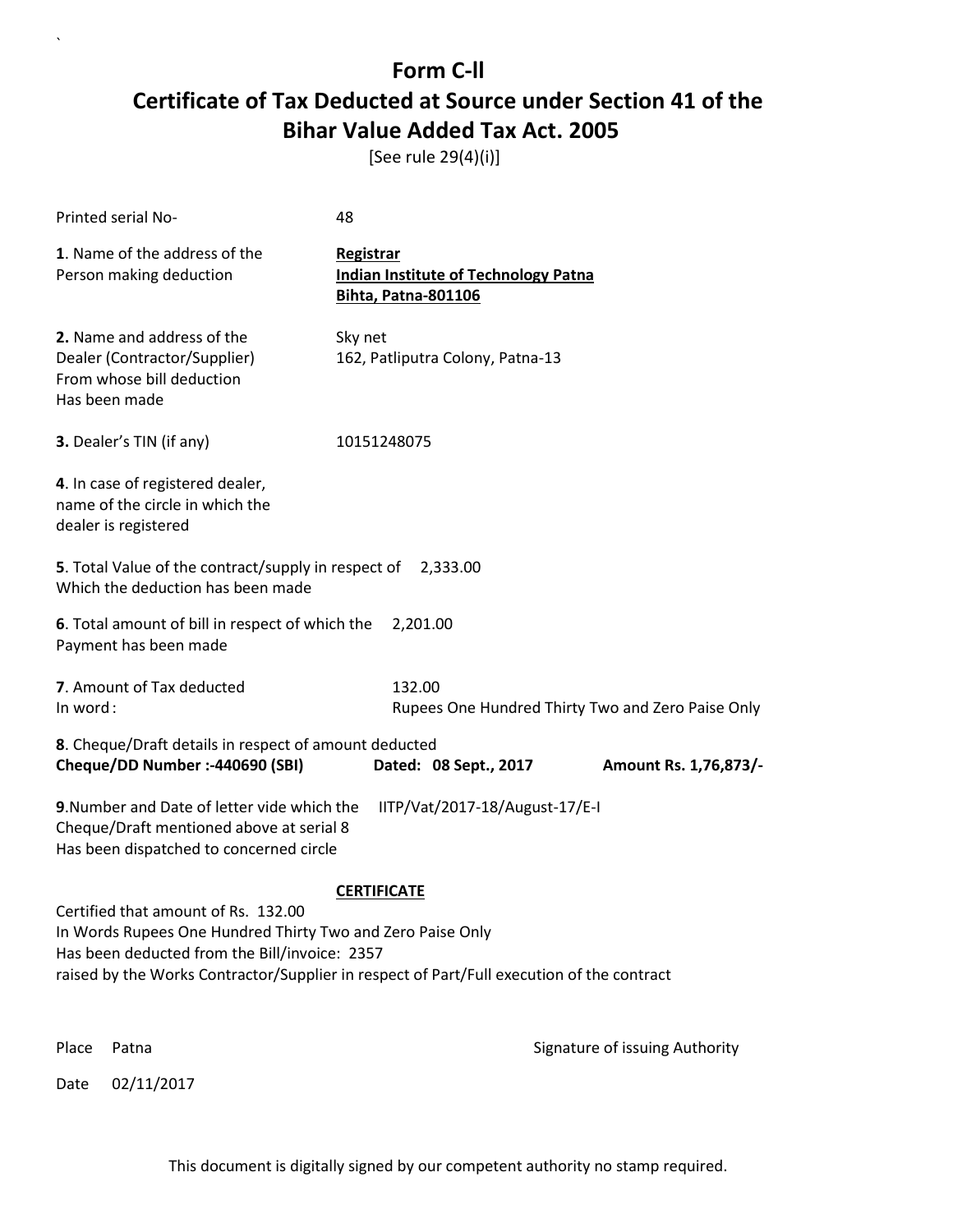# Form C-ll

# Certificate of Tax Deducted at Source under Section 41 of the Bihar Value Added Tax Act. 2005

[See rule 29(4)(i)]

Printed serial No- 48

**1**. Name of the address of the Person making deduction

**Registrar**
**Indian Institute of Technology Patna**
**Bihta, Patna-801106**

**2.** Name and address of the Dealer (Contractor/Supplier) From whose bill deduction Has been made

Sky net
162, Patliputra Colony, Patna-13

**3.** Dealer's TIN (if any) 10151248075

**4**. In case of registered dealer, name of the circle in which the dealer is registered

**5**. Total Value of the contract/supply in respect of Which the deduction has been made 2,333.00

**6**. Total amount of bill in respect of which the Payment has been made 2,201.00

**7**. Amount of Tax deducted 132.00
In word : Rupees One Hundred Thirty Two and Zero Paise Only

**8**. Cheque/Draft details in respect of amount deducted
**Cheque/DD Number :-440690 (SBI)** **Dated: 08 Sept., 2017** **Amount Rs. 1,76,873/-**

**9**.Number and Date of letter vide which the Cheque/Draft mentioned above at serial 8 Has been dispatched to concerned circle IITP/Vat/2017-18/August-17/E-I

**CERTIFICATE**

Certified that amount of Rs. 132.00
In Words Rupees One Hundred Thirty Two and Zero Paise Only
Has been deducted from the Bill/invoice: 2357
raised by the Works Contractor/Supplier in respect of Part/Full execution of the contract

Place Patna

Signature of issuing Authority

Date 02/11/2017

This document is digitally signed by our competent authority no stamp required.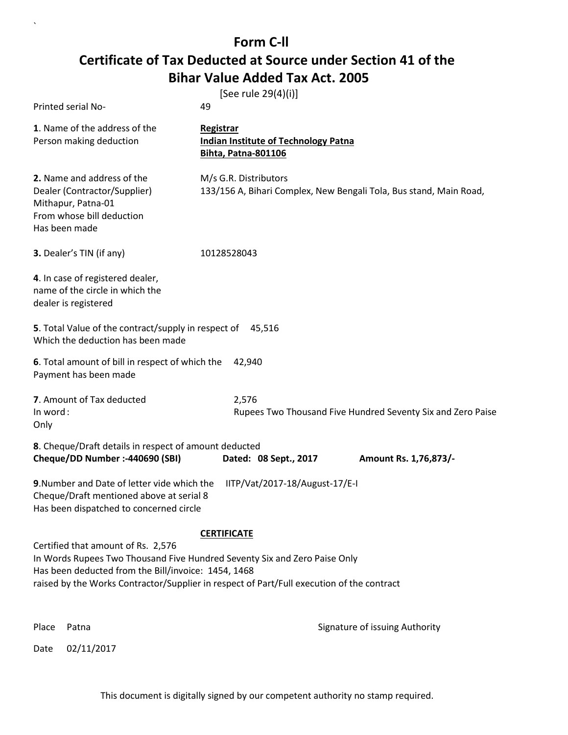# Form C-ll

## Certificate of Tax Deducted at Source under Section 41 of the Bihar Value Added Tax Act. 2005

[See rule 29(4)(i)]

Printed serial No- 49

**1**. Name of the address of the Person making deduction

**Registrar**
**Indian Institute of Technology Patna**
**Bihta, Patna-801106**

**2.** Name and address of the Dealer (Contractor/Supplier) From whose bill deduction Has been made

M/s G.R. Distributors
133/156 A, Bihari Complex, New Bengali Tola, Bus stand, Main Road, Mithapur, Patna-01

**3.** Dealer's TIN (if any) 10128528043

**4**. In case of registered dealer, name of the circle in which the dealer is registered

**5**. Total Value of the contract/supply in respect of Which the deduction has been made 45,516

**6**. Total amount of bill in respect of which the Payment has been made 42,940

**7**. Amount of Tax deducted 2,576
In word : Rupees Two Thousand Five Hundred Seventy Six and Zero Paise Only

**8**. Cheque/Draft details in respect of amount deducted
**Cheque/DD Number :-440690 (SBI)** **Dated: 08 Sept., 2017** **Amount Rs. 1,76,873/-**

**9**.Number and Date of letter vide which the Cheque/Draft mentioned above at serial 8 Has been dispatched to concerned circle IITP/Vat/2017-18/August-17/E-I

**CERTIFICATE**

Certified that amount of Rs. 2,576
In Words Rupees Two Thousand Five Hundred Seventy Six and Zero Paise Only
Has been deducted from the Bill/invoice: 1454, 1468
raised by the Works Contractor/Supplier in respect of Part/Full execution of the contract

Place Patna

Signature of issuing Authority

Date 02/11/2017

This document is digitally signed by our competent authority no stamp required.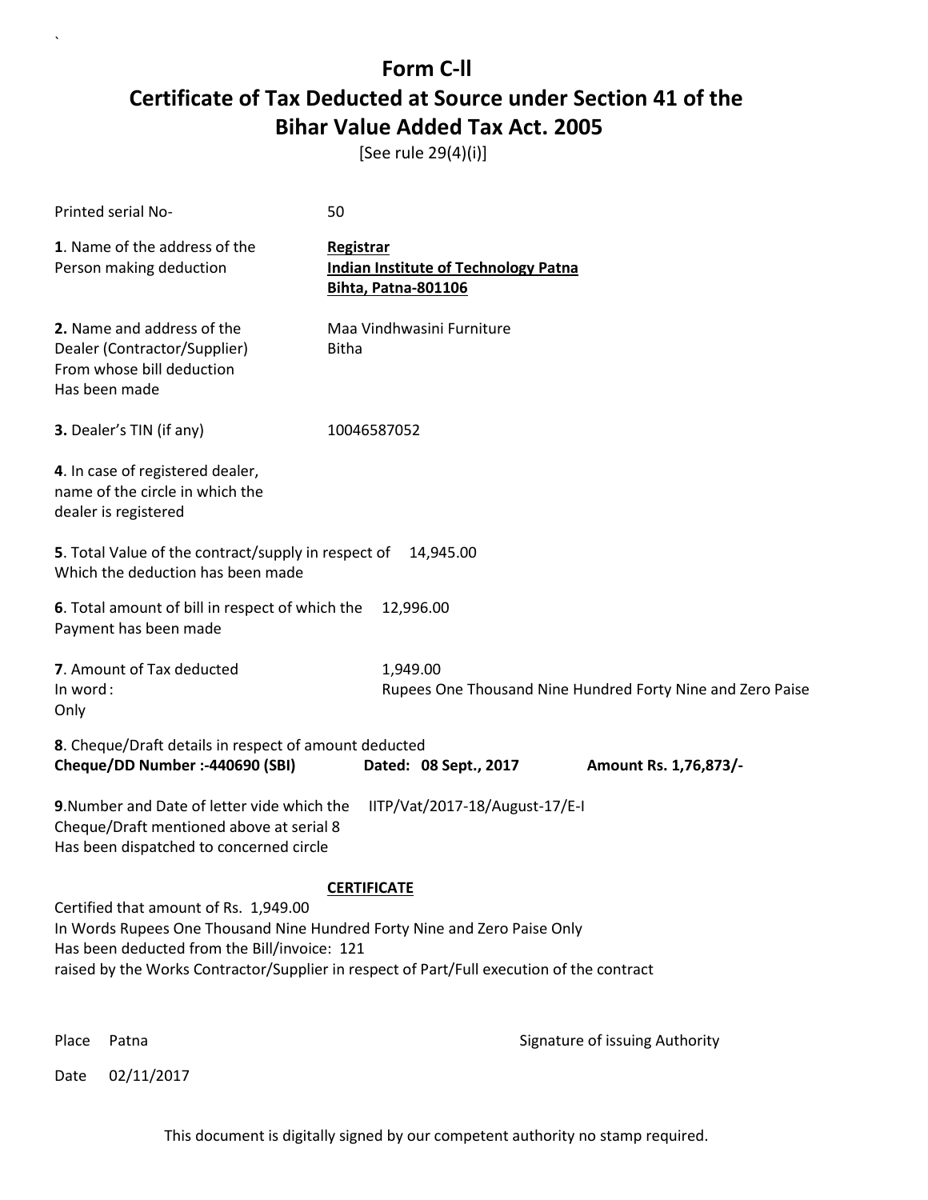# Form C-ll

# Certificate of Tax Deducted at Source under Section 41 of the Bihar Value Added Tax Act. 2005

[See rule 29(4)(i)]

Printed serial No- 50

**1**. Name of the address of the Person making deduction

**Registrar**
**Indian Institute of Technology Patna**
**Bihta, Patna-801106**

**2.** Name and address of the Dealer (Contractor/Supplier) From whose bill deduction Has been made

Maa Vindhwasini Furniture
Bitha

**3.** Dealer's TIN (if any) 10046587052

**4**. In case of registered dealer, name of the circle in which the dealer is registered

**5**. Total Value of the contract/supply in respect of Which the deduction has been made 14,945.00

**6**. Total amount of bill in respect of which the Payment has been made 12,996.00

**7**. Amount of Tax deducted 1,949.00
In word : Rupees One Thousand Nine Hundred Forty Nine and Zero Paise
Only

**8**. Cheque/Draft details in respect of amount deducted
**Cheque/DD Number :-440690 (SBI)** **Dated: 08 Sept., 2017** **Amount Rs. 1,76,873/-**

**9**.Number and Date of letter vide which the Cheque/Draft mentioned above at serial 8 Has been dispatched to concerned circle IITP/Vat/2017-18/August-17/E-I

**CERTIFICATE**

Certified that amount of Rs. 1,949.00
In Words Rupees One Thousand Nine Hundred Forty Nine and Zero Paise Only
Has been deducted from the Bill/invoice: 121
raised by the Works Contractor/Supplier in respect of Part/Full execution of the contract

Place Patna

Signature of issuing Authority

Date 02/11/2017

This document is digitally signed by our competent authority no stamp required.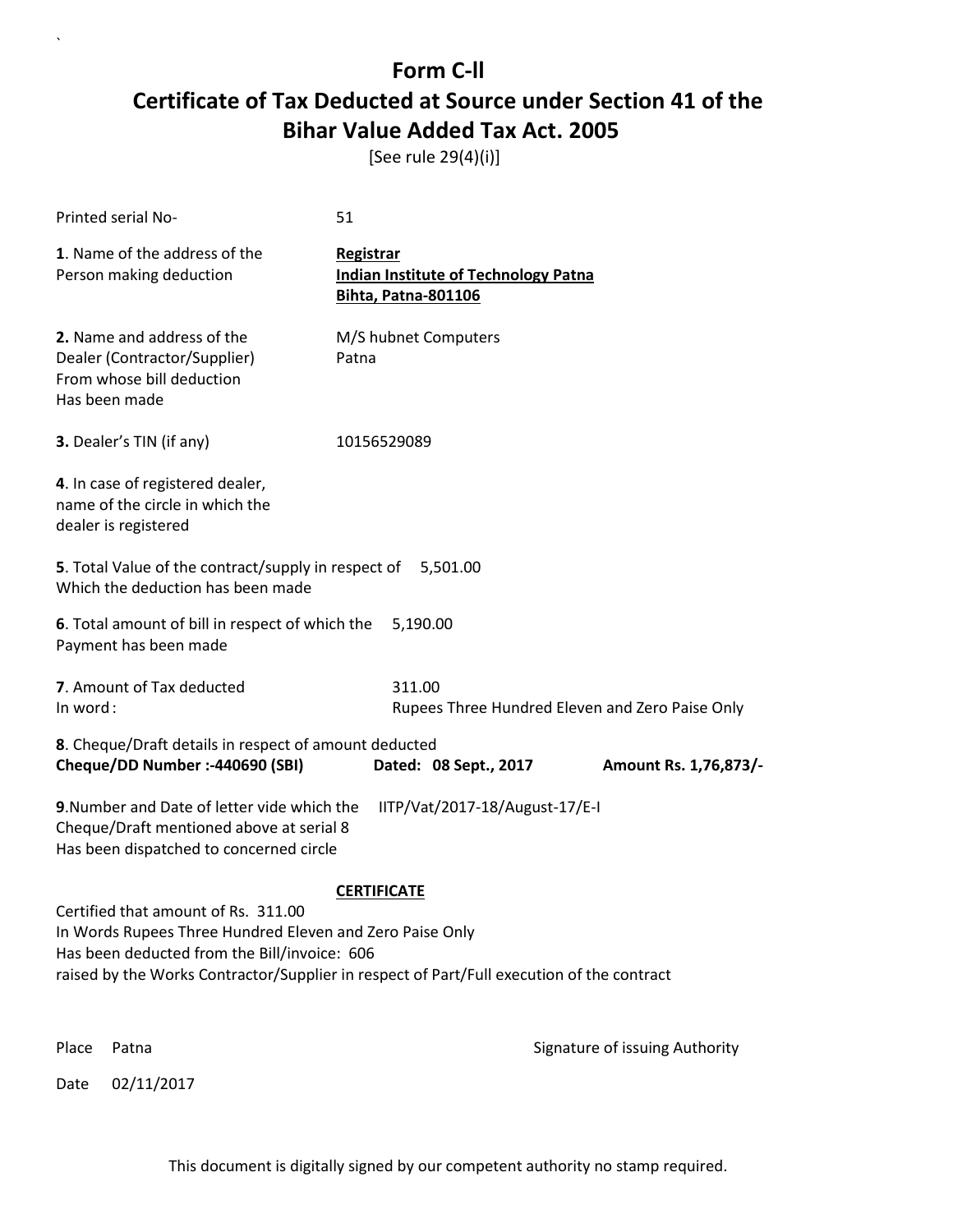# Form C-ll

# Certificate of Tax Deducted at Source under Section 41 of the Bihar Value Added Tax Act. 2005

[See rule 29(4)(i)]

Printed serial No- 51

**1**. Name of the address of the Person making deduction

**Registrar**
**Indian Institute of Technology Patna**
**Bihta, Patna-801106**

**2.** Name and address of the Dealer (Contractor/Supplier) From whose bill deduction Has been made

M/S hubnet Computers
Patna

**3.** Dealer's TIN (if any) 10156529089

**4**. In case of registered dealer, name of the circle in which the dealer is registered

**5**. Total Value of the contract/supply in respect of Which the deduction has been made 5,501.00

**6**. Total amount of bill in respect of which the Payment has been made 5,190.00

**7**. Amount of Tax deducted 311.00
In word : Rupees Three Hundred Eleven and Zero Paise Only

**8**. Cheque/Draft details in respect of amount deducted
**Cheque/DD Number :-440690 (SBI)** **Dated: 08 Sept., 2017** **Amount Rs. 1,76,873/-**

**9**.Number and Date of letter vide which the Cheque/Draft mentioned above at serial 8 Has been dispatched to concerned circle IITP/Vat/2017-18/August-17/E-I

**CERTIFICATE**

Certified that amount of Rs. 311.00
In Words Rupees Three Hundred Eleven and Zero Paise Only
Has been deducted from the Bill/invoice: 606
raised by the Works Contractor/Supplier in respect of Part/Full execution of the contract

Place Patna

Signature of issuing Authority

Date 02/11/2017

This document is digitally signed by our competent authority no stamp required.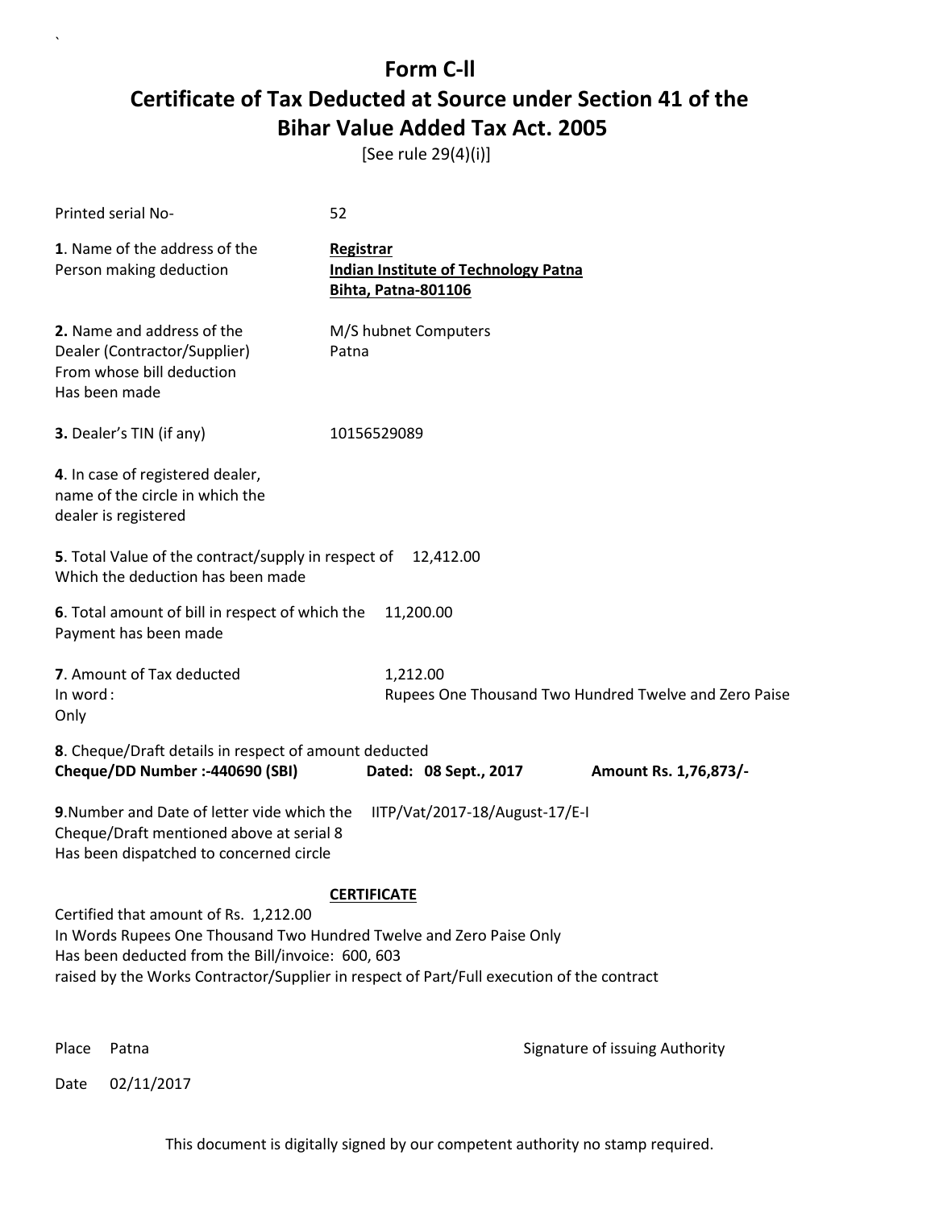# Form C-ll
# Certificate of Tax Deducted at Source under Section 41 of the Bihar Value Added Tax Act. 2005

[See rule 29(4)(i)]

Printed serial No- 52

**1**. Name of the address of the Person making deduction

**Registrar**
**Indian Institute of Technology Patna**
**Bihta, Patna-801106**

**2.** Name and address of the Dealer (Contractor/Supplier) From whose bill deduction Has been made

M/S hubnet Computers
Patna

**3.** Dealer's TIN (if any) 10156529089

**4**. In case of registered dealer, name of the circle in which the dealer is registered

**5**. Total Value of the contract/supply in respect of Which the deduction has been made 12,412.00

**6**. Total amount of bill in respect of which the Payment has been made 11,200.00

**7**. Amount of Tax deducted 1,212.00
In word : Rupees One Thousand Two Hundred Twelve and Zero Paise Only

**8**. Cheque/Draft details in respect of amount deducted
**Cheque/DD Number :-440690 (SBI)** **Dated: 08 Sept., 2017** **Amount Rs. 1,76,873/-**

**9**.Number and Date of letter vide which the Cheque/Draft mentioned above at serial 8 Has been dispatched to concerned circle IITP/Vat/2017-18/August-17/E-I

**CERTIFICATE**

Certified that amount of Rs. 1,212.00
In Words Rupees One Thousand Two Hundred Twelve and Zero Paise Only
Has been deducted from the Bill/invoice: 600, 603
raised by the Works Contractor/Supplier in respect of Part/Full execution of the contract

Place Patna

Signature of issuing Authority

Date 02/11/2017

This document is digitally signed by our competent authority no stamp required.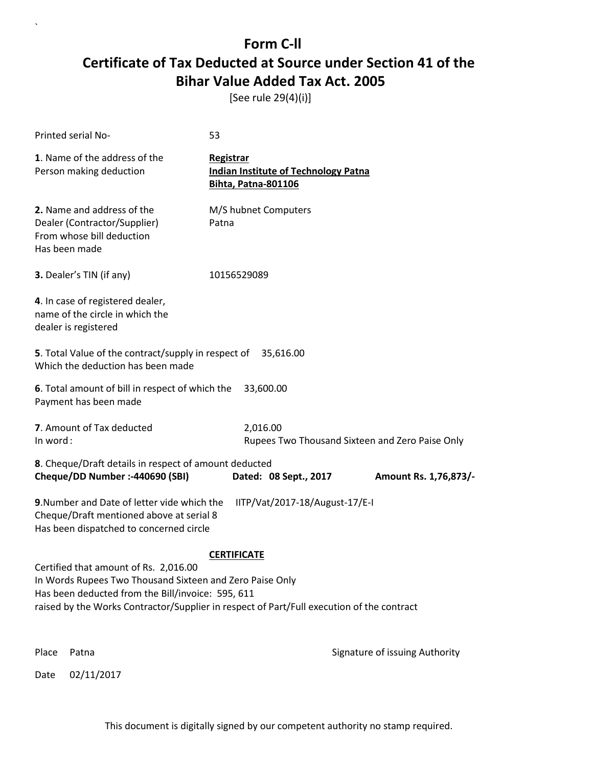# Form C-ll

## Certificate of Tax Deducted at Source under Section 41 of the Bihar Value Added Tax Act. 2005

[See rule 29(4)(i)]

Printed serial No- 53

**1**. Name of the address of the Person making deduction

**Registrar**
**Indian Institute of Technology Patna**
**Bihta, Patna-801106**

**2.** Name and address of the Dealer (Contractor/Supplier) From whose bill deduction Has been made

M/S hubnet Computers
Patna

**3.** Dealer's TIN (if any) 10156529089

**4**. In case of registered dealer, name of the circle in which the dealer is registered

**5**. Total Value of the contract/supply in respect of Which the deduction has been made 35,616.00

**6**. Total amount of bill in respect of which the Payment has been made 33,600.00

**7**. Amount of Tax deducted 2,016.00
In word : Rupees Two Thousand Sixteen and Zero Paise Only

**8**. Cheque/Draft details in respect of amount deducted
**Cheque/DD Number :-440690 (SBI)** **Dated: 08 Sept., 2017** **Amount Rs. 1,76,873/-**

**9**.Number and Date of letter vide which the Cheque/Draft mentioned above at serial 8 Has been dispatched to concerned circle IITP/Vat/2017-18/August-17/E-I

**CERTIFICATE**

Certified that amount of Rs. 2,016.00
In Words Rupees Two Thousand Sixteen and Zero Paise Only
Has been deducted from the Bill/invoice: 595, 611
raised by the Works Contractor/Supplier in respect of Part/Full execution of the contract

Place Patna

Signature of issuing Authority

Date 02/11/2017

This document is digitally signed by our competent authority no stamp required.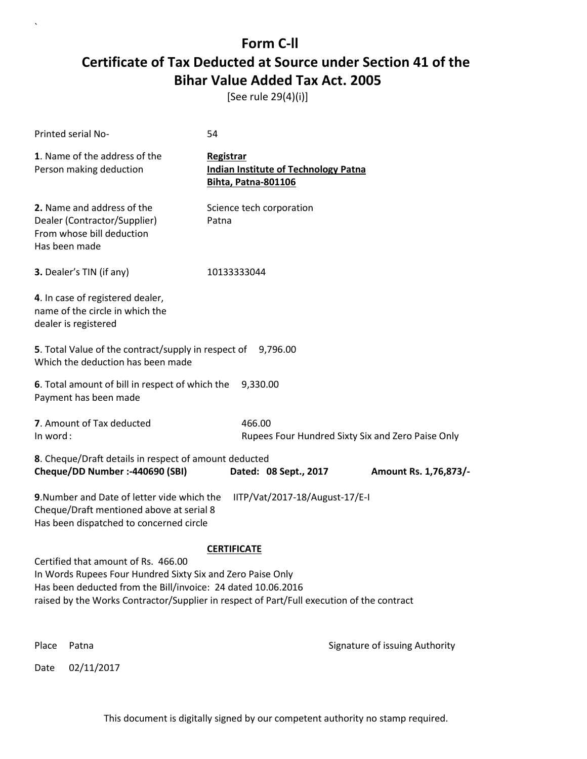# Form C-ll

# Certificate of Tax Deducted at Source under Section 41 of the Bihar Value Added Tax Act. 2005

[See rule 29(4)(i)]

Printed serial No- 54

**1**. Name of the address of the Person making deduction

**Registrar**
**Indian Institute of Technology Patna**
**Bihta, Patna-801106**

**2.** Name and address of the Dealer (Contractor/Supplier) From whose bill deduction Has been made

Science tech corporation
Patna

**3.** Dealer's TIN (if any) 10133333044

**4**. In case of registered dealer, name of the circle in which the dealer is registered

**5**. Total Value of the contract/supply in respect of Which the deduction has been made 9,796.00

**6**. Total amount of bill in respect of which the Payment has been made 9,330.00

**7**. Amount of Tax deducted 466.00
In word : Rupees Four Hundred Sixty Six and Zero Paise Only

**8**. Cheque/Draft details in respect of amount deducted
**Cheque/DD Number :-440690 (SBI)** **Dated: 08 Sept., 2017** **Amount Rs. 1,76,873/-**

**9**.Number and Date of letter vide which the Cheque/Draft mentioned above at serial 8 Has been dispatched to concerned circle IITP/Vat/2017-18/August-17/E-I

**CERTIFICATE**

Certified that amount of Rs. 466.00
In Words Rupees Four Hundred Sixty Six and Zero Paise Only
Has been deducted from the Bill/invoice: 24 dated 10.06.2016
raised by the Works Contractor/Supplier in respect of Part/Full execution of the contract

Place Patna

Signature of issuing Authority

Date 02/11/2017

This document is digitally signed by our competent authority no stamp required.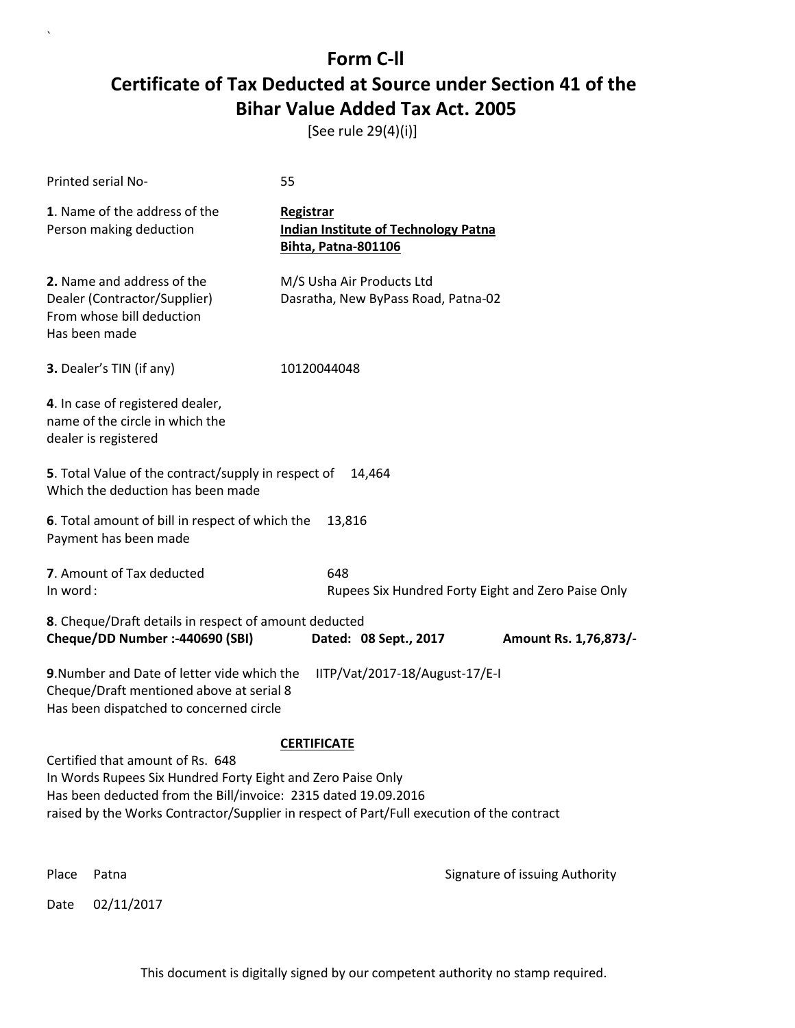# Form C-ll
# Certificate of Tax Deducted at Source under Section 41 of the Bihar Value Added Tax Act. 2005

[See rule 29(4)(i)]

Printed serial No- 55

**1**. Name of the address of the Person making deduction

**Registrar**
**Indian Institute of Technology Patna**
**Bihta, Patna-801106**

**2.** Name and address of the Dealer (Contractor/Supplier) From whose bill deduction Has been made

M/S Usha Air Products Ltd
Dasratha, New ByPass Road, Patna-02

**3.** Dealer's TIN (if any) 10120044048

**4**. In case of registered dealer, name of the circle in which the dealer is registered

**5**. Total Value of the contract/supply in respect of Which the deduction has been made 14,464

**6**. Total amount of bill in respect of which the Payment has been made 13,816

**7**. Amount of Tax deducted 648
In word: Rupees Six Hundred Forty Eight and Zero Paise Only

**8**. Cheque/Draft details in respect of amount deducted
**Cheque/DD Number :-440690 (SBI)** **Dated: 08 Sept., 2017** **Amount Rs. 1,76,873/-**

**9**.Number and Date of letter vide which the Cheque/Draft mentioned above at serial 8 Has been dispatched to concerned circle IITP/Vat/2017-18/August-17/E-I

**CERTIFICATE**

Certified that amount of Rs. 648
In Words Rupees Six Hundred Forty Eight and Zero Paise Only
Has been deducted from the Bill/invoice: 2315 dated 19.09.2016
raised by the Works Contractor/Supplier in respect of Part/Full execution of the contract

Place Patna

Signature of issuing Authority

Date 02/11/2017

This document is digitally signed by our competent authority no stamp required.